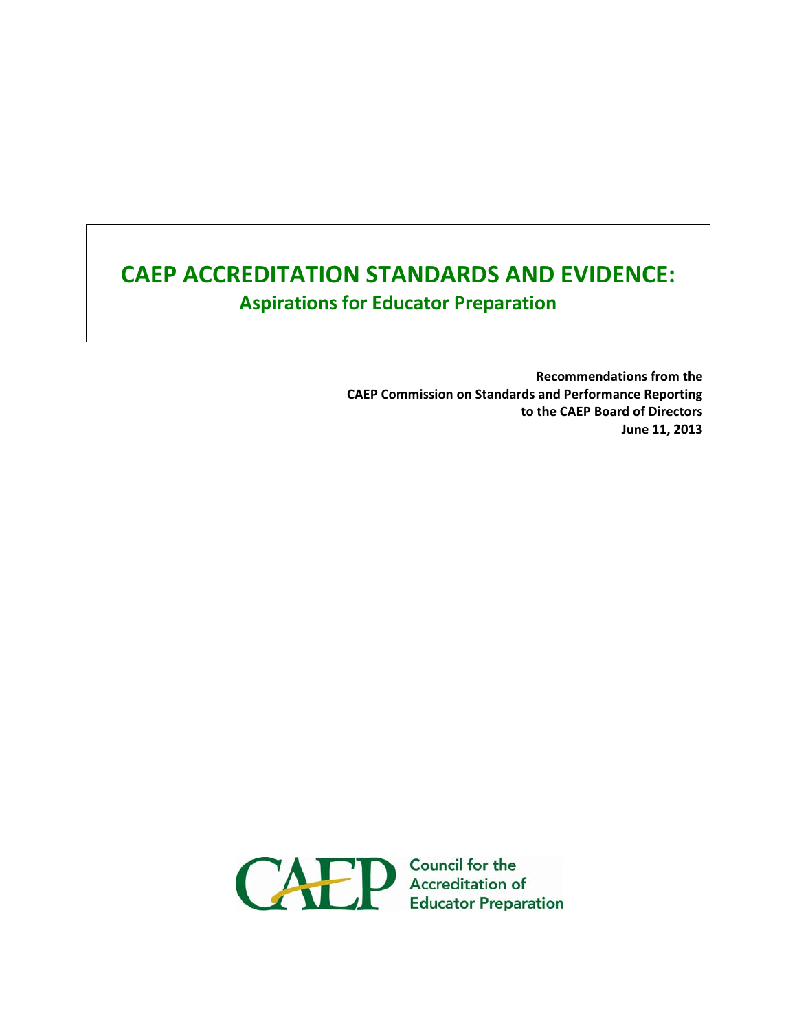# CAEP ACCREDITATION STANDARDS AND EVIDENCE:

## Aspirations for Educator Preparation

**Recommendations from the**
**CAEP Commission on Standards and Performance Reporting**
**to the CAEP Board of Directors**
**June 11, 2013**

CAEP Council for the Accreditation of Educator Preparation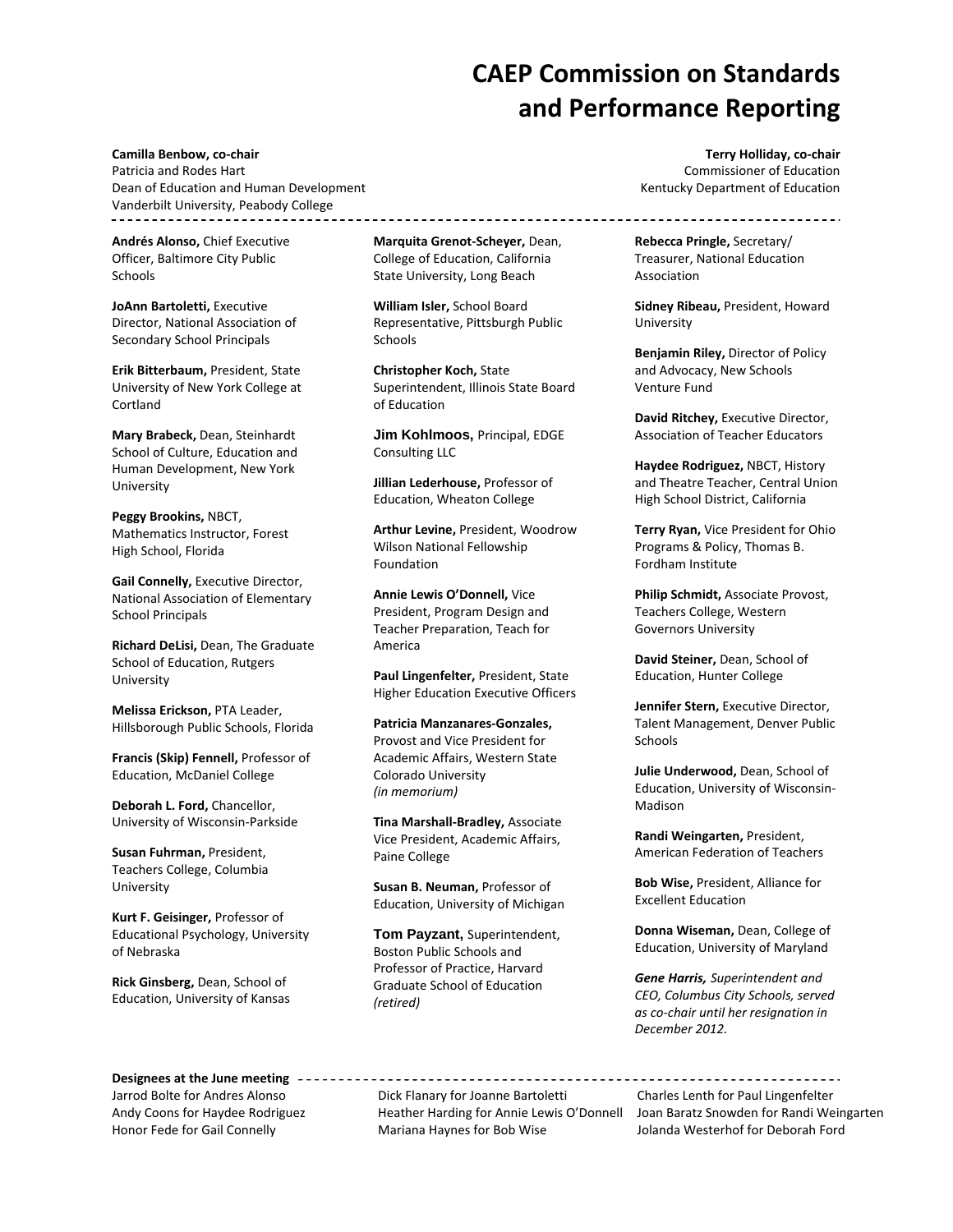# CAEP Commission on Standards and Performance Reporting

**Camilla Benbow, co-chair**
Patricia and Rodes Hart
Dean of Education and Human Development
Vanderbilt University, Peabody College

**Terry Holliday, co-chair**
Commissioner of Education
Kentucky Department of Education

---

**Andrés Alonso,** Chief Executive Officer, Baltimore City Public Schools

**JoAnn Bartoletti,** Executive Director, National Association of Secondary School Principals

**Erik Bitterbaum,** President, State University of New York College at Cortland

**Mary Brabeck,** Dean, Steinhardt School of Culture, Education and Human Development, New York University

**Peggy Brookins,** NBCT, Mathematics Instructor, Forest High School, Florida

**Gail Connelly,** Executive Director, National Association of Elementary School Principals

**Richard DeLisi,** Dean, The Graduate School of Education, Rutgers University

**Melissa Erickson,** PTA Leader, Hillsborough Public Schools, Florida

**Francis (Skip) Fennell,** Professor of Education, McDaniel College

**Deborah L. Ford,** Chancellor, University of Wisconsin-Parkside

**Susan Fuhrman,** President, Teachers College, Columbia University

**Kurt F. Geisinger,** Professor of Educational Psychology, University of Nebraska

**Rick Ginsberg,** Dean, School of Education, University of Kansas

**Marquita Grenot-Scheyer,** Dean, College of Education, California State University, Long Beach

**William Isler,** School Board Representative, Pittsburgh Public Schools

**Christopher Koch,** State Superintendent, Illinois State Board of Education

**Jim Kohlmoos,** Principal, EDGE Consulting LLC

**Jillian Lederhouse,** Professor of Education, Wheaton College

**Arthur Levine,** President, Woodrow Wilson National Fellowship Foundation

**Annie Lewis O'Donnell,** Vice President, Program Design and Teacher Preparation, Teach for America

**Paul Lingenfelter,** President, State Higher Education Executive Officers

**Patricia Manzanares-Gonzales,** Provost and Vice President for Academic Affairs, Western State Colorado University *(in memorium)*

**Tina Marshall-Bradley,** Associate Vice President, Academic Affairs, Paine College

**Susan B. Neuman,** Professor of Education, University of Michigan

**Tom Payzant,** Superintendent, Boston Public Schools and Professor of Practice, Harvard Graduate School of Education *(retired)*

**Rebecca Pringle,** Secretary/ Treasurer, National Education Association

**Sidney Ribeau,** President, Howard University

**Benjamin Riley,** Director of Policy and Advocacy, New Schools Venture Fund

**David Ritchey,** Executive Director, Association of Teacher Educators

**Haydee Rodriguez,** NBCT, History and Theatre Teacher, Central Union High School District, California

**Terry Ryan,** Vice President for Ohio Programs & Policy, Thomas B. Fordham Institute

**Philip Schmidt,** Associate Provost, Teachers College, Western Governors University

**David Steiner,** Dean, School of Education, Hunter College

**Jennifer Stern,** Executive Director, Talent Management, Denver Public Schools

**Julie Underwood,** Dean, School of Education, University of Wisconsin-Madison

**Randi Weingarten,** President, American Federation of Teachers

**Bob Wise,** President, Alliance for Excellent Education

**Donna Wiseman,** Dean, College of Education, University of Maryland

***Gene Harris,*** *Superintendent and CEO, Columbus City Schools, served as co-chair until her resignation in December 2012.*

**Designees at the June meeting**

Jarrod Bolte for Andres Alonso
Andy Coons for Haydee Rodriguez
Honor Fede for Gail Connelly
Dick Flanary for Joanne Bartoletti
Heather Harding for Annie Lewis O'Donnell
Mariana Haynes for Bob Wise
Charles Lenth for Paul Lingenfelter
Joan Baratz Snowden for Randi Weingarten
Jolanda Westerhof for Deborah Ford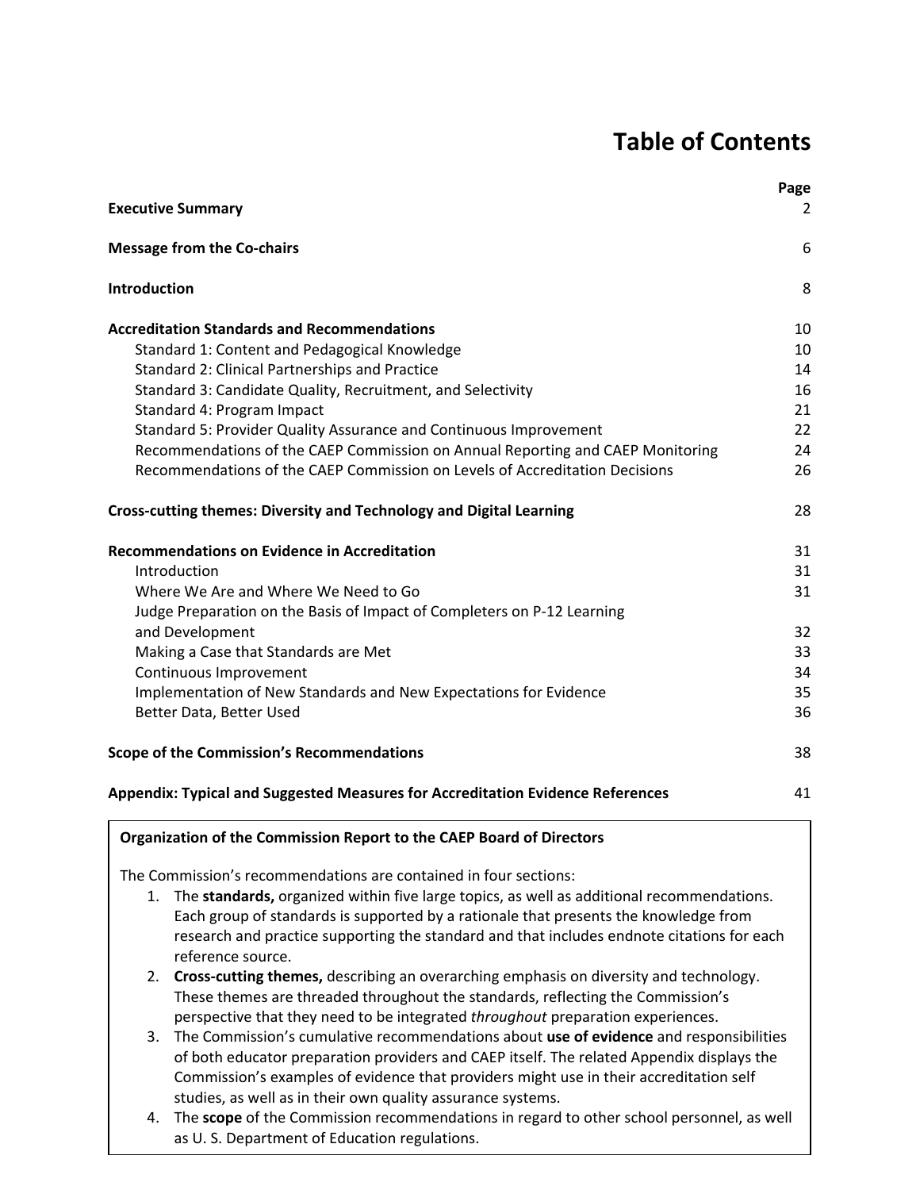# Table of Contents

| | Page |
|---|---|
| **Executive Summary** | 2 |
| **Message from the Co-chairs** | 6 |
| **Introduction** | 8 |
| **Accreditation Standards and Recommendations** | 10 |
| Standard 1: Content and Pedagogical Knowledge | 10 |
| Standard 2: Clinical Partnerships and Practice | 14 |
| Standard 3: Candidate Quality, Recruitment, and Selectivity | 16 |
| Standard 4: Program Impact | 21 |
| Standard 5: Provider Quality Assurance and Continuous Improvement | 22 |
| Recommendations of the CAEP Commission on Annual Reporting and CAEP Monitoring | 24 |
| Recommendations of the CAEP Commission on Levels of Accreditation Decisions | 26 |
| **Cross-cutting themes: Diversity and Technology and Digital Learning** | 28 |
| **Recommendations on Evidence in Accreditation** | 31 |
| Introduction | 31 |
| Where We Are and Where We Need to Go | 31 |
| Judge Preparation on the Basis of Impact of Completers on P-12 Learning and Development | 32 |
| Making a Case that Standards are Met | 33 |
| Continuous Improvement | 34 |
| Implementation of New Standards and New Expectations for Evidence | 35 |
| Better Data, Better Used | 36 |
| **Scope of the Commission's Recommendations** | 38 |
| **Appendix: Typical and Suggested Measures for Accreditation Evidence References** | 41 |

**Organization of the Commission Report to the CAEP Board of Directors**

The Commission's recommendations are contained in four sections:

1. The **standards,** organized within five large topics, as well as additional recommendations. Each group of standards is supported by a rationale that presents the knowledge from research and practice supporting the standard and that includes endnote citations for each reference source.
2. **Cross-cutting themes,** describing an overarching emphasis on diversity and technology. These themes are threaded throughout the standards, reflecting the Commission's perspective that they need to be integrated *throughout* preparation experiences.
3. The Commission's cumulative recommendations about **use of evidence** and responsibilities of both educator preparation providers and CAEP itself. The related Appendix displays the Commission's examples of evidence that providers might use in their accreditation self studies, as well as in their own quality assurance systems.
4. The **scope** of the Commission recommendations in regard to other school personnel, as well as U. S. Department of Education regulations.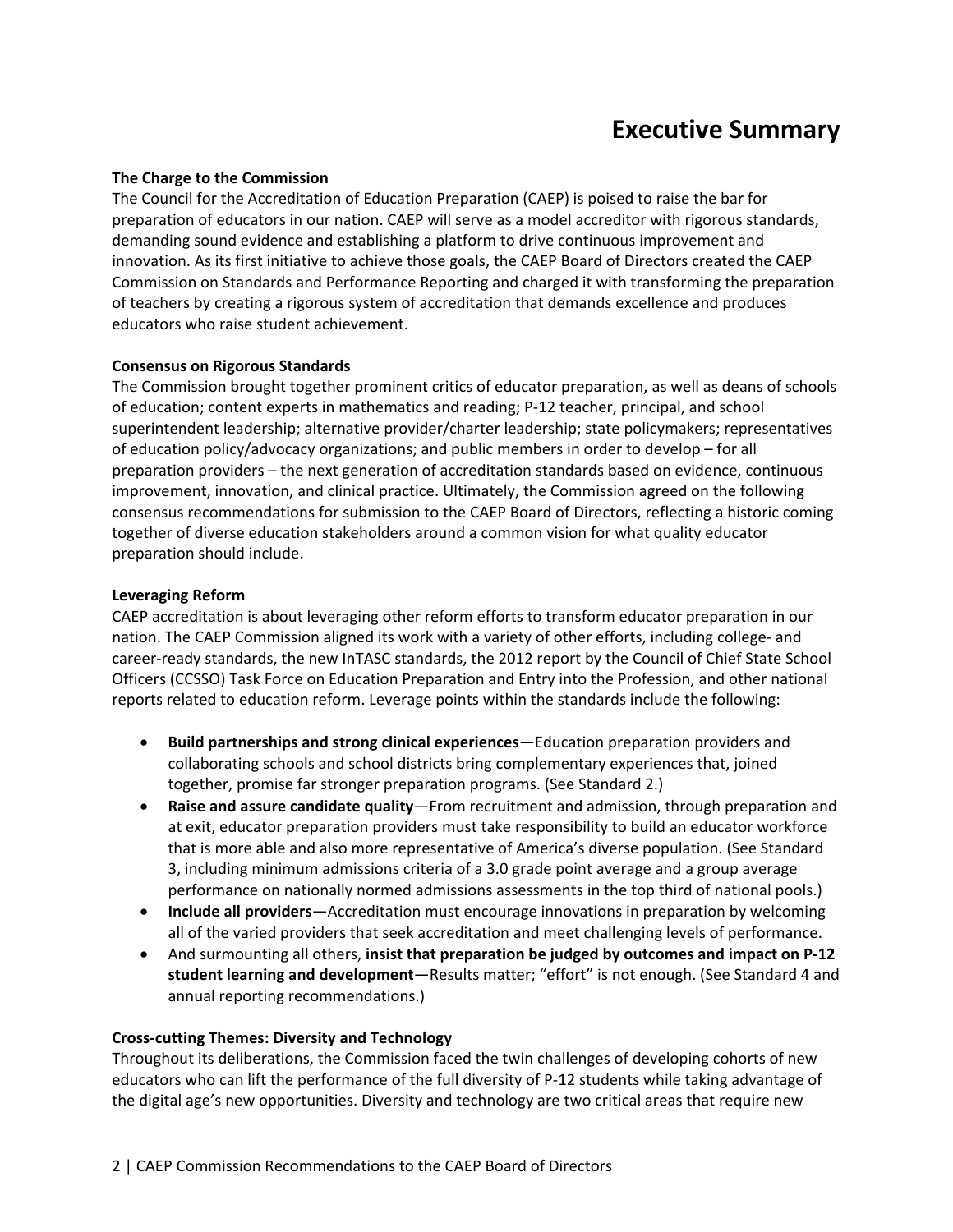# Executive Summary

**The Charge to the Commission**

The Council for the Accreditation of Education Preparation (CAEP) is poised to raise the bar for preparation of educators in our nation. CAEP will serve as a model accreditor with rigorous standards, demanding sound evidence and establishing a platform to drive continuous improvement and innovation. As its first initiative to achieve those goals, the CAEP Board of Directors created the CAEP Commission on Standards and Performance Reporting and charged it with transforming the preparation of teachers by creating a rigorous system of accreditation that demands excellence and produces educators who raise student achievement.

**Consensus on Rigorous Standards**

The Commission brought together prominent critics of educator preparation, as well as deans of schools of education; content experts in mathematics and reading; P-12 teacher, principal, and school superintendent leadership; alternative provider/charter leadership; state policymakers; representatives of education policy/advocacy organizations; and public members in order to develop – for all preparation providers – the next generation of accreditation standards based on evidence, continuous improvement, innovation, and clinical practice. Ultimately, the Commission agreed on the following consensus recommendations for submission to the CAEP Board of Directors, reflecting a historic coming together of diverse education stakeholders around a common vision for what quality educator preparation should include.

**Leveraging Reform**

CAEP accreditation is about leveraging other reform efforts to transform educator preparation in our nation. The CAEP Commission aligned its work with a variety of other efforts, including college- and career-ready standards, the new InTASC standards, the 2012 report by the Council of Chief State School Officers (CCSSO) Task Force on Education Preparation and Entry into the Profession, and other national reports related to education reform. Leverage points within the standards include the following:

- **Build partnerships and strong clinical experiences**—Education preparation providers and collaborating schools and school districts bring complementary experiences that, joined together, promise far stronger preparation programs. (See Standard 2.)
- **Raise and assure candidate quality**—From recruitment and admission, through preparation and at exit, educator preparation providers must take responsibility to build an educator workforce that is more able and also more representative of America's diverse population. (See Standard 3, including minimum admissions criteria of a 3.0 grade point average and a group average performance on nationally normed admissions assessments in the top third of national pools.)
- **Include all providers**—Accreditation must encourage innovations in preparation by welcoming all of the varied providers that seek accreditation and meet challenging levels of performance.
- And surmounting all others, **insist that preparation be judged by outcomes and impact on P-12 student learning and development**—Results matter; "effort" is not enough. (See Standard 4 and annual reporting recommendations.)

**Cross-cutting Themes: Diversity and Technology**

Throughout its deliberations, the Commission faced the twin challenges of developing cohorts of new educators who can lift the performance of the full diversity of P-12 students while taking advantage of the digital age's new opportunities. Diversity and technology are two critical areas that require new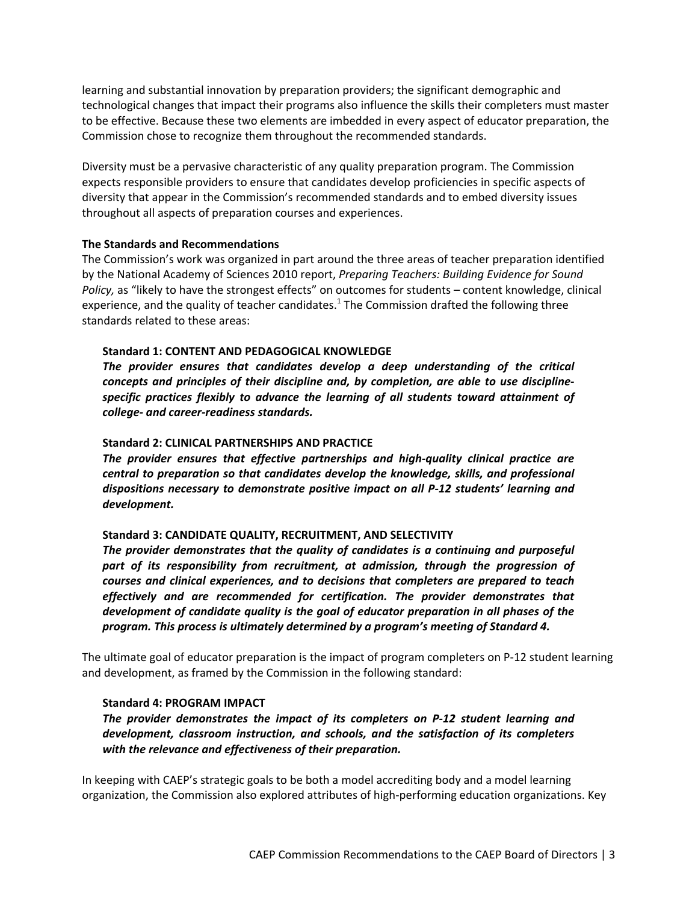learning and substantial innovation by preparation providers; the significant demographic and technological changes that impact their programs also influence the skills their completers must master to be effective. Because these two elements are imbedded in every aspect of educator preparation, the Commission chose to recognize them throughout the recommended standards.

Diversity must be a pervasive characteristic of any quality preparation program. The Commission expects responsible providers to ensure that candidates develop proficiencies in specific aspects of diversity that appear in the Commission's recommended standards and to embed diversity issues throughout all aspects of preparation courses and experiences.

**The Standards and Recommendations**

The Commission's work was organized in part around the three areas of teacher preparation identified by the National Academy of Sciences 2010 report, *Preparing Teachers: Building Evidence for Sound Policy,* as "likely to have the strongest effects" on outcomes for students – content knowledge, clinical experience, and the quality of teacher candidates.[1] The Commission drafted the following three standards related to these areas:

> **Standard 1: CONTENT AND PEDAGOGICAL KNOWLEDGE**
> ***The provider ensures that candidates develop a deep understanding of the critical concepts and principles of their discipline and, by completion, are able to use discipline-specific practices flexibly to advance the learning of all students toward attainment of college- and career-readiness standards.***
>
> **Standard 2: CLINICAL PARTNERSHIPS AND PRACTICE**
> ***The provider ensures that effective partnerships and high-quality clinical practice are central to preparation so that candidates develop the knowledge, skills, and professional dispositions necessary to demonstrate positive impact on all P-12 students' learning and development.***
>
> **Standard 3: CANDIDATE QUALITY, RECRUITMENT, AND SELECTIVITY**
> ***The provider demonstrates that the quality of candidates is a continuing and purposeful part of its responsibility from recruitment, at admission, through the progression of courses and clinical experiences, and to decisions that completers are prepared to teach effectively and are recommended for certification. The provider demonstrates that development of candidate quality is the goal of educator preparation in all phases of the program. This process is ultimately determined by a program's meeting of Standard 4.***

The ultimate goal of educator preparation is the impact of program completers on P-12 student learning and development, as framed by the Commission in the following standard:

> **Standard 4: PROGRAM IMPACT**
> ***The provider demonstrates the impact of its completers on P-12 student learning and development, classroom instruction, and schools, and the satisfaction of its completers with the relevance and effectiveness of their preparation.***

In keeping with CAEP's strategic goals to be both a model accrediting body and a model learning organization, the Commission also explored attributes of high-performing education organizations. Key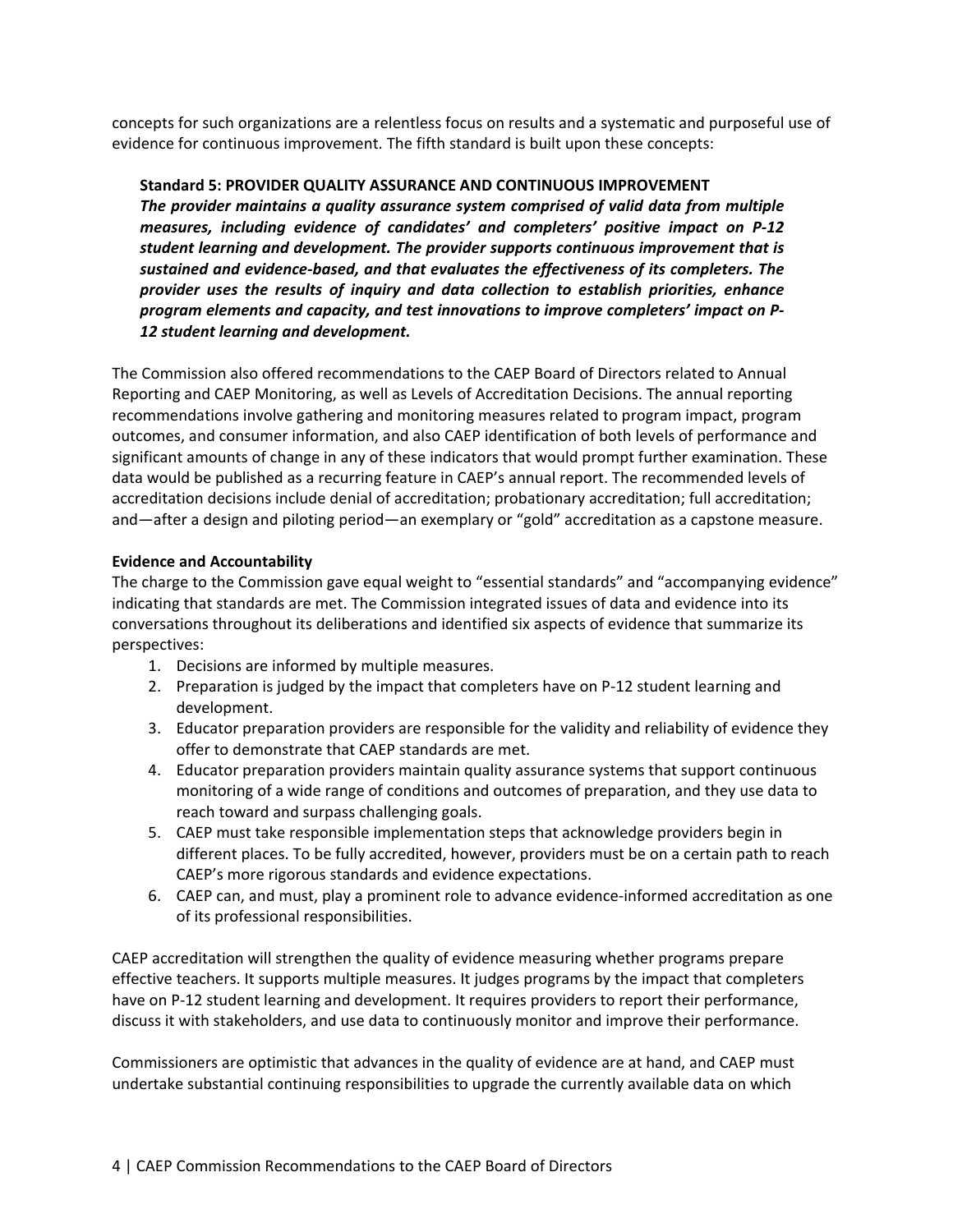concepts for such organizations are a relentless focus on results and a systematic and purposeful use of evidence for continuous improvement. The fifth standard is built upon these concepts:

> **Standard 5: PROVIDER QUALITY ASSURANCE AND CONTINUOUS IMPROVEMENT**
> ***The provider maintains a quality assurance system comprised of valid data from multiple measures, including evidence of candidates' and completers' positive impact on P-12 student learning and development. The provider supports continuous improvement that is sustained and evidence-based, and that evaluates the effectiveness of its completers. The provider uses the results of inquiry and data collection to establish priorities, enhance program elements and capacity, and test innovations to improve completers' impact on P-12 student learning and development.***

The Commission also offered recommendations to the CAEP Board of Directors related to Annual Reporting and CAEP Monitoring, as well as Levels of Accreditation Decisions. The annual reporting recommendations involve gathering and monitoring measures related to program impact, program outcomes, and consumer information, and also CAEP identification of both levels of performance and significant amounts of change in any of these indicators that would prompt further examination. These data would be published as a recurring feature in CAEP's annual report. The recommended levels of accreditation decisions include denial of accreditation; probationary accreditation; full accreditation; and—after a design and piloting period—an exemplary or "gold" accreditation as a capstone measure.

**Evidence and Accountability**

The charge to the Commission gave equal weight to "essential standards" and "accompanying evidence" indicating that standards are met. The Commission integrated issues of data and evidence into its conversations throughout its deliberations and identified six aspects of evidence that summarize its perspectives:

1. Decisions are informed by multiple measures.
2. Preparation is judged by the impact that completers have on P-12 student learning and development.
3. Educator preparation providers are responsible for the validity and reliability of evidence they offer to demonstrate that CAEP standards are met.
4. Educator preparation providers maintain quality assurance systems that support continuous monitoring of a wide range of conditions and outcomes of preparation, and they use data to reach toward and surpass challenging goals.
5. CAEP must take responsible implementation steps that acknowledge providers begin in different places. To be fully accredited, however, providers must be on a certain path to reach CAEP's more rigorous standards and evidence expectations.
6. CAEP can, and must, play a prominent role to advance evidence-informed accreditation as one of its professional responsibilities.

CAEP accreditation will strengthen the quality of evidence measuring whether programs prepare effective teachers. It supports multiple measures. It judges programs by the impact that completers have on P-12 student learning and development. It requires providers to report their performance, discuss it with stakeholders, and use data to continuously monitor and improve their performance.

Commissioners are optimistic that advances in the quality of evidence are at hand, and CAEP must undertake substantial continuing responsibilities to upgrade the currently available data on which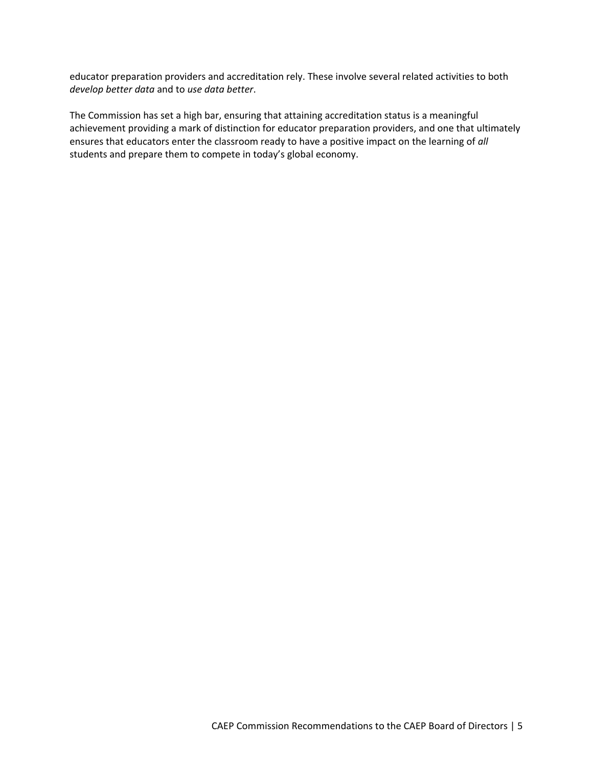educator preparation providers and accreditation rely. These involve several related activities to both *develop better data* and to *use data better*.

The Commission has set a high bar, ensuring that attaining accreditation status is a meaningful achievement providing a mark of distinction for educator preparation providers, and one that ultimately ensures that educators enter the classroom ready to have a positive impact on the learning of *all* students and prepare them to compete in today's global economy.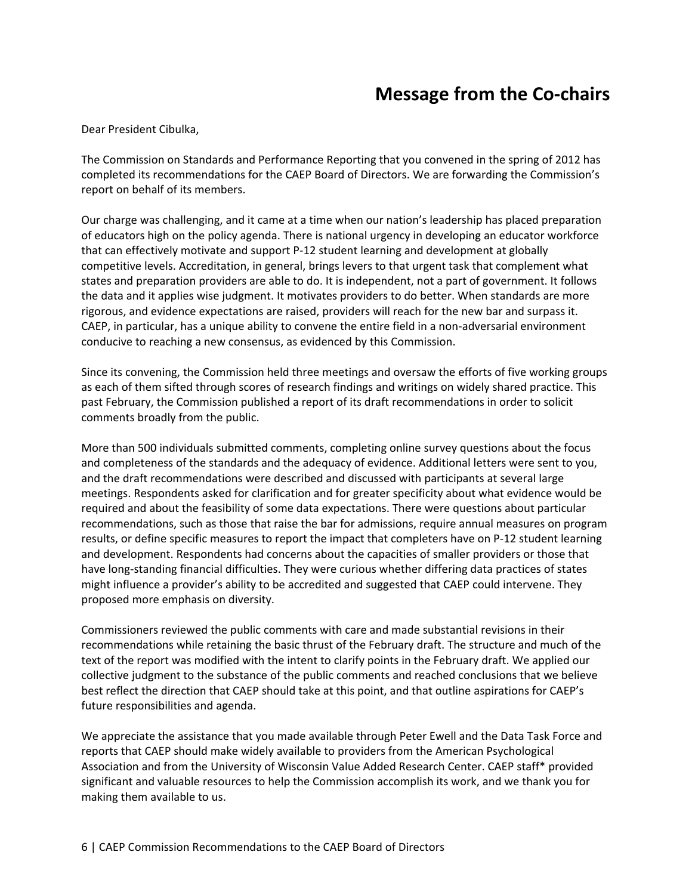# Message from the Co-chairs

Dear President Cibulka,

The Commission on Standards and Performance Reporting that you convened in the spring of 2012 has completed its recommendations for the CAEP Board of Directors. We are forwarding the Commission's report on behalf of its members.

Our charge was challenging, and it came at a time when our nation's leadership has placed preparation of educators high on the policy agenda. There is national urgency in developing an educator workforce that can effectively motivate and support P-12 student learning and development at globally competitive levels. Accreditation, in general, brings levers to that urgent task that complement what states and preparation providers are able to do. It is independent, not a part of government. It follows the data and it applies wise judgment. It motivates providers to do better. When standards are more rigorous, and evidence expectations are raised, providers will reach for the new bar and surpass it. CAEP, in particular, has a unique ability to convene the entire field in a non-adversarial environment conducive to reaching a new consensus, as evidenced by this Commission.

Since its convening, the Commission held three meetings and oversaw the efforts of five working groups as each of them sifted through scores of research findings and writings on widely shared practice. This past February, the Commission published a report of its draft recommendations in order to solicit comments broadly from the public.

More than 500 individuals submitted comments, completing online survey questions about the focus and completeness of the standards and the adequacy of evidence. Additional letters were sent to you, and the draft recommendations were described and discussed with participants at several large meetings. Respondents asked for clarification and for greater specificity about what evidence would be required and about the feasibility of some data expectations. There were questions about particular recommendations, such as those that raise the bar for admissions, require annual measures on program results, or define specific measures to report the impact that completers have on P-12 student learning and development. Respondents had concerns about the capacities of smaller providers or those that have long-standing financial difficulties. They were curious whether differing data practices of states might influence a provider's ability to be accredited and suggested that CAEP could intervene. They proposed more emphasis on diversity.

Commissioners reviewed the public comments with care and made substantial revisions in their recommendations while retaining the basic thrust of the February draft. The structure and much of the text of the report was modified with the intent to clarify points in the February draft. We applied our collective judgment to the substance of the public comments and reached conclusions that we believe best reflect the direction that CAEP should take at this point, and that outline aspirations for CAEP's future responsibilities and agenda.

We appreciate the assistance that you made available through Peter Ewell and the Data Task Force and reports that CAEP should make widely available to providers from the American Psychological Association and from the University of Wisconsin Value Added Research Center. CAEP staff* provided significant and valuable resources to help the Commission accomplish its work, and we thank you for making them available to us.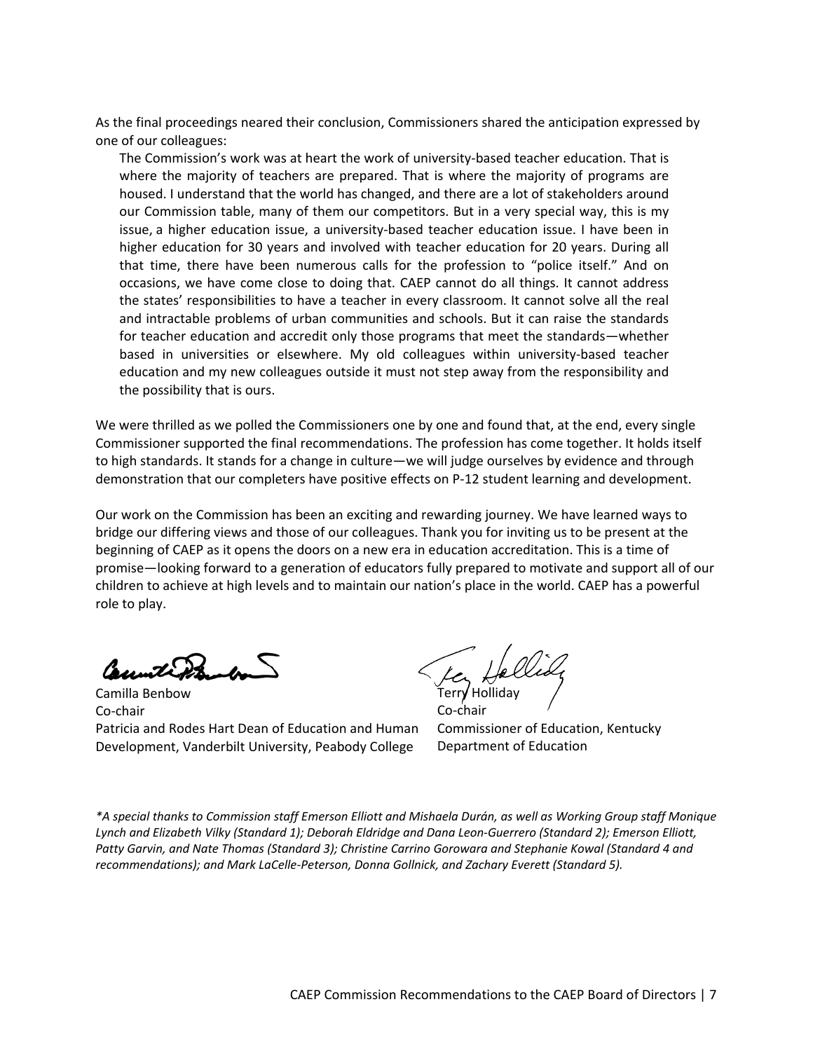As the final proceedings neared their conclusion, Commissioners shared the anticipation expressed by one of our colleagues:

> The Commission's work was at heart the work of university-based teacher education. That is where the majority of teachers are prepared. That is where the majority of programs are housed. I understand that the world has changed, and there are a lot of stakeholders around our Commission table, many of them our competitors. But in a very special way, this is my issue, a higher education issue, a university-based teacher education issue. I have been in higher education for 30 years and involved with teacher education for 20 years. During all that time, there have been numerous calls for the profession to "police itself." And on occasions, we have come close to doing that. CAEP cannot do all things. It cannot address the states' responsibilities to have a teacher in every classroom. It cannot solve all the real and intractable problems of urban communities and schools. But it can raise the standards for teacher education and accredit only those programs that meet the standards—whether based in universities or elsewhere. My old colleagues within university-based teacher education and my new colleagues outside it must not step away from the responsibility and the possibility that is ours.

We were thrilled as we polled the Commissioners one by one and found that, at the end, every single Commissioner supported the final recommendations. The profession has come together. It holds itself to high standards. It stands for a change in culture—we will judge ourselves by evidence and through demonstration that our completers have positive effects on P-12 student learning and development.

Our work on the Commission has been an exciting and rewarding journey. We have learned ways to bridge our differing views and those of our colleagues. Thank you for inviting us to be present at the beginning of CAEP as it opens the doors on a new era in education accreditation. This is a time of promise—looking forward to a generation of educators fully prepared to motivate and support all of our children to achieve at high levels and to maintain our nation's place in the world. CAEP has a powerful role to play.

Camilla Benbow
Co-chair
Patricia and Rodes Hart Dean of Education and Human Development, Vanderbilt University, Peabody College

Terry Holliday
Co-chair
Commissioner of Education, Kentucky Department of Education

*\*A special thanks to Commission staff Emerson Elliott and Mishaela Durán, as well as Working Group staff Monique Lynch and Elizabeth Vilky (Standard 1); Deborah Eldridge and Dana Leon-Guerrero (Standard 2); Emerson Elliott, Patty Garvin, and Nate Thomas (Standard 3); Christine Carrino Gorowara and Stephanie Kowal (Standard 4 and recommendations); and Mark LaCelle-Peterson, Donna Gollnick, and Zachary Everett (Standard 5).*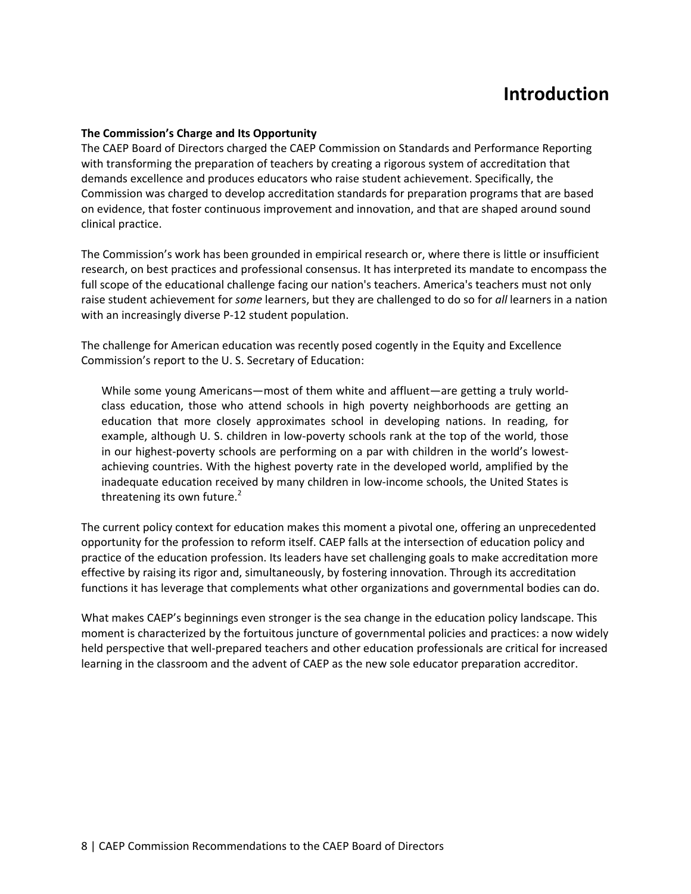# Introduction

**The Commission's Charge and Its Opportunity**

The CAEP Board of Directors charged the CAEP Commission on Standards and Performance Reporting with transforming the preparation of teachers by creating a rigorous system of accreditation that demands excellence and produces educators who raise student achievement. Specifically, the Commission was charged to develop accreditation standards for preparation programs that are based on evidence, that foster continuous improvement and innovation, and that are shaped around sound clinical practice.

The Commission's work has been grounded in empirical research or, where there is little or insufficient research, on best practices and professional consensus. It has interpreted its mandate to encompass the full scope of the educational challenge facing our nation's teachers. America's teachers must not only raise student achievement for *some* learners, but they are challenged to do so for *all* learners in a nation with an increasingly diverse P-12 student population.

The challenge for American education was recently posed cogently in the Equity and Excellence Commission's report to the U. S. Secretary of Education:

> While some young Americans—most of them white and affluent—are getting a truly world-class education, those who attend schools in high poverty neighborhoods are getting an education that more closely approximates school in developing nations. In reading, for example, although U. S. children in low-poverty schools rank at the top of the world, those in our highest-poverty schools are performing on a par with children in the world's lowest-achieving countries. With the highest poverty rate in the developed world, amplified by the inadequate education received by many children in low-income schools, the United States is threatening its own future.[2]

The current policy context for education makes this moment a pivotal one, offering an unprecedented opportunity for the profession to reform itself. CAEP falls at the intersection of education policy and practice of the education profession. Its leaders have set challenging goals to make accreditation more effective by raising its rigor and, simultaneously, by fostering innovation. Through its accreditation functions it has leverage that complements what other organizations and governmental bodies can do.

What makes CAEP's beginnings even stronger is the sea change in the education policy landscape. This moment is characterized by the fortuitous juncture of governmental policies and practices: a now widely held perspective that well-prepared teachers and other education professionals are critical for increased learning in the classroom and the advent of CAEP as the new sole educator preparation accreditor.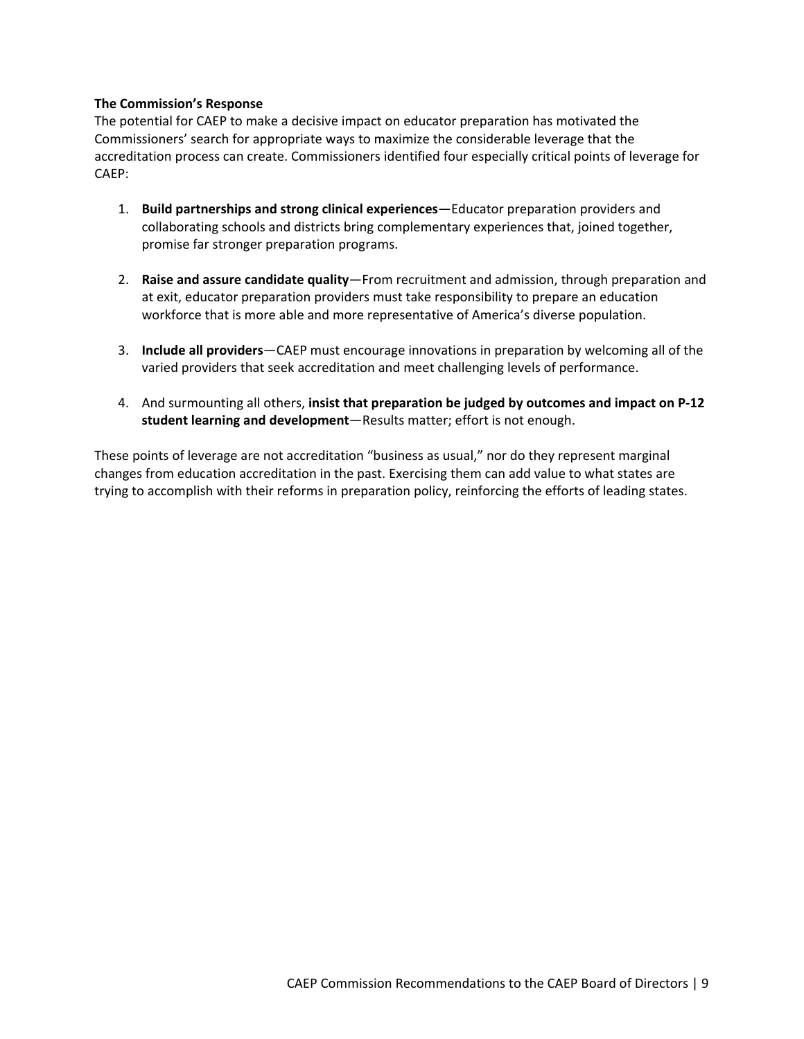**The Commission's Response**

The potential for CAEP to make a decisive impact on educator preparation has motivated the Commissioners' search for appropriate ways to maximize the considerable leverage that the accreditation process can create. Commissioners identified four especially critical points of leverage for CAEP:

1. **Build partnerships and strong clinical experiences**—Educator preparation providers and collaborating schools and districts bring complementary experiences that, joined together, promise far stronger preparation programs.

2. **Raise and assure candidate quality**—From recruitment and admission, through preparation and at exit, educator preparation providers must take responsibility to prepare an education workforce that is more able and more representative of America's diverse population.

3. **Include all providers**—CAEP must encourage innovations in preparation by welcoming all of the varied providers that seek accreditation and meet challenging levels of performance.

4. And surmounting all others, **insist that preparation be judged by outcomes and impact on P-12 student learning and development**—Results matter; effort is not enough.

These points of leverage are not accreditation "business as usual," nor do they represent marginal changes from education accreditation in the past. Exercising them can add value to what states are trying to accomplish with their reforms in preparation policy, reinforcing the efforts of leading states.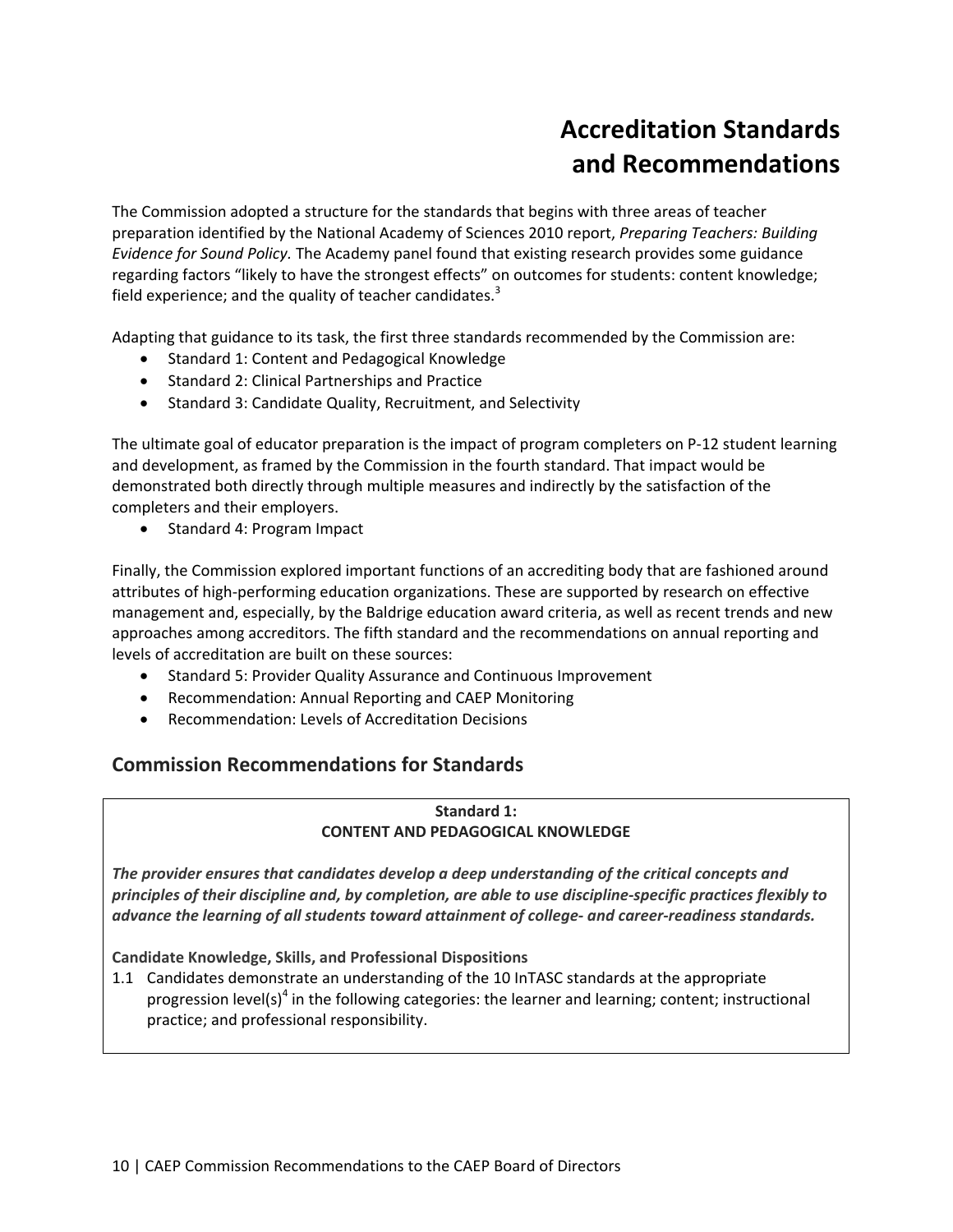# Accreditation Standards and Recommendations

The Commission adopted a structure for the standards that begins with three areas of teacher preparation identified by the National Academy of Sciences 2010 report, *Preparing Teachers: Building Evidence for Sound Policy.* The Academy panel found that existing research provides some guidance regarding factors "likely to have the strongest effects" on outcomes for students: content knowledge; field experience; and the quality of teacher candidates.[3]

Adapting that guidance to its task, the first three standards recommended by the Commission are:

- Standard 1: Content and Pedagogical Knowledge
- Standard 2: Clinical Partnerships and Practice
- Standard 3: Candidate Quality, Recruitment, and Selectivity

The ultimate goal of educator preparation is the impact of program completers on P-12 student learning and development, as framed by the Commission in the fourth standard. That impact would be demonstrated both directly through multiple measures and indirectly by the satisfaction of the completers and their employers.

- Standard 4: Program Impact

Finally, the Commission explored important functions of an accrediting body that are fashioned around attributes of high-performing education organizations. These are supported by research on effective management and, especially, by the Baldrige education award criteria, as well as recent trends and new approaches among accreditors. The fifth standard and the recommendations on annual reporting and levels of accreditation are built on these sources:

- Standard 5: Provider Quality Assurance and Continuous Improvement
- Recommendation: Annual Reporting and CAEP Monitoring
- Recommendation: Levels of Accreditation Decisions

## Commission Recommendations for Standards

**Standard 1:**
**CONTENT AND PEDAGOGICAL KNOWLEDGE**

***The provider ensures that candidates develop a deep understanding of the critical concepts and principles of their discipline and, by completion, are able to use discipline-specific practices flexibly to advance the learning of all students toward attainment of college- and career-readiness standards.***

**Candidate Knowledge, Skills, and Professional Dispositions**

1.1 Candidates demonstrate an understanding of the 10 InTASC standards at the appropriate progression level(s)[4] in the following categories: the learner and learning; content; instructional practice; and professional responsibility.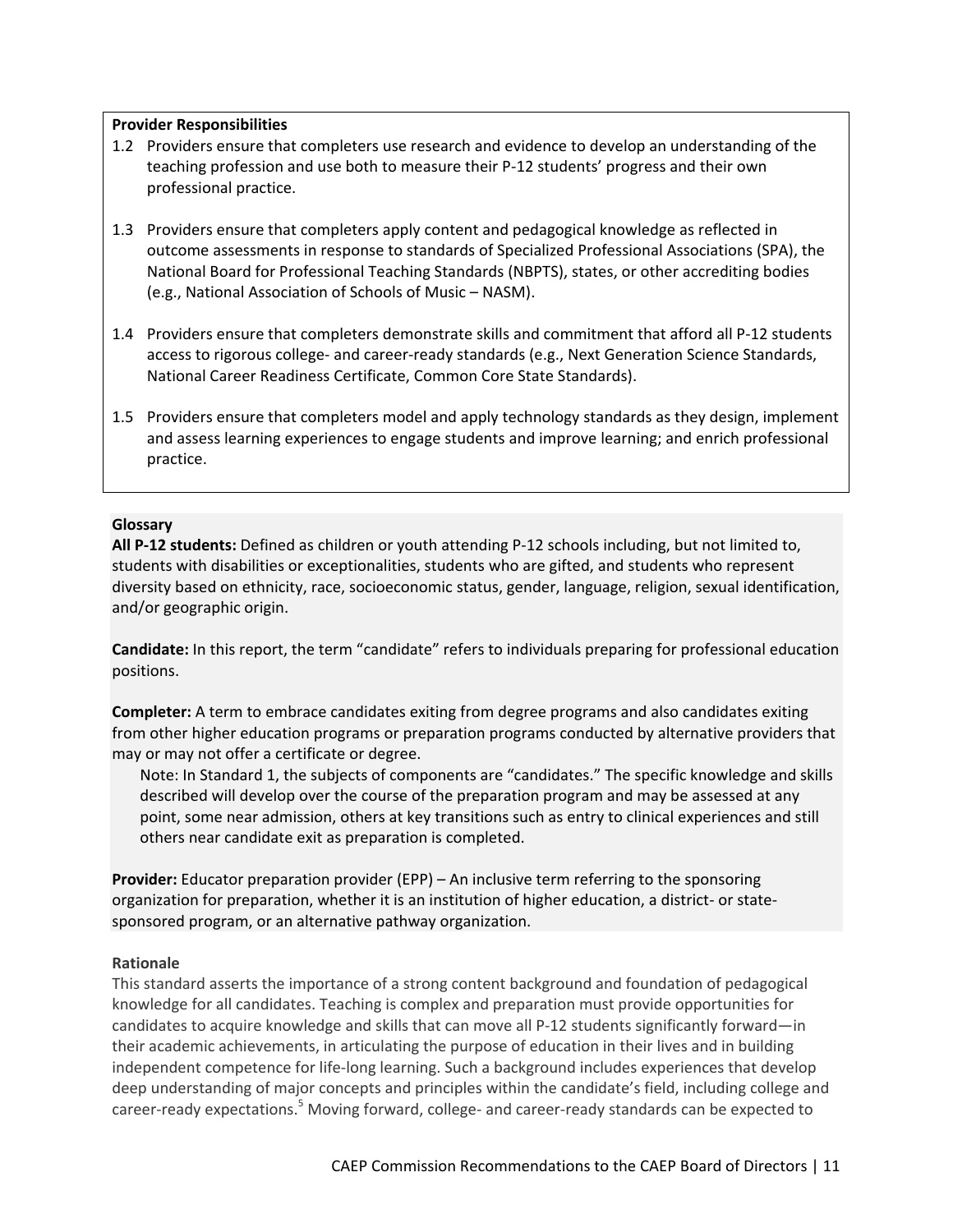**Provider Responsibilities**

1.2 Providers ensure that completers use research and evidence to develop an understanding of the teaching profession and use both to measure their P-12 students' progress and their own professional practice.

1.3 Providers ensure that completers apply content and pedagogical knowledge as reflected in outcome assessments in response to standards of Specialized Professional Associations (SPA), the National Board for Professional Teaching Standards (NBPTS), states, or other accrediting bodies (e.g., National Association of Schools of Music – NASM).

1.4 Providers ensure that completers demonstrate skills and commitment that afford all P-12 students access to rigorous college- and career-ready standards (e.g., Next Generation Science Standards, National Career Readiness Certificate, Common Core State Standards).

1.5 Providers ensure that completers model and apply technology standards as they design, implement and assess learning experiences to engage students and improve learning; and enrich professional practice.

**Glossary**

**All P-12 students:** Defined as children or youth attending P-12 schools including, but not limited to, students with disabilities or exceptionalities, students who are gifted, and students who represent diversity based on ethnicity, race, socioeconomic status, gender, language, religion, sexual identification, and/or geographic origin.

**Candidate:** In this report, the term "candidate" refers to individuals preparing for professional education positions.

**Completer:** A term to embrace candidates exiting from degree programs and also candidates exiting from other higher education programs or preparation programs conducted by alternative providers that may or may not offer a certificate or degree.

> Note: In Standard 1, the subjects of components are "candidates." The specific knowledge and skills described will develop over the course of the preparation program and may be assessed at any point, some near admission, others at key transitions such as entry to clinical experiences and still others near candidate exit as preparation is completed.

**Provider:** Educator preparation provider (EPP) – An inclusive term referring to the sponsoring organization for preparation, whether it is an institution of higher education, a district- or state-sponsored program, or an alternative pathway organization.

**Rationale**

This standard asserts the importance of a strong content background and foundation of pedagogical knowledge for all candidates. Teaching is complex and preparation must provide opportunities for candidates to acquire knowledge and skills that can move all P-12 students significantly forward—in their academic achievements, in articulating the purpose of education in their lives and in building independent competence for life-long learning. Such a background includes experiences that develop deep understanding of major concepts and principles within the candidate's field, including college and career-ready expectations.[5] Moving forward, college- and career-ready standards can be expected to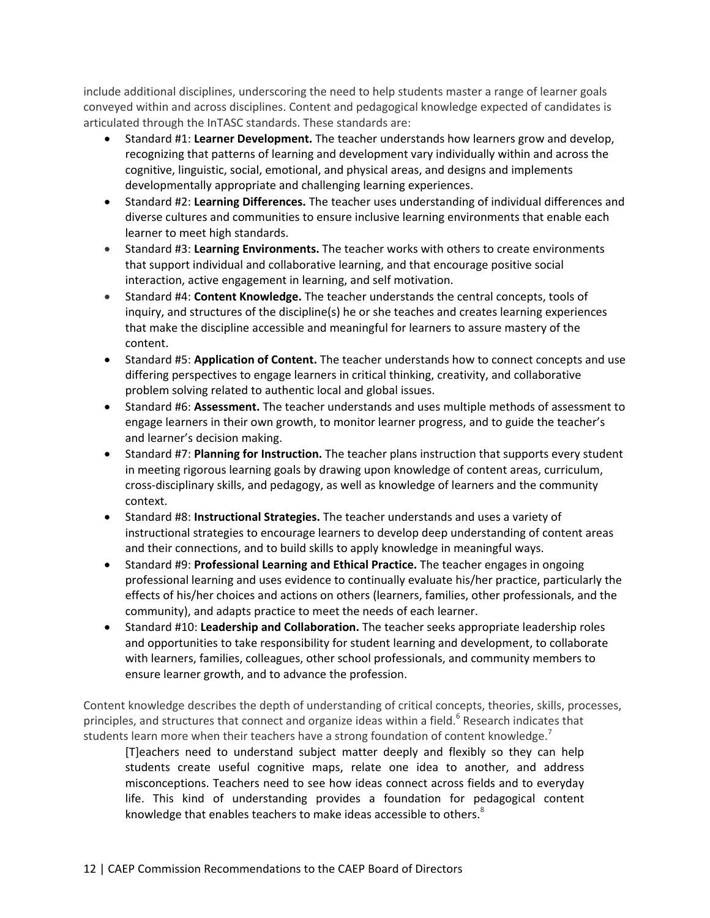include additional disciplines, underscoring the need to help students master a range of learner goals conveyed within and across disciplines. Content and pedagogical knowledge expected of candidates is articulated through the InTASC standards. These standards are:

- Standard #1: **Learner Development.** The teacher understands how learners grow and develop, recognizing that patterns of learning and development vary individually within and across the cognitive, linguistic, social, emotional, and physical areas, and designs and implements developmentally appropriate and challenging learning experiences.
- Standard #2: **Learning Differences.** The teacher uses understanding of individual differences and diverse cultures and communities to ensure inclusive learning environments that enable each learner to meet high standards.
- Standard #3: **Learning Environments.** The teacher works with others to create environments that support individual and collaborative learning, and that encourage positive social interaction, active engagement in learning, and self motivation.
- Standard #4: **Content Knowledge.** The teacher understands the central concepts, tools of inquiry, and structures of the discipline(s) he or she teaches and creates learning experiences that make the discipline accessible and meaningful for learners to assure mastery of the content.
- Standard #5: **Application of Content.** The teacher understands how to connect concepts and use differing perspectives to engage learners in critical thinking, creativity, and collaborative problem solving related to authentic local and global issues.
- Standard #6: **Assessment.** The teacher understands and uses multiple methods of assessment to engage learners in their own growth, to monitor learner progress, and to guide the teacher's and learner's decision making.
- Standard #7: **Planning for Instruction.** The teacher plans instruction that supports every student in meeting rigorous learning goals by drawing upon knowledge of content areas, curriculum, cross-disciplinary skills, and pedagogy, as well as knowledge of learners and the community context.
- Standard #8: **Instructional Strategies.** The teacher understands and uses a variety of instructional strategies to encourage learners to develop deep understanding of content areas and their connections, and to build skills to apply knowledge in meaningful ways.
- Standard #9: **Professional Learning and Ethical Practice.** The teacher engages in ongoing professional learning and uses evidence to continually evaluate his/her practice, particularly the effects of his/her choices and actions on others (learners, families, other professionals, and the community), and adapts practice to meet the needs of each learner.
- Standard #10: **Leadership and Collaboration.** The teacher seeks appropriate leadership roles and opportunities to take responsibility for student learning and development, to collaborate with learners, families, colleagues, other school professionals, and community members to ensure learner growth, and to advance the profession.

Content knowledge describes the depth of understanding of critical concepts, theories, skills, processes, principles, and structures that connect and organize ideas within a field.[6] Research indicates that students learn more when their teachers have a strong foundation of content knowledge.[7]

> [T]eachers need to understand subject matter deeply and flexibly so they can help students create useful cognitive maps, relate one idea to another, and address misconceptions. Teachers need to see how ideas connect across fields and to everyday life. This kind of understanding provides a foundation for pedagogical content knowledge that enables teachers to make ideas accessible to others.[8]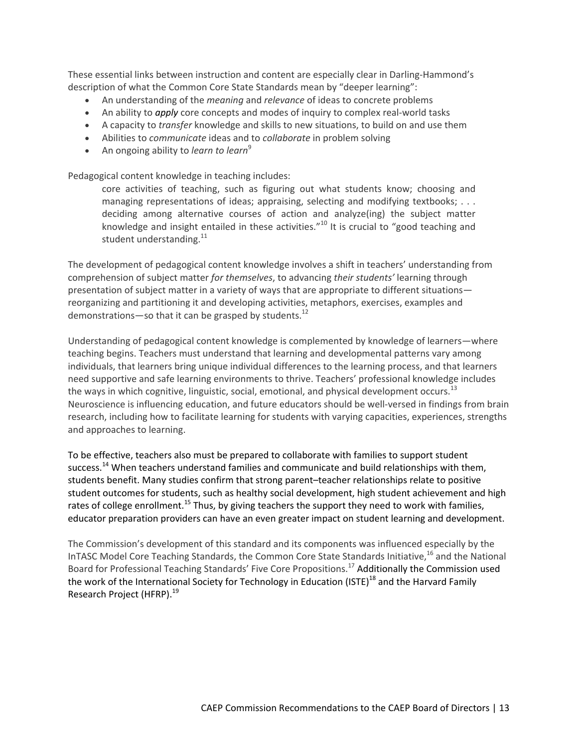These essential links between instruction and content are especially clear in Darling-Hammond's description of what the Common Core State Standards mean by "deeper learning":

- An understanding of the *meaning* and *relevance* of ideas to concrete problems
- An ability to ***apply*** core concepts and modes of inquiry to complex real-world tasks
- A capacity to *transfer* knowledge and skills to new situations, to build on and use them
- Abilities to *communicate* ideas and to *collaborate* in problem solving
- An ongoing ability to *learn to learn*[9]

Pedagogical content knowledge in teaching includes:

> core activities of teaching, such as figuring out what students know; choosing and managing representations of ideas; appraising, selecting and modifying textbooks; . . . deciding among alternative courses of action and analyze(ing) the subject matter knowledge and insight entailed in these activities."[10] It is crucial to "good teaching and student understanding.[11]

The development of pedagogical content knowledge involves a shift in teachers' understanding from comprehension of subject matter *for themselves*, to advancing *their students'* learning through presentation of subject matter in a variety of ways that are appropriate to different situations—reorganizing and partitioning it and developing activities, metaphors, exercises, examples and demonstrations—so that it can be grasped by students.[12]

Understanding of pedagogical content knowledge is complemented by knowledge of learners—where teaching begins. Teachers must understand that learning and developmental patterns vary among individuals, that learners bring unique individual differences to the learning process, and that learners need supportive and safe learning environments to thrive. Teachers' professional knowledge includes the ways in which cognitive, linguistic, social, emotional, and physical development occurs.[13] Neuroscience is influencing education, and future educators should be well-versed in findings from brain research, including how to facilitate learning for students with varying capacities, experiences, strengths and approaches to learning.

To be effective, teachers also must be prepared to collaborate with families to support student success.[14] When teachers understand families and communicate and build relationships with them, students benefit. Many studies confirm that strong parent–teacher relationships relate to positive student outcomes for students, such as healthy social development, high student achievement and high rates of college enrollment.[15] Thus, by giving teachers the support they need to work with families, educator preparation providers can have an even greater impact on student learning and development.

The Commission's development of this standard and its components was influenced especially by the InTASC Model Core Teaching Standards, the Common Core State Standards Initiative,[16] and the National Board for Professional Teaching Standards' Five Core Propositions.[17] Additionally the Commission used the work of the International Society for Technology in Education (ISTE)[18] and the Harvard Family Research Project (HFRP).[19]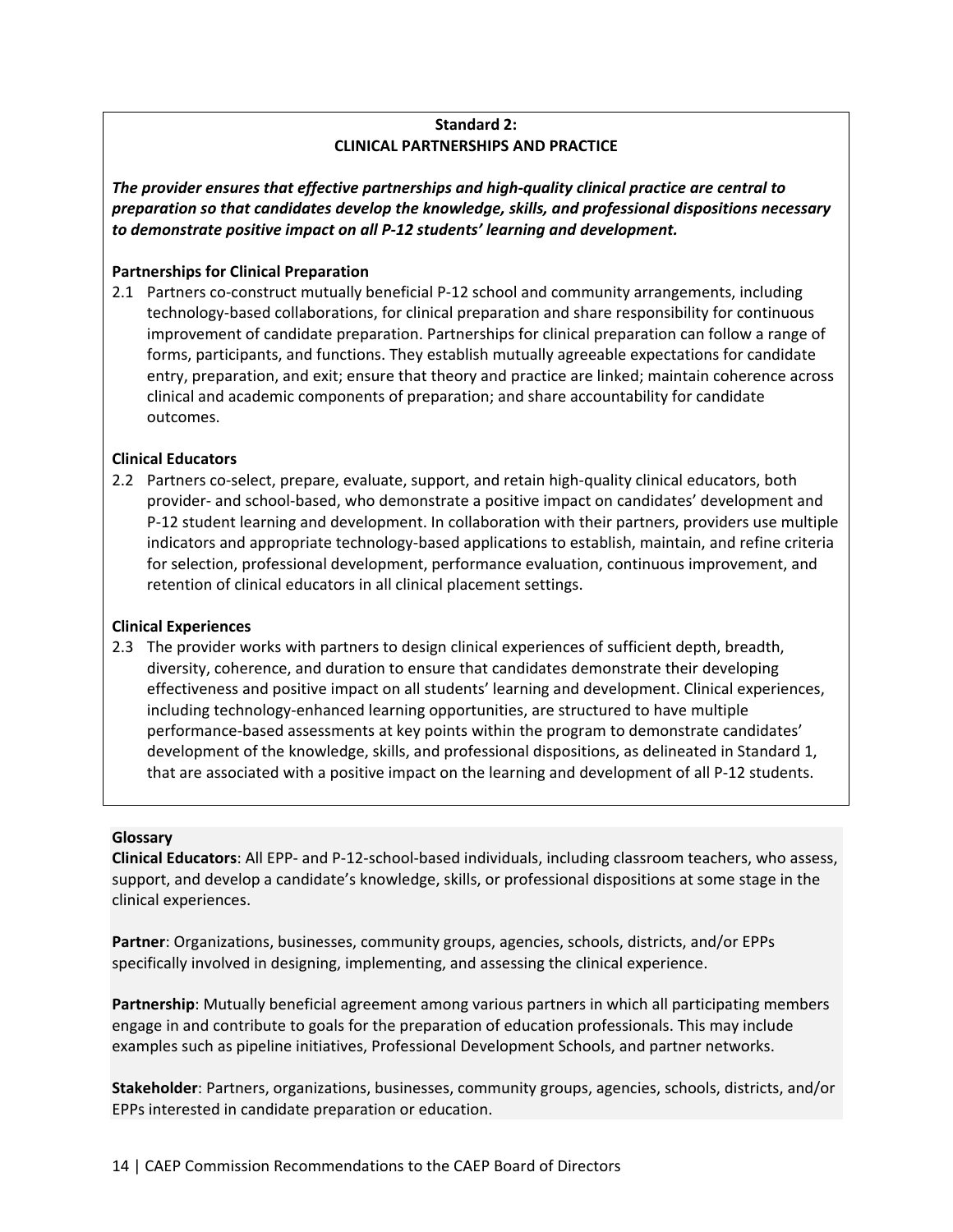## Standard 2:
## CLINICAL PARTNERSHIPS AND PRACTICE

***The provider ensures that effective partnerships and high-quality clinical practice are central to preparation so that candidates develop the knowledge, skills, and professional dispositions necessary to demonstrate positive impact on all P-12 students' learning and development.***

**Partnerships for Clinical Preparation**

2.1 Partners co-construct mutually beneficial P-12 school and community arrangements, including technology-based collaborations, for clinical preparation and share responsibility for continuous improvement of candidate preparation. Partnerships for clinical preparation can follow a range of forms, participants, and functions. They establish mutually agreeable expectations for candidate entry, preparation, and exit; ensure that theory and practice are linked; maintain coherence across clinical and academic components of preparation; and share accountability for candidate outcomes.

**Clinical Educators**

2.2 Partners co-select, prepare, evaluate, support, and retain high-quality clinical educators, both provider- and school-based, who demonstrate a positive impact on candidates' development and P-12 student learning and development. In collaboration with their partners, providers use multiple indicators and appropriate technology-based applications to establish, maintain, and refine criteria for selection, professional development, performance evaluation, continuous improvement, and retention of clinical educators in all clinical placement settings.

**Clinical Experiences**

2.3 The provider works with partners to design clinical experiences of sufficient depth, breadth, diversity, coherence, and duration to ensure that candidates demonstrate their developing effectiveness and positive impact on all students' learning and development. Clinical experiences, including technology-enhanced learning opportunities, are structured to have multiple performance-based assessments at key points within the program to demonstrate candidates' development of the knowledge, skills, and professional dispositions, as delineated in Standard 1, that are associated with a positive impact on the learning and development of all P-12 students.

**Glossary**

**Clinical Educators**: All EPP- and P-12-school-based individuals, including classroom teachers, who assess, support, and develop a candidate's knowledge, skills, or professional dispositions at some stage in the clinical experiences.

**Partner**: Organizations, businesses, community groups, agencies, schools, districts, and/or EPPs specifically involved in designing, implementing, and assessing the clinical experience.

**Partnership**: Mutually beneficial agreement among various partners in which all participating members engage in and contribute to goals for the preparation of education professionals. This may include examples such as pipeline initiatives, Professional Development Schools, and partner networks.

**Stakeholder**: Partners, organizations, businesses, community groups, agencies, schools, districts, and/or EPPs interested in candidate preparation or education.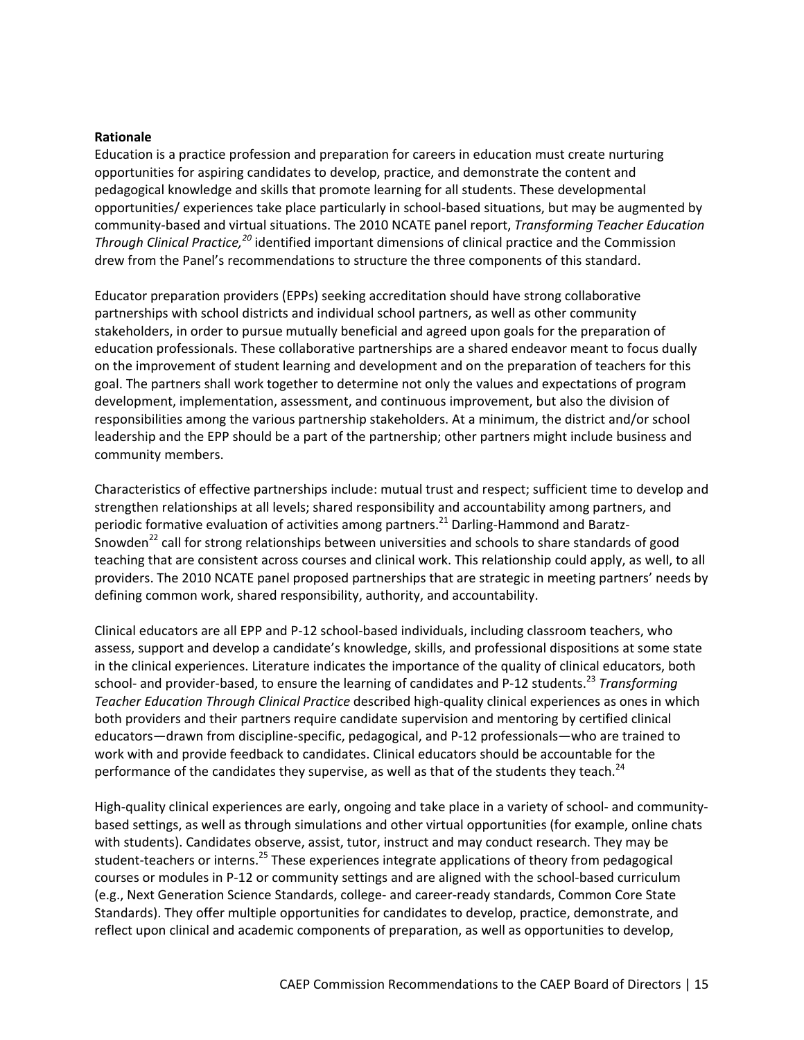**Rationale**

Education is a practice profession and preparation for careers in education must create nurturing opportunities for aspiring candidates to develop, practice, and demonstrate the content and pedagogical knowledge and skills that promote learning for all students. These developmental opportunities/ experiences take place particularly in school-based situations, but may be augmented by community-based and virtual situations. The 2010 NCATE panel report, *Transforming Teacher Education Through Clinical Practice,*[20] identified important dimensions of clinical practice and the Commission drew from the Panel's recommendations to structure the three components of this standard.

Educator preparation providers (EPPs) seeking accreditation should have strong collaborative partnerships with school districts and individual school partners, as well as other community stakeholders, in order to pursue mutually beneficial and agreed upon goals for the preparation of education professionals. These collaborative partnerships are a shared endeavor meant to focus dually on the improvement of student learning and development and on the preparation of teachers for this goal. The partners shall work together to determine not only the values and expectations of program development, implementation, assessment, and continuous improvement, but also the division of responsibilities among the various partnership stakeholders. At a minimum, the district and/or school leadership and the EPP should be a part of the partnership; other partners might include business and community members.

Characteristics of effective partnerships include: mutual trust and respect; sufficient time to develop and strengthen relationships at all levels; shared responsibility and accountability among partners, and periodic formative evaluation of activities among partners.[21] Darling-Hammond and Baratz-Snowden[22] call for strong relationships between universities and schools to share standards of good teaching that are consistent across courses and clinical work. This relationship could apply, as well, to all providers. The 2010 NCATE panel proposed partnerships that are strategic in meeting partners' needs by defining common work, shared responsibility, authority, and accountability.

Clinical educators are all EPP and P-12 school-based individuals, including classroom teachers, who assess, support and develop a candidate's knowledge, skills, and professional dispositions at some state in the clinical experiences. Literature indicates the importance of the quality of clinical educators, both school- and provider-based, to ensure the learning of candidates and P-12 students.[23] *Transforming Teacher Education Through Clinical Practice* described high-quality clinical experiences as ones in which both providers and their partners require candidate supervision and mentoring by certified clinical educators—drawn from discipline-specific, pedagogical, and P-12 professionals—who are trained to work with and provide feedback to candidates. Clinical educators should be accountable for the performance of the candidates they supervise, as well as that of the students they teach.[24]

High-quality clinical experiences are early, ongoing and take place in a variety of school- and community-based settings, as well as through simulations and other virtual opportunities (for example, online chats with students). Candidates observe, assist, tutor, instruct and may conduct research. They may be student-teachers or interns.[25] These experiences integrate applications of theory from pedagogical courses or modules in P-12 or community settings and are aligned with the school-based curriculum (e.g., Next Generation Science Standards, college- and career-ready standards, Common Core State Standards). They offer multiple opportunities for candidates to develop, practice, demonstrate, and reflect upon clinical and academic components of preparation, as well as opportunities to develop,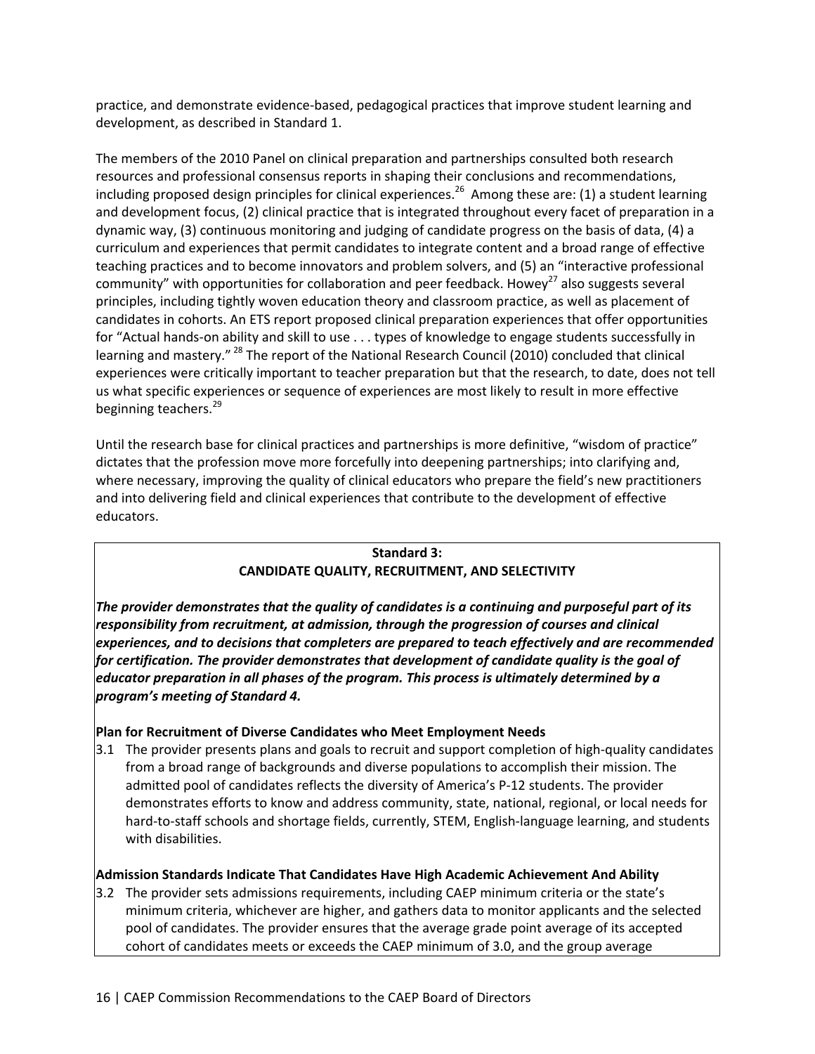practice, and demonstrate evidence-based, pedagogical practices that improve student learning and development, as described in Standard 1.

The members of the 2010 Panel on clinical preparation and partnerships consulted both research resources and professional consensus reports in shaping their conclusions and recommendations, including proposed design principles for clinical experiences.[26] Among these are: (1) a student learning and development focus, (2) clinical practice that is integrated throughout every facet of preparation in a dynamic way, (3) continuous monitoring and judging of candidate progress on the basis of data, (4) a curriculum and experiences that permit candidates to integrate content and a broad range of effective teaching practices and to become innovators and problem solvers, and (5) an "interactive professional community" with opportunities for collaboration and peer feedback. Howey[27] also suggests several principles, including tightly woven education theory and classroom practice, as well as placement of candidates in cohorts. An ETS report proposed clinical preparation experiences that offer opportunities for "Actual hands-on ability and skill to use . . . types of knowledge to engage students successfully in learning and mastery." [28] The report of the National Research Council (2010) concluded that clinical experiences were critically important to teacher preparation but that the research, to date, does not tell us what specific experiences or sequence of experiences are most likely to result in more effective beginning teachers.[29]

Until the research base for clinical practices and partnerships is more definitive, "wisdom of practice" dictates that the profession move more forcefully into deepening partnerships; into clarifying and, where necessary, improving the quality of clinical educators who prepare the field's new practitioners and into delivering field and clinical experiences that contribute to the development of effective educators.

## Standard 3: CANDIDATE QUALITY, RECRUITMENT, AND SELECTIVITY

***The provider demonstrates that the quality of candidates is a continuing and purposeful part of its responsibility from recruitment, at admission, through the progression of courses and clinical experiences, and to decisions that completers are prepared to teach effectively and are recommended for certification. The provider demonstrates that development of candidate quality is the goal of educator preparation in all phases of the program. This process is ultimately determined by a program's meeting of Standard 4.***

**Plan for Recruitment of Diverse Candidates who Meet Employment Needs**

3.1 The provider presents plans and goals to recruit and support completion of high-quality candidates from a broad range of backgrounds and diverse populations to accomplish their mission. The admitted pool of candidates reflects the diversity of America's P-12 students. The provider demonstrates efforts to know and address community, state, national, regional, or local needs for hard-to-staff schools and shortage fields, currently, STEM, English-language learning, and students with disabilities.

**Admission Standards Indicate That Candidates Have High Academic Achievement And Ability**

3.2 The provider sets admissions requirements, including CAEP minimum criteria or the state's minimum criteria, whichever are higher, and gathers data to monitor applicants and the selected pool of candidates. The provider ensures that the average grade point average of its accepted cohort of candidates meets or exceeds the CAEP minimum of 3.0, and the group average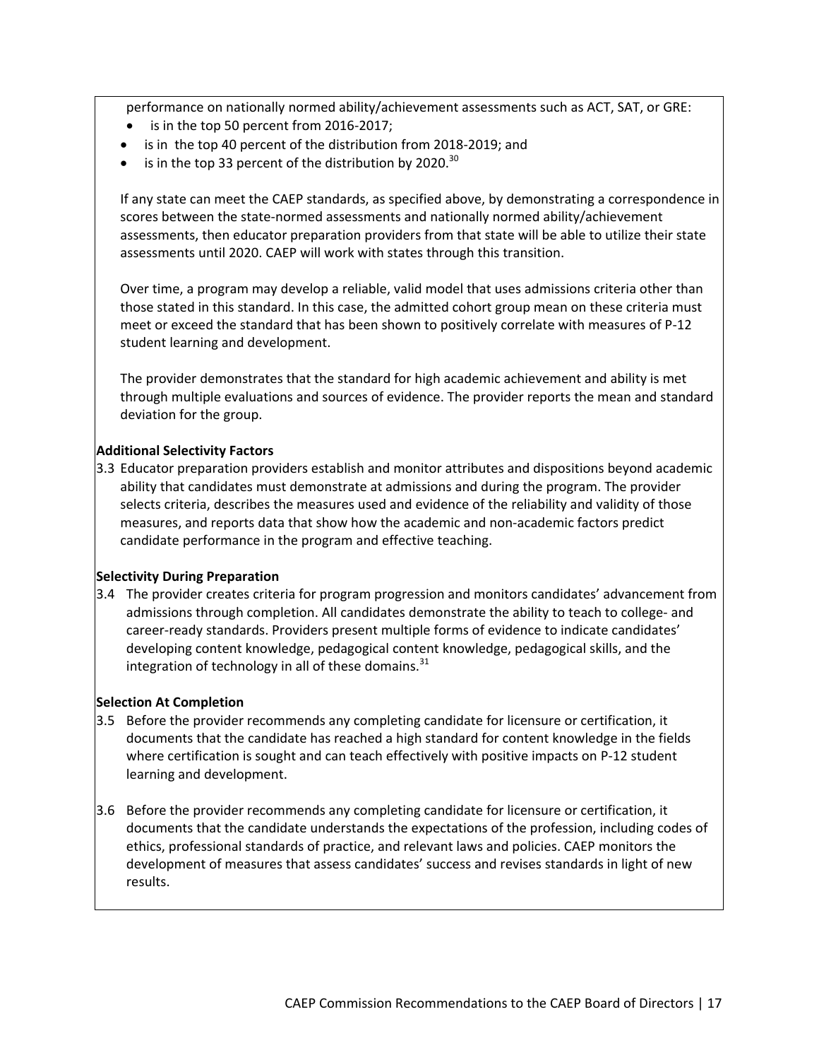performance on nationally normed ability/achievement assessments such as ACT, SAT, or GRE:

- is in the top 50 percent from 2016-2017;
- is in the top 40 percent of the distribution from 2018-2019; and
- is in the top 33 percent of the distribution by 2020.[30]

If any state can meet the CAEP standards, as specified above, by demonstrating a correspondence in scores between the state-normed assessments and nationally normed ability/achievement assessments, then educator preparation providers from that state will be able to utilize their state assessments until 2020. CAEP will work with states through this transition.

Over time, a program may develop a reliable, valid model that uses admissions criteria other than those stated in this standard. In this case, the admitted cohort group mean on these criteria must meet or exceed the standard that has been shown to positively correlate with measures of P-12 student learning and development.

The provider demonstrates that the standard for high academic achievement and ability is met through multiple evaluations and sources of evidence. The provider reports the mean and standard deviation for the group.

**Additional Selectivity Factors**

3.3 Educator preparation providers establish and monitor attributes and dispositions beyond academic ability that candidates must demonstrate at admissions and during the program. The provider selects criteria, describes the measures used and evidence of the reliability and validity of those measures, and reports data that show how the academic and non-academic factors predict candidate performance in the program and effective teaching.

**Selectivity During Preparation**

3.4 The provider creates criteria for program progression and monitors candidates' advancement from admissions through completion. All candidates demonstrate the ability to teach to college- and career-ready standards. Providers present multiple forms of evidence to indicate candidates' developing content knowledge, pedagogical content knowledge, pedagogical skills, and the integration of technology in all of these domains.[31]

**Selection At Completion**

3.5 Before the provider recommends any completing candidate for licensure or certification, it documents that the candidate has reached a high standard for content knowledge in the fields where certification is sought and can teach effectively with positive impacts on P-12 student learning and development.

3.6 Before the provider recommends any completing candidate for licensure or certification, it documents that the candidate understands the expectations of the profession, including codes of ethics, professional standards of practice, and relevant laws and policies. CAEP monitors the development of measures that assess candidates' success and revises standards in light of new results.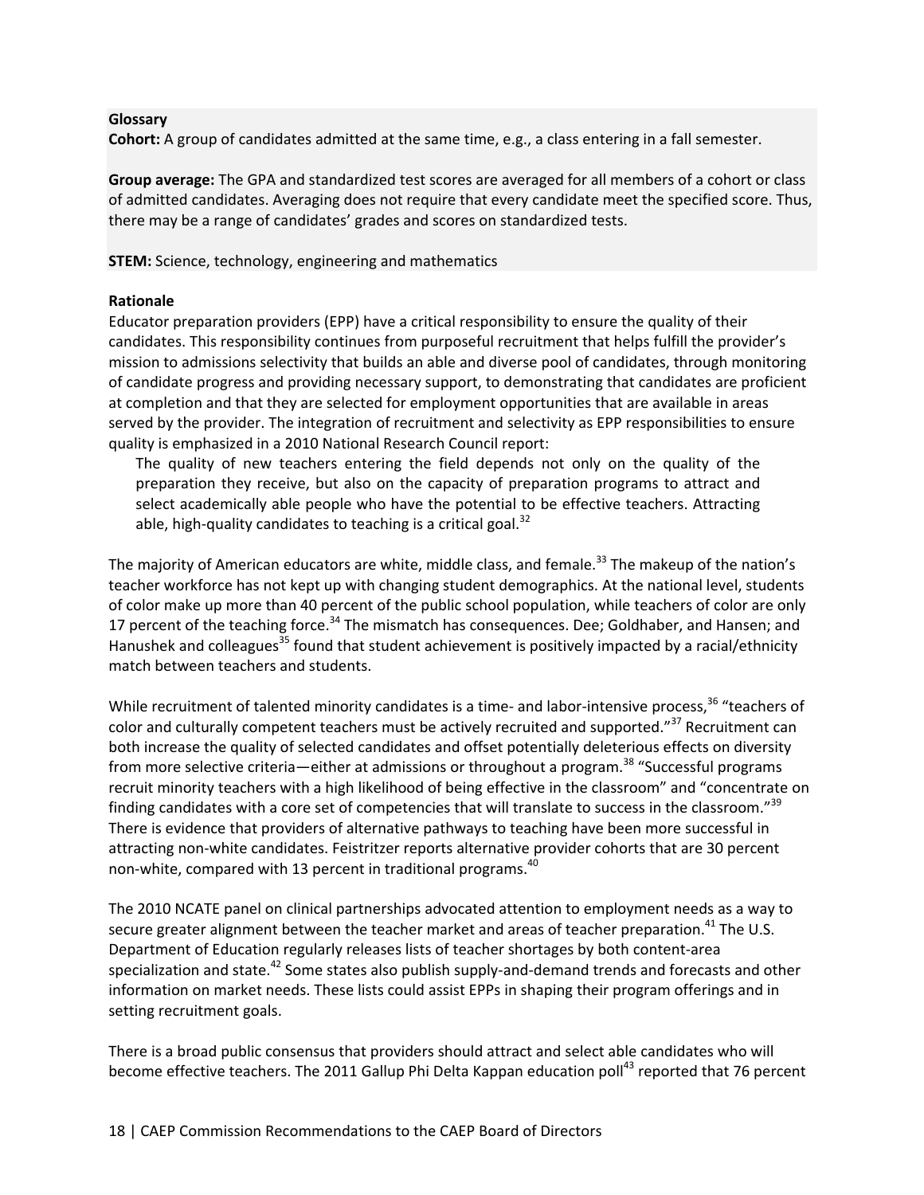**Glossary**

**Cohort:** A group of candidates admitted at the same time, e.g., a class entering in a fall semester.

**Group average:** The GPA and standardized test scores are averaged for all members of a cohort or class of admitted candidates. Averaging does not require that every candidate meet the specified score. Thus, there may be a range of candidates' grades and scores on standardized tests.

**STEM:** Science, technology, engineering and mathematics

**Rationale**

Educator preparation providers (EPP) have a critical responsibility to ensure the quality of their candidates. This responsibility continues from purposeful recruitment that helps fulfill the provider's mission to admissions selectivity that builds an able and diverse pool of candidates, through monitoring of candidate progress and providing necessary support, to demonstrating that candidates are proficient at completion and that they are selected for employment opportunities that are available in areas served by the provider. The integration of recruitment and selectivity as EPP responsibilities to ensure quality is emphasized in a 2010 National Research Council report:

> The quality of new teachers entering the field depends not only on the quality of the preparation they receive, but also on the capacity of preparation programs to attract and select academically able people who have the potential to be effective teachers. Attracting able, high-quality candidates to teaching is a critical goal.[32]

The majority of American educators are white, middle class, and female.[33] The makeup of the nation's teacher workforce has not kept up with changing student demographics. At the national level, students of color make up more than 40 percent of the public school population, while teachers of color are only 17 percent of the teaching force.[34] The mismatch has consequences. Dee; Goldhaber, and Hansen; and Hanushek and colleagues[35] found that student achievement is positively impacted by a racial/ethnicity match between teachers and students.

While recruitment of talented minority candidates is a time- and labor-intensive process,[36] "teachers of color and culturally competent teachers must be actively recruited and supported."[37] Recruitment can both increase the quality of selected candidates and offset potentially deleterious effects on diversity from more selective criteria—either at admissions or throughout a program.[38] "Successful programs recruit minority teachers with a high likelihood of being effective in the classroom" and "concentrate on finding candidates with a core set of competencies that will translate to success in the classroom."[39] There is evidence that providers of alternative pathways to teaching have been more successful in attracting non-white candidates. Feistritzer reports alternative provider cohorts that are 30 percent non-white, compared with 13 percent in traditional programs.[40]

The 2010 NCATE panel on clinical partnerships advocated attention to employment needs as a way to secure greater alignment between the teacher market and areas of teacher preparation.[41] The U.S. Department of Education regularly releases lists of teacher shortages by both content-area specialization and state.[42] Some states also publish supply-and-demand trends and forecasts and other information on market needs. These lists could assist EPPs in shaping their program offerings and in setting recruitment goals.

There is a broad public consensus that providers should attract and select able candidates who will become effective teachers. The 2011 Gallup Phi Delta Kappan education poll[43] reported that 76 percent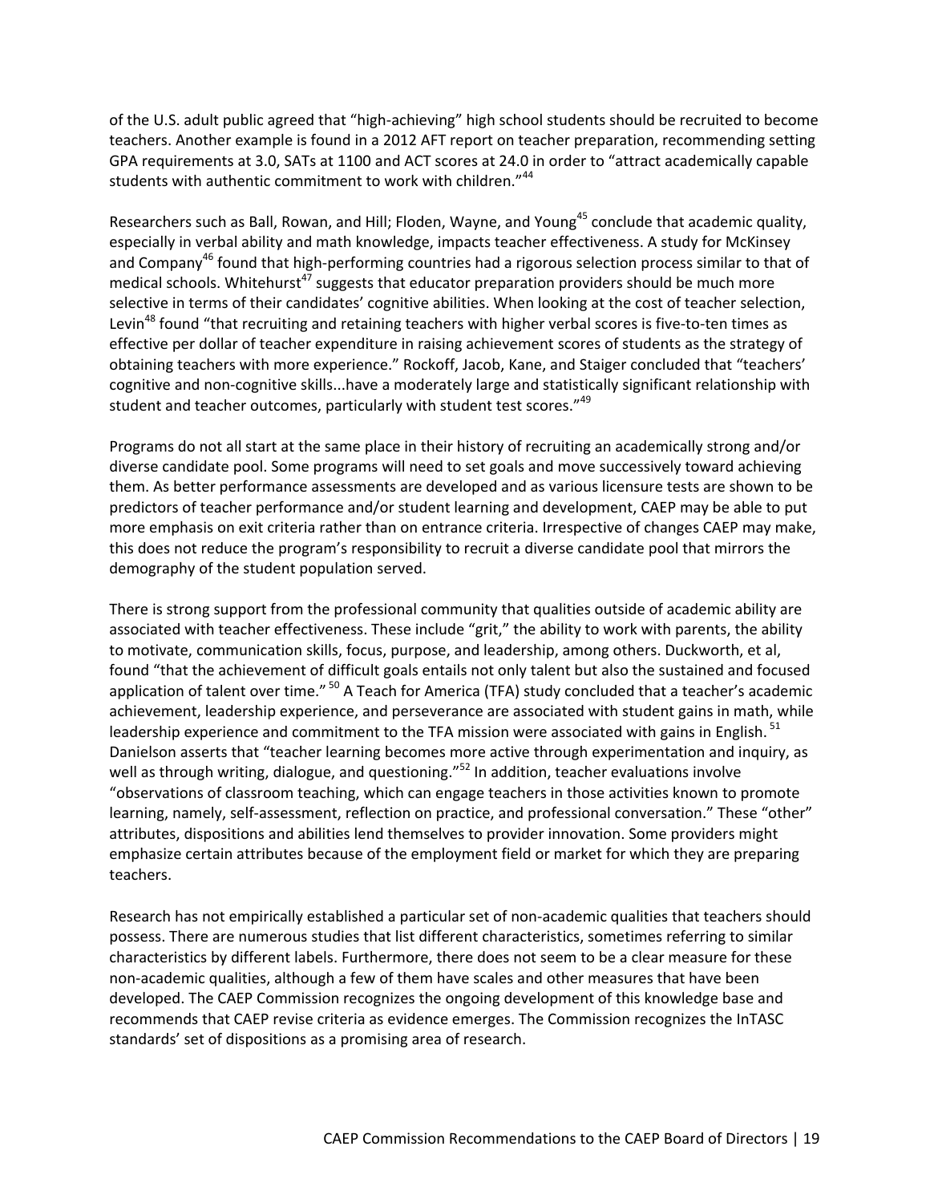of the U.S. adult public agreed that "high-achieving" high school students should be recruited to become teachers. Another example is found in a 2012 AFT report on teacher preparation, recommending setting GPA requirements at 3.0, SATs at 1100 and ACT scores at 24.0 in order to "attract academically capable students with authentic commitment to work with children."[44]

Researchers such as Ball, Rowan, and Hill; Floden, Wayne, and Young[45] conclude that academic quality, especially in verbal ability and math knowledge, impacts teacher effectiveness. A study for McKinsey and Company[46] found that high-performing countries had a rigorous selection process similar to that of medical schools. Whitehurst[47] suggests that educator preparation providers should be much more selective in terms of their candidates' cognitive abilities. When looking at the cost of teacher selection, Levin[48] found "that recruiting and retaining teachers with higher verbal scores is five-to-ten times as effective per dollar of teacher expenditure in raising achievement scores of students as the strategy of obtaining teachers with more experience." Rockoff, Jacob, Kane, and Staiger concluded that "teachers' cognitive and non-cognitive skills...have a moderately large and statistically significant relationship with student and teacher outcomes, particularly with student test scores."[49]

Programs do not all start at the same place in their history of recruiting an academically strong and/or diverse candidate pool. Some programs will need to set goals and move successively toward achieving them. As better performance assessments are developed and as various licensure tests are shown to be predictors of teacher performance and/or student learning and development, CAEP may be able to put more emphasis on exit criteria rather than on entrance criteria. Irrespective of changes CAEP may make, this does not reduce the program's responsibility to recruit a diverse candidate pool that mirrors the demography of the student population served.

There is strong support from the professional community that qualities outside of academic ability are associated with teacher effectiveness. These include "grit," the ability to work with parents, the ability to motivate, communication skills, focus, purpose, and leadership, among others. Duckworth, et al, found "that the achievement of difficult goals entails not only talent but also the sustained and focused application of talent over time."[50] A Teach for America (TFA) study concluded that a teacher's academic achievement, leadership experience, and perseverance are associated with student gains in math, while leadership experience and commitment to the TFA mission were associated with gains in English.[51] Danielson asserts that "teacher learning becomes more active through experimentation and inquiry, as well as through writing, dialogue, and questioning."[52] In addition, teacher evaluations involve "observations of classroom teaching, which can engage teachers in those activities known to promote learning, namely, self-assessment, reflection on practice, and professional conversation." These "other" attributes, dispositions and abilities lend themselves to provider innovation. Some providers might emphasize certain attributes because of the employment field or market for which they are preparing teachers.

Research has not empirically established a particular set of non-academic qualities that teachers should possess. There are numerous studies that list different characteristics, sometimes referring to similar characteristics by different labels. Furthermore, there does not seem to be a clear measure for these non-academic qualities, although a few of them have scales and other measures that have been developed. The CAEP Commission recognizes the ongoing development of this knowledge base and recommends that CAEP revise criteria as evidence emerges. The Commission recognizes the InTASC standards' set of dispositions as a promising area of research.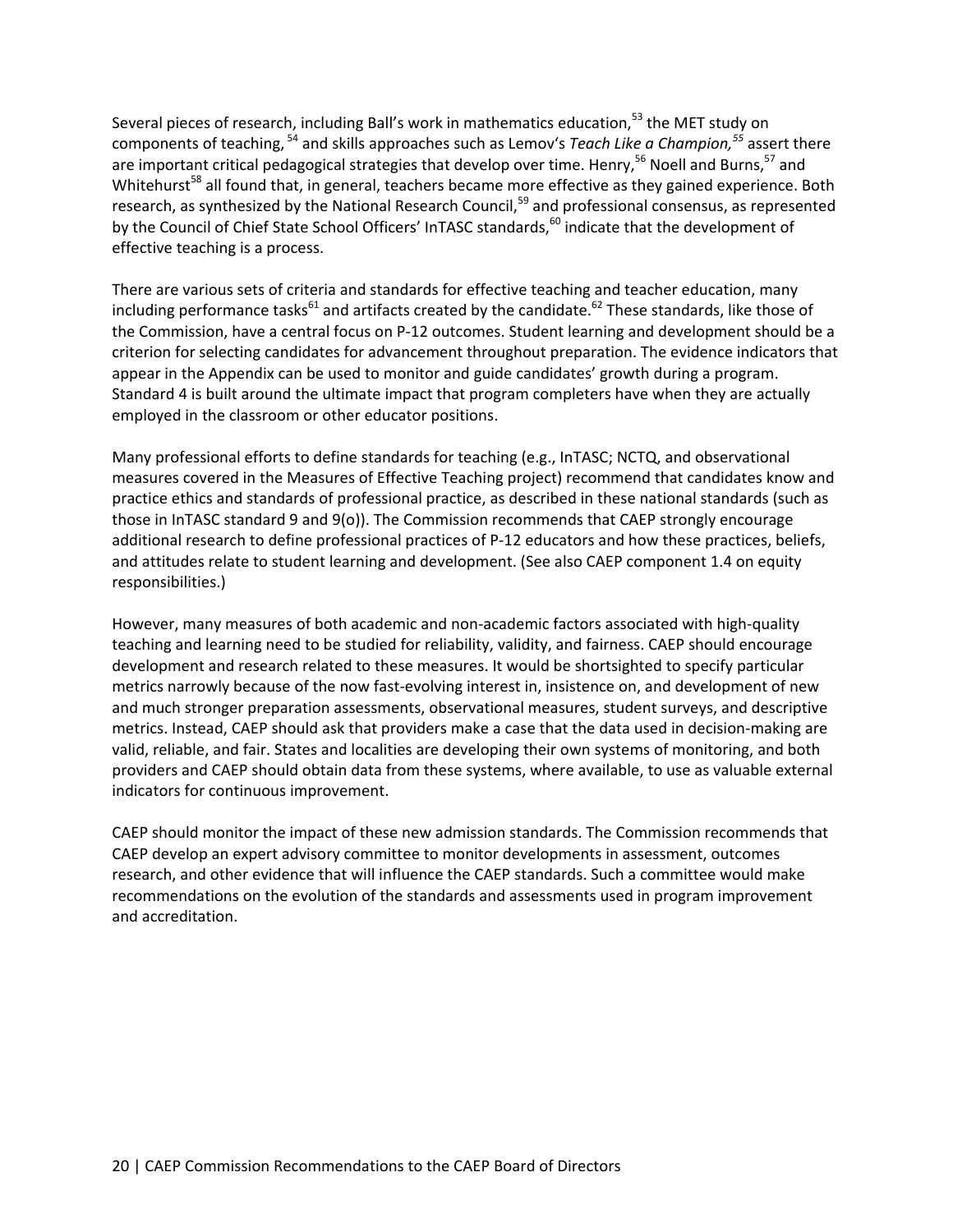Several pieces of research, including Ball's work in mathematics education,[53] the MET study on components of teaching, [54] and skills approaches such as Lemov's *Teach Like a Champion,[55]* assert there are important critical pedagogical strategies that develop over time. Henry,[56] Noell and Burns,[57] and Whitehurst[58] all found that, in general, teachers became more effective as they gained experience. Both research, as synthesized by the National Research Council,[59] and professional consensus, as represented by the Council of Chief State School Officers' InTASC standards,[60] indicate that the development of effective teaching is a process.

There are various sets of criteria and standards for effective teaching and teacher education, many including performance tasks[61] and artifacts created by the candidate.[62] These standards, like those of the Commission, have a central focus on P-12 outcomes. Student learning and development should be a criterion for selecting candidates for advancement throughout preparation. The evidence indicators that appear in the Appendix can be used to monitor and guide candidates' growth during a program. Standard 4 is built around the ultimate impact that program completers have when they are actually employed in the classroom or other educator positions.

Many professional efforts to define standards for teaching (e.g., InTASC; NCTQ, and observational measures covered in the Measures of Effective Teaching project) recommend that candidates know and practice ethics and standards of professional practice, as described in these national standards (such as those in InTASC standard 9 and 9(o)). The Commission recommends that CAEP strongly encourage additional research to define professional practices of P-12 educators and how these practices, beliefs, and attitudes relate to student learning and development. (See also CAEP component 1.4 on equity responsibilities.)

However, many measures of both academic and non-academic factors associated with high-quality teaching and learning need to be studied for reliability, validity, and fairness. CAEP should encourage development and research related to these measures. It would be shortsighted to specify particular metrics narrowly because of the now fast-evolving interest in, insistence on, and development of new and much stronger preparation assessments, observational measures, student surveys, and descriptive metrics. Instead, CAEP should ask that providers make a case that the data used in decision-making are valid, reliable, and fair. States and localities are developing their own systems of monitoring, and both providers and CAEP should obtain data from these systems, where available, to use as valuable external indicators for continuous improvement.

CAEP should monitor the impact of these new admission standards. The Commission recommends that CAEP develop an expert advisory committee to monitor developments in assessment, outcomes research, and other evidence that will influence the CAEP standards. Such a committee would make recommendations on the evolution of the standards and assessments used in program improvement and accreditation.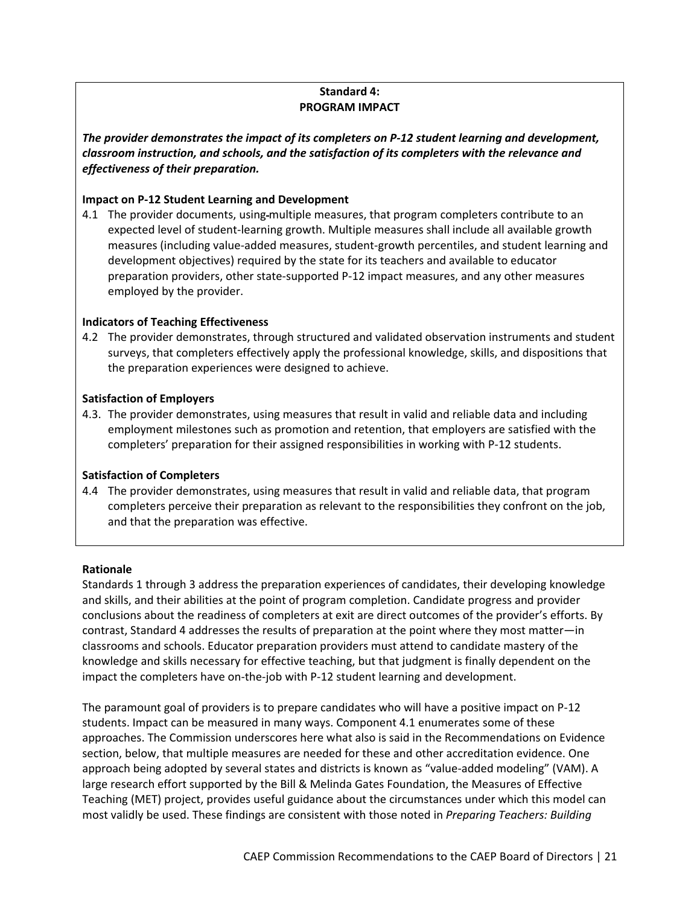## Standard 4:
## PROGRAM IMPACT

***The provider demonstrates the impact of its completers on P-12 student learning and development, classroom instruction, and schools, and the satisfaction of its completers with the relevance and effectiveness of their preparation.***

**Impact on P-12 Student Learning and Development**

4.1 The provider documents, using multiple measures, that program completers contribute to an expected level of student-learning growth. Multiple measures shall include all available growth measures (including value-added measures, student-growth percentiles, and student learning and development objectives) required by the state for its teachers and available to educator preparation providers, other state-supported P-12 impact measures, and any other measures employed by the provider.

**Indicators of Teaching Effectiveness**

4.2 The provider demonstrates, through structured and validated observation instruments and student surveys, that completers effectively apply the professional knowledge, skills, and dispositions that the preparation experiences were designed to achieve.

**Satisfaction of Employers**

4.3. The provider demonstrates, using measures that result in valid and reliable data and including employment milestones such as promotion and retention, that employers are satisfied with the completers' preparation for their assigned responsibilities in working with P-12 students.

**Satisfaction of Completers**

4.4 The provider demonstrates, using measures that result in valid and reliable data, that program completers perceive their preparation as relevant to the responsibilities they confront on the job, and that the preparation was effective.

**Rationale**

Standards 1 through 3 address the preparation experiences of candidates, their developing knowledge and skills, and their abilities at the point of program completion. Candidate progress and provider conclusions about the readiness of completers at exit are direct outcomes of the provider's efforts. By contrast, Standard 4 addresses the results of preparation at the point where they most matter—in classrooms and schools. Educator preparation providers must attend to candidate mastery of the knowledge and skills necessary for effective teaching, but that judgment is finally dependent on the impact the completers have on-the-job with P-12 student learning and development.

The paramount goal of providers is to prepare candidates who will have a positive impact on P-12 students. Impact can be measured in many ways. Component 4.1 enumerates some of these approaches. The Commission underscores here what also is said in the Recommendations on Evidence section, below, that multiple measures are needed for these and other accreditation evidence. One approach being adopted by several states and districts is known as "value-added modeling" (VAM). A large research effort supported by the Bill & Melinda Gates Foundation, the Measures of Effective Teaching (MET) project, provides useful guidance about the circumstances under which this model can most validly be used. These findings are consistent with those noted in *Preparing Teachers: Building*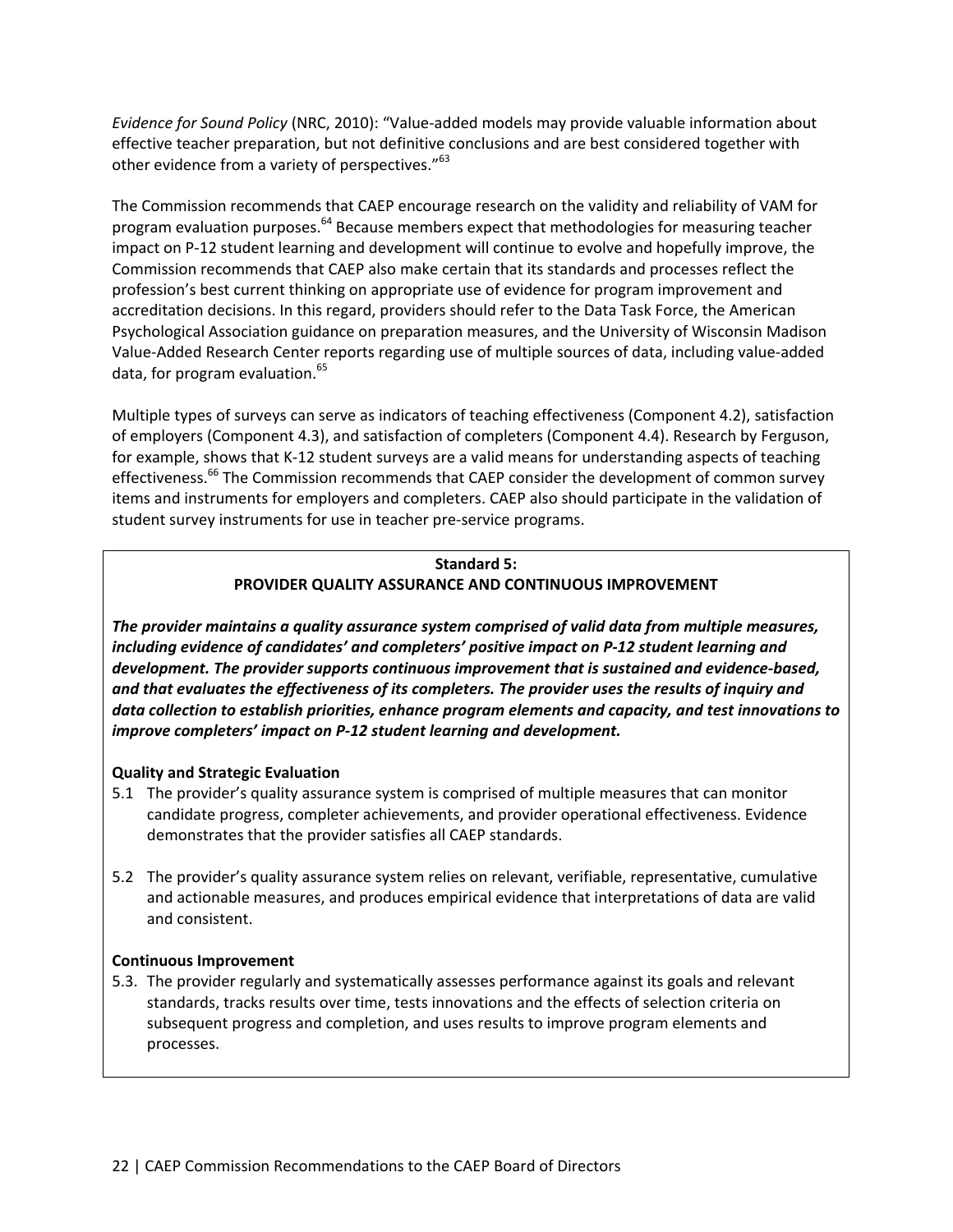*Evidence for Sound Policy* (NRC, 2010): "Value-added models may provide valuable information about effective teacher preparation, but not definitive conclusions and are best considered together with other evidence from a variety of perspectives."[63]

The Commission recommends that CAEP encourage research on the validity and reliability of VAM for program evaluation purposes.[64] Because members expect that methodologies for measuring teacher impact on P-12 student learning and development will continue to evolve and hopefully improve, the Commission recommends that CAEP also make certain that its standards and processes reflect the profession's best current thinking on appropriate use of evidence for program improvement and accreditation decisions. In this regard, providers should refer to the Data Task Force, the American Psychological Association guidance on preparation measures, and the University of Wisconsin Madison Value-Added Research Center reports regarding use of multiple sources of data, including value-added data, for program evaluation.[65]

Multiple types of surveys can serve as indicators of teaching effectiveness (Component 4.2), satisfaction of employers (Component 4.3), and satisfaction of completers (Component 4.4). Research by Ferguson, for example, shows that K-12 student surveys are a valid means for understanding aspects of teaching effectiveness.[66] The Commission recommends that CAEP consider the development of common survey items and instruments for employers and completers. CAEP also should participate in the validation of student survey instruments for use in teacher pre-service programs.

**Standard 5:**
**PROVIDER QUALITY ASSURANCE AND CONTINUOUS IMPROVEMENT**

***The provider maintains a quality assurance system comprised of valid data from multiple measures, including evidence of candidates' and completers' positive impact on P-12 student learning and development. The provider supports continuous improvement that is sustained and evidence-based, and that evaluates the effectiveness of its completers. The provider uses the results of inquiry and data collection to establish priorities, enhance program elements and capacity, and test innovations to improve completers' impact on P-12 student learning and development.***

**Quality and Strategic Evaluation**

5.1 The provider's quality assurance system is comprised of multiple measures that can monitor candidate progress, completer achievements, and provider operational effectiveness. Evidence demonstrates that the provider satisfies all CAEP standards.

5.2 The provider's quality assurance system relies on relevant, verifiable, representative, cumulative and actionable measures, and produces empirical evidence that interpretations of data are valid and consistent.

**Continuous Improvement**

5.3. The provider regularly and systematically assesses performance against its goals and relevant standards, tracks results over time, tests innovations and the effects of selection criteria on subsequent progress and completion, and uses results to improve program elements and processes.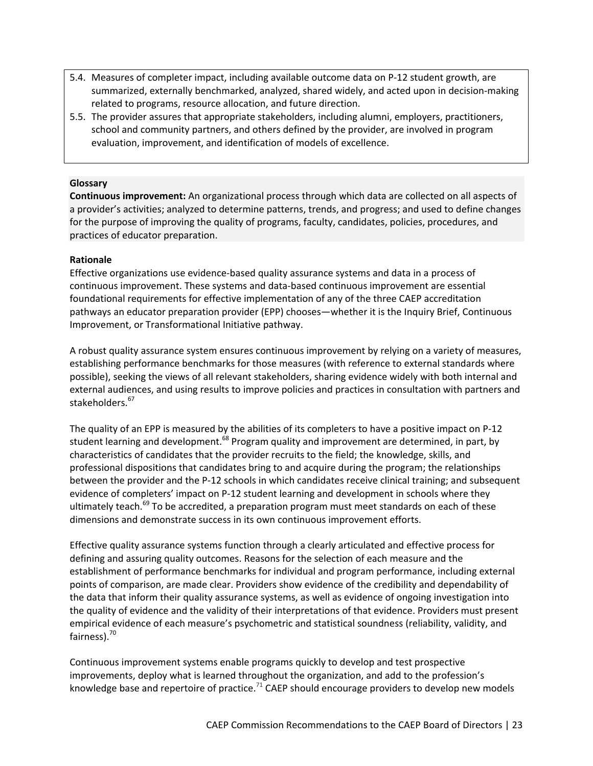5.4. Measures of completer impact, including available outcome data on P-12 student growth, are summarized, externally benchmarked, analyzed, shared widely, and acted upon in decision-making related to programs, resource allocation, and future direction.

5.5. The provider assures that appropriate stakeholders, including alumni, employers, practitioners, school and community partners, and others defined by the provider, are involved in program evaluation, improvement, and identification of models of excellence.

**Glossary**

**Continuous improvement:** An organizational process through which data are collected on all aspects of a provider's activities; analyzed to determine patterns, trends, and progress; and used to define changes for the purpose of improving the quality of programs, faculty, candidates, policies, procedures, and practices of educator preparation.

**Rationale**

Effective organizations use evidence-based quality assurance systems and data in a process of continuous improvement. These systems and data-based continuous improvement are essential foundational requirements for effective implementation of any of the three CAEP accreditation pathways an educator preparation provider (EPP) chooses—whether it is the Inquiry Brief, Continuous Improvement, or Transformational Initiative pathway.

A robust quality assurance system ensures continuous improvement by relying on a variety of measures, establishing performance benchmarks for those measures (with reference to external standards where possible), seeking the views of all relevant stakeholders, sharing evidence widely with both internal and external audiences, and using results to improve policies and practices in consultation with partners and stakeholders.[67]

The quality of an EPP is measured by the abilities of its completers to have a positive impact on P-12 student learning and development.[68] Program quality and improvement are determined, in part, by characteristics of candidates that the provider recruits to the field; the knowledge, skills, and professional dispositions that candidates bring to and acquire during the program; the relationships between the provider and the P-12 schools in which candidates receive clinical training; and subsequent evidence of completers' impact on P-12 student learning and development in schools where they ultimately teach.[69] To be accredited, a preparation program must meet standards on each of these dimensions and demonstrate success in its own continuous improvement efforts.

Effective quality assurance systems function through a clearly articulated and effective process for defining and assuring quality outcomes. Reasons for the selection of each measure and the establishment of performance benchmarks for individual and program performance, including external points of comparison, are made clear. Providers show evidence of the credibility and dependability of the data that inform their quality assurance systems, as well as evidence of ongoing investigation into the quality of evidence and the validity of their interpretations of that evidence. Providers must present empirical evidence of each measure's psychometric and statistical soundness (reliability, validity, and fairness).[70]

Continuous improvement systems enable programs quickly to develop and test prospective improvements, deploy what is learned throughout the organization, and add to the profession's knowledge base and repertoire of practice.[71] CAEP should encourage providers to develop new models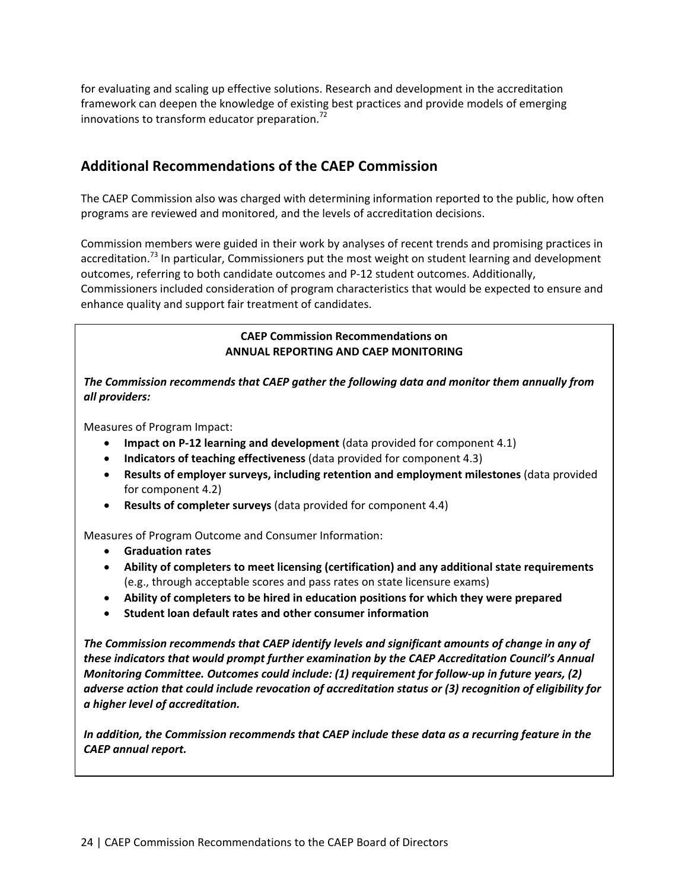for evaluating and scaling up effective solutions. Research and development in the accreditation framework can deepen the knowledge of existing best practices and provide models of emerging innovations to transform educator preparation.[72]

## Additional Recommendations of the CAEP Commission

The CAEP Commission also was charged with determining information reported to the public, how often programs are reviewed and monitored, and the levels of accreditation decisions.

Commission members were guided in their work by analyses of recent trends and promising practices in accreditation.[73] In particular, Commissioners put the most weight on student learning and development outcomes, referring to both candidate outcomes and P-12 student outcomes. Additionally, Commissioners included consideration of program characteristics that would be expected to ensure and enhance quality and support fair treatment of candidates.

**CAEP Commission Recommendations on ANNUAL REPORTING AND CAEP MONITORING**

***The Commission recommends that CAEP gather the following data and monitor them annually from all providers:***

Measures of Program Impact:

- **Impact on P-12 learning and development** (data provided for component 4.1)
- **Indicators of teaching effectiveness** (data provided for component 4.3)
- **Results of employer surveys, including retention and employment milestones** (data provided for component 4.2)
- **Results of completer surveys** (data provided for component 4.4)

Measures of Program Outcome and Consumer Information:

- **Graduation rates**
- **Ability of completers to meet licensing (certification) and any additional state requirements** (e.g., through acceptable scores and pass rates on state licensure exams)
- **Ability of completers to be hired in education positions for which they were prepared**
- **Student loan default rates and other consumer information**

***The Commission recommends that CAEP identify levels and significant amounts of change in any of these indicators that would prompt further examination by the CAEP Accreditation Council's Annual Monitoring Committee. Outcomes could include: (1) requirement for follow-up in future years, (2) adverse action that could include revocation of accreditation status or (3) recognition of eligibility for a higher level of accreditation.***

***In addition, the Commission recommends that CAEP include these data as a recurring feature in the CAEP annual report.***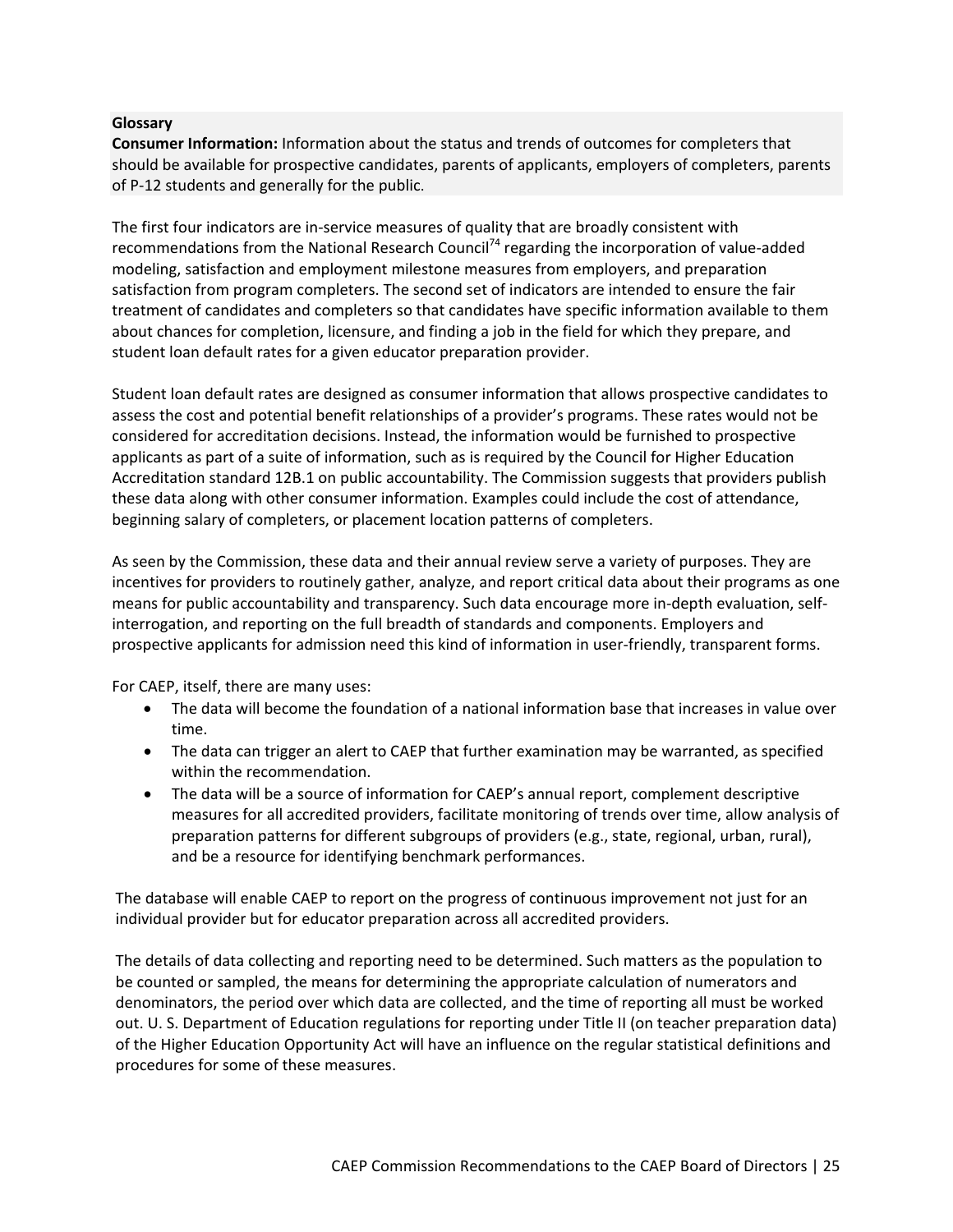**Glossary**

**Consumer Information:** Information about the status and trends of outcomes for completers that should be available for prospective candidates, parents of applicants, employers of completers, parents of P-12 students and generally for the public.

The first four indicators are in-service measures of quality that are broadly consistent with recommendations from the National Research Council[74] regarding the incorporation of value-added modeling, satisfaction and employment milestone measures from employers, and preparation satisfaction from program completers. The second set of indicators are intended to ensure the fair treatment of candidates and completers so that candidates have specific information available to them about chances for completion, licensure, and finding a job in the field for which they prepare, and student loan default rates for a given educator preparation provider.

Student loan default rates are designed as consumer information that allows prospective candidates to assess the cost and potential benefit relationships of a provider's programs. These rates would not be considered for accreditation decisions. Instead, the information would be furnished to prospective applicants as part of a suite of information, such as is required by the Council for Higher Education Accreditation standard 12B.1 on public accountability. The Commission suggests that providers publish these data along with other consumer information. Examples could include the cost of attendance, beginning salary of completers, or placement location patterns of completers.

As seen by the Commission, these data and their annual review serve a variety of purposes. They are incentives for providers to routinely gather, analyze, and report critical data about their programs as one means for public accountability and transparency. Such data encourage more in-depth evaluation, self-interrogation, and reporting on the full breadth of standards and components. Employers and prospective applicants for admission need this kind of information in user-friendly, transparent forms.

For CAEP, itself, there are many uses:

- The data will become the foundation of a national information base that increases in value over time.
- The data can trigger an alert to CAEP that further examination may be warranted, as specified within the recommendation.
- The data will be a source of information for CAEP's annual report, complement descriptive measures for all accredited providers, facilitate monitoring of trends over time, allow analysis of preparation patterns for different subgroups of providers (e.g., state, regional, urban, rural), and be a resource for identifying benchmark performances.

The database will enable CAEP to report on the progress of continuous improvement not just for an individual provider but for educator preparation across all accredited providers.

The details of data collecting and reporting need to be determined. Such matters as the population to be counted or sampled, the means for determining the appropriate calculation of numerators and denominators, the period over which data are collected, and the time of reporting all must be worked out. U. S. Department of Education regulations for reporting under Title II (on teacher preparation data) of the Higher Education Opportunity Act will have an influence on the regular statistical definitions and procedures for some of these measures.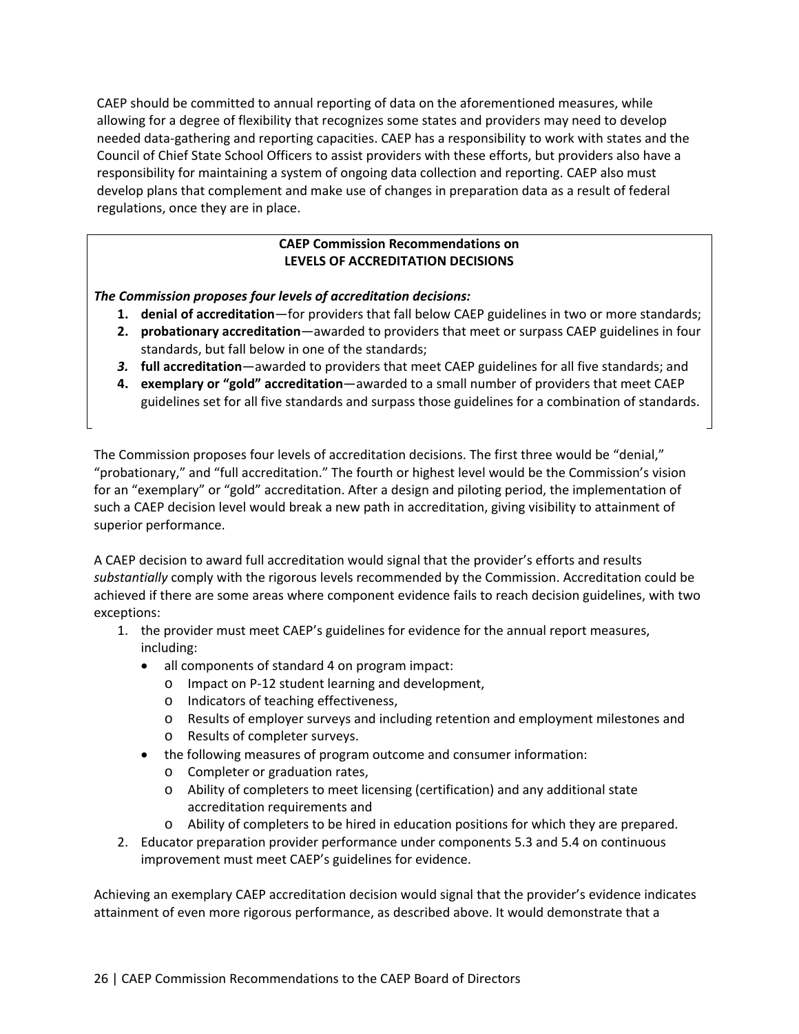CAEP should be committed to annual reporting of data on the aforementioned measures, while allowing for a degree of flexibility that recognizes some states and providers may need to develop needed data-gathering and reporting capacities. CAEP has a responsibility to work with states and the Council of Chief State School Officers to assist providers with these efforts, but providers also have a responsibility for maintaining a system of ongoing data collection and reporting. CAEP also must develop plans that complement and make use of changes in preparation data as a result of federal regulations, once they are in place.

**CAEP Commission Recommendations on**
**LEVELS OF ACCREDITATION DECISIONS**

***The Commission proposes four levels of accreditation decisions:***

1. **denial of accreditation**—for providers that fall below CAEP guidelines in two or more standards;
2. **probationary accreditation**—awarded to providers that meet or surpass CAEP guidelines in four standards, but fall below in one of the standards;
3. **full accreditation**—awarded to providers that meet CAEP guidelines for all five standards; and
4. **exemplary or "gold" accreditation**—awarded to a small number of providers that meet CAEP guidelines set for all five standards and surpass those guidelines for a combination of standards.

The Commission proposes four levels of accreditation decisions. The first three would be "denial," "probationary," and "full accreditation." The fourth or highest level would be the Commission's vision for an "exemplary" or "gold" accreditation. After a design and piloting period, the implementation of such a CAEP decision level would break a new path in accreditation, giving visibility to attainment of superior performance.

A CAEP decision to award full accreditation would signal that the provider's efforts and results *substantially* comply with the rigorous levels recommended by the Commission. Accreditation could be achieved if there are some areas where component evidence fails to reach decision guidelines, with two exceptions:

1. the provider must meet CAEP's guidelines for evidence for the annual report measures, including:
   - all components of standard 4 on program impact:
     - Impact on P-12 student learning and development,
     - Indicators of teaching effectiveness,
     - Results of employer surveys and including retention and employment milestones and
     - Results of completer surveys.
   - the following measures of program outcome and consumer information:
     - Completer or graduation rates,
     - Ability of completers to meet licensing (certification) and any additional state accreditation requirements and
     - Ability of completers to be hired in education positions for which they are prepared.
2. Educator preparation provider performance under components 5.3 and 5.4 on continuous improvement must meet CAEP's guidelines for evidence.

Achieving an exemplary CAEP accreditation decision would signal that the provider's evidence indicates attainment of even more rigorous performance, as described above. It would demonstrate that a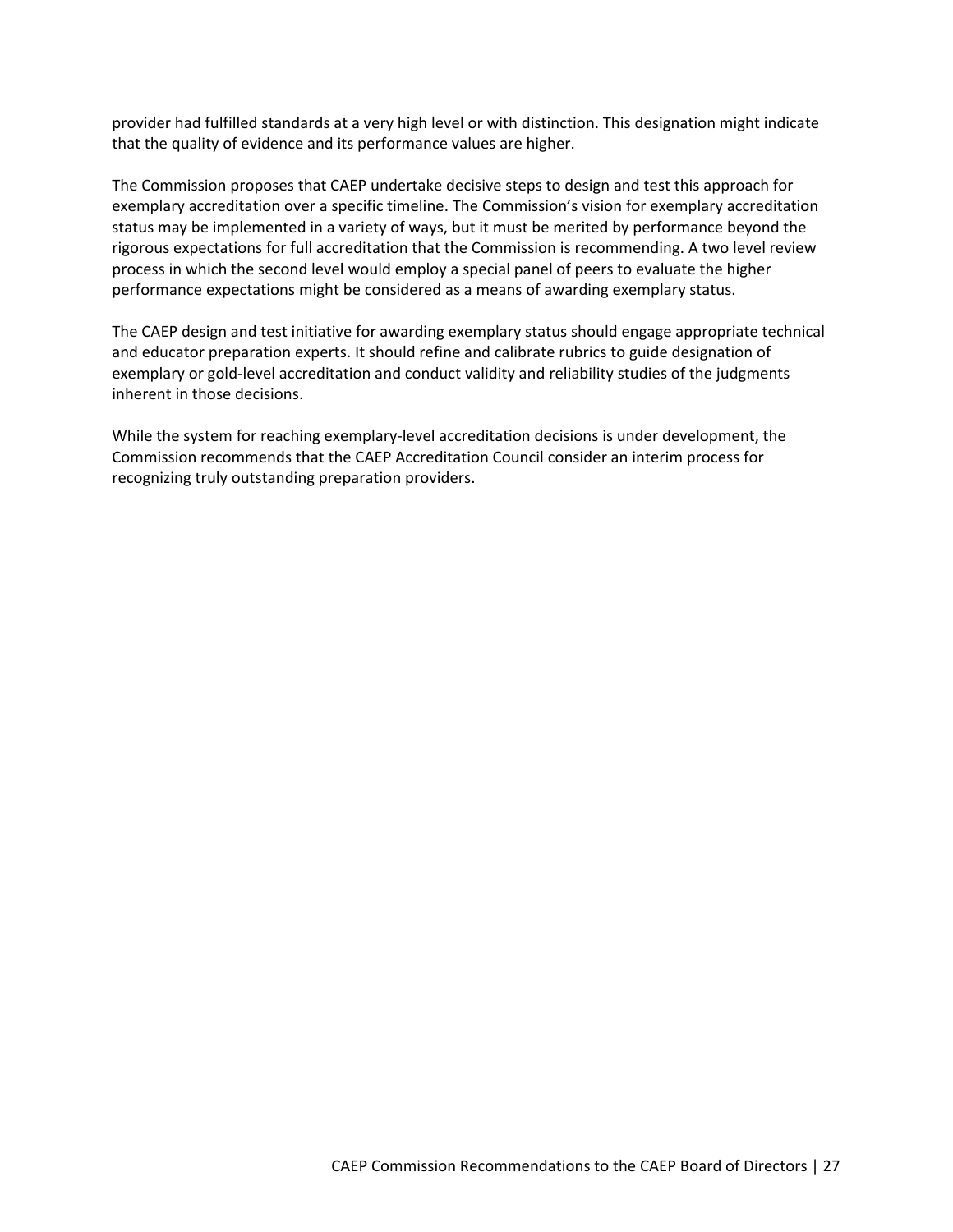provider had fulfilled standards at a very high level or with distinction. This designation might indicate that the quality of evidence and its performance values are higher.

The Commission proposes that CAEP undertake decisive steps to design and test this approach for exemplary accreditation over a specific timeline. The Commission's vision for exemplary accreditation status may be implemented in a variety of ways, but it must be merited by performance beyond the rigorous expectations for full accreditation that the Commission is recommending. A two level review process in which the second level would employ a special panel of peers to evaluate the higher performance expectations might be considered as a means of awarding exemplary status.

The CAEP design and test initiative for awarding exemplary status should engage appropriate technical and educator preparation experts. It should refine and calibrate rubrics to guide designation of exemplary or gold-level accreditation and conduct validity and reliability studies of the judgments inherent in those decisions.

While the system for reaching exemplary-level accreditation decisions is under development, the Commission recommends that the CAEP Accreditation Council consider an interim process for recognizing truly outstanding preparation providers.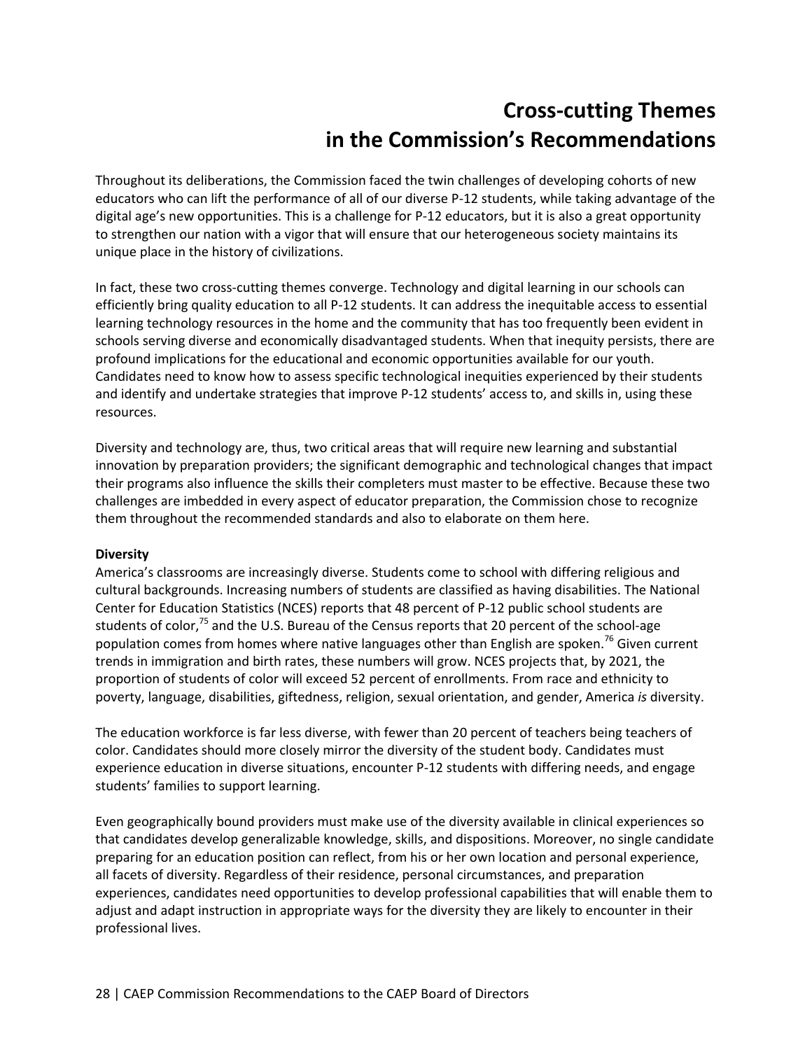# Cross-cutting Themes in the Commission's Recommendations

Throughout its deliberations, the Commission faced the twin challenges of developing cohorts of new educators who can lift the performance of all of our diverse P-12 students, while taking advantage of the digital age's new opportunities. This is a challenge for P-12 educators, but it is also a great opportunity to strengthen our nation with a vigor that will ensure that our heterogeneous society maintains its unique place in the history of civilizations.

In fact, these two cross-cutting themes converge. Technology and digital learning in our schools can efficiently bring quality education to all P-12 students. It can address the inequitable access to essential learning technology resources in the home and the community that has too frequently been evident in schools serving diverse and economically disadvantaged students. When that inequity persists, there are profound implications for the educational and economic opportunities available for our youth. Candidates need to know how to assess specific technological inequities experienced by their students and identify and undertake strategies that improve P-12 students' access to, and skills in, using these resources.

Diversity and technology are, thus, two critical areas that will require new learning and substantial innovation by preparation providers; the significant demographic and technological changes that impact their programs also influence the skills their completers must master to be effective. Because these two challenges are imbedded in every aspect of educator preparation, the Commission chose to recognize them throughout the recommended standards and also to elaborate on them here.

**Diversity**

America's classrooms are increasingly diverse. Students come to school with differing religious and cultural backgrounds. Increasing numbers of students are classified as having disabilities. The National Center for Education Statistics (NCES) reports that 48 percent of P-12 public school students are students of color,[75] and the U.S. Bureau of the Census reports that 20 percent of the school-age population comes from homes where native languages other than English are spoken.[76] Given current trends in immigration and birth rates, these numbers will grow. NCES projects that, by 2021, the proportion of students of color will exceed 52 percent of enrollments. From race and ethnicity to poverty, language, disabilities, giftedness, religion, sexual orientation, and gender, America *is* diversity.

The education workforce is far less diverse, with fewer than 20 percent of teachers being teachers of color. Candidates should more closely mirror the diversity of the student body. Candidates must experience education in diverse situations, encounter P-12 students with differing needs, and engage students' families to support learning.

Even geographically bound providers must make use of the diversity available in clinical experiences so that candidates develop generalizable knowledge, skills, and dispositions. Moreover, no single candidate preparing for an education position can reflect, from his or her own location and personal experience, all facets of diversity. Regardless of their residence, personal circumstances, and preparation experiences, candidates need opportunities to develop professional capabilities that will enable them to adjust and adapt instruction in appropriate ways for the diversity they are likely to encounter in their professional lives.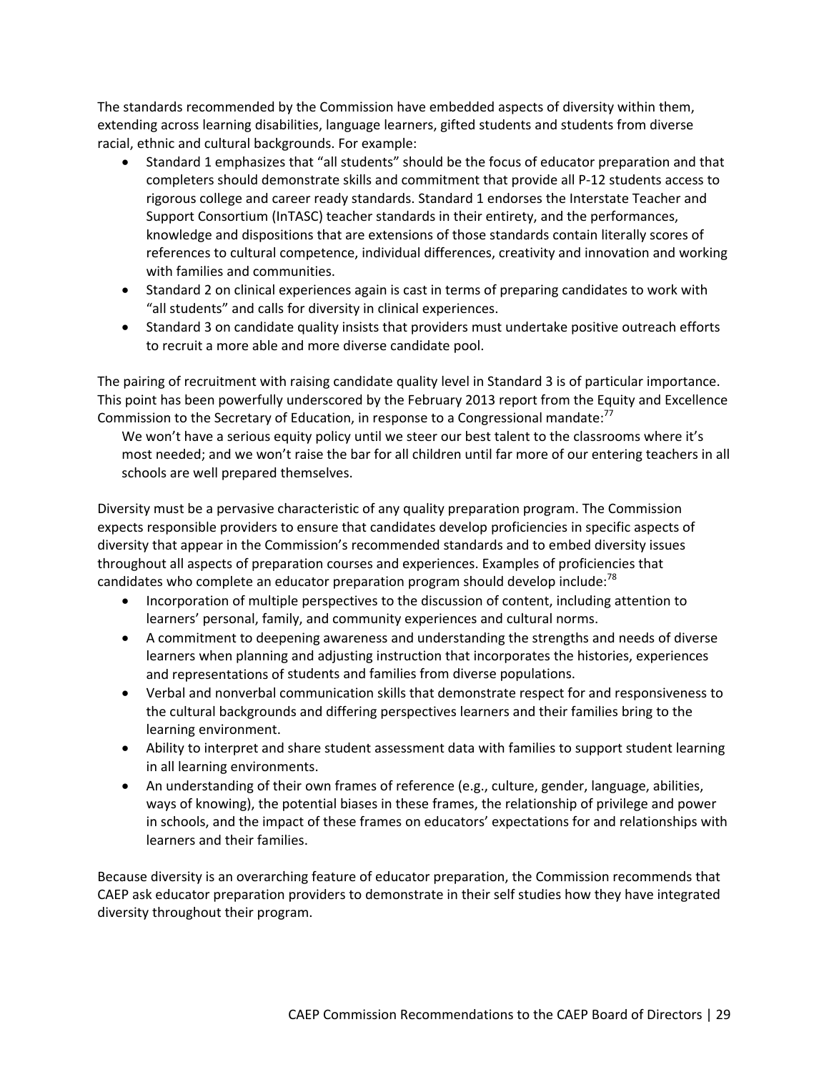The standards recommended by the Commission have embedded aspects of diversity within them, extending across learning disabilities, language learners, gifted students and students from diverse racial, ethnic and cultural backgrounds. For example:

- Standard 1 emphasizes that "all students" should be the focus of educator preparation and that completers should demonstrate skills and commitment that provide all P-12 students access to rigorous college and career ready standards. Standard 1 endorses the Interstate Teacher and Support Consortium (InTASC) teacher standards in their entirety, and the performances, knowledge and dispositions that are extensions of those standards contain literally scores of references to cultural competence, individual differences, creativity and innovation and working with families and communities.
- Standard 2 on clinical experiences again is cast in terms of preparing candidates to work with "all students" and calls for diversity in clinical experiences.
- Standard 3 on candidate quality insists that providers must undertake positive outreach efforts to recruit a more able and more diverse candidate pool.

The pairing of recruitment with raising candidate quality level in Standard 3 is of particular importance. This point has been powerfully underscored by the February 2013 report from the Equity and Excellence Commission to the Secretary of Education, in response to a Congressional mandate:[77]

> We won't have a serious equity policy until we steer our best talent to the classrooms where it's most needed; and we won't raise the bar for all children until far more of our entering teachers in all schools are well prepared themselves.

Diversity must be a pervasive characteristic of any quality preparation program. The Commission expects responsible providers to ensure that candidates develop proficiencies in specific aspects of diversity that appear in the Commission's recommended standards and to embed diversity issues throughout all aspects of preparation courses and experiences. Examples of proficiencies that candidates who complete an educator preparation program should develop include:[78]

- Incorporation of multiple perspectives to the discussion of content, including attention to learners' personal, family, and community experiences and cultural norms.
- A commitment to deepening awareness and understanding the strengths and needs of diverse learners when planning and adjusting instruction that incorporates the histories, experiences and representations of students and families from diverse populations.
- Verbal and nonverbal communication skills that demonstrate respect for and responsiveness to the cultural backgrounds and differing perspectives learners and their families bring to the learning environment.
- Ability to interpret and share student assessment data with families to support student learning in all learning environments.
- An understanding of their own frames of reference (e.g., culture, gender, language, abilities, ways of knowing), the potential biases in these frames, the relationship of privilege and power in schools, and the impact of these frames on educators' expectations for and relationships with learners and their families.

Because diversity is an overarching feature of educator preparation, the Commission recommends that CAEP ask educator preparation providers to demonstrate in their self studies how they have integrated diversity throughout their program.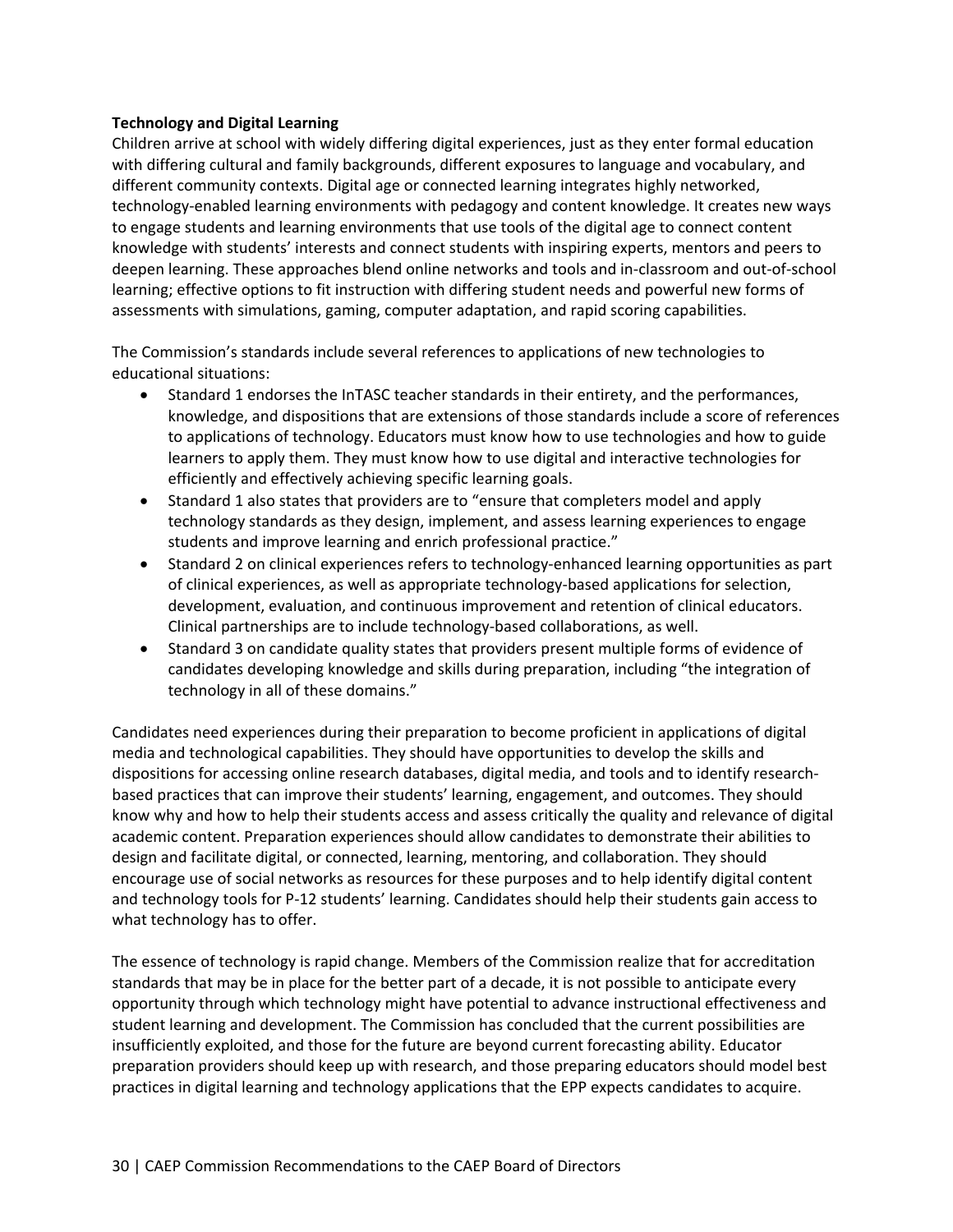**Technology and Digital Learning**

Children arrive at school with widely differing digital experiences, just as they enter formal education with differing cultural and family backgrounds, different exposures to language and vocabulary, and different community contexts. Digital age or connected learning integrates highly networked, technology-enabled learning environments with pedagogy and content knowledge. It creates new ways to engage students and learning environments that use tools of the digital age to connect content knowledge with students' interests and connect students with inspiring experts, mentors and peers to deepen learning. These approaches blend online networks and tools and in-classroom and out-of-school learning; effective options to fit instruction with differing student needs and powerful new forms of assessments with simulations, gaming, computer adaptation, and rapid scoring capabilities.

The Commission's standards include several references to applications of new technologies to educational situations:

- Standard 1 endorses the InTASC teacher standards in their entirety, and the performances, knowledge, and dispositions that are extensions of those standards include a score of references to applications of technology. Educators must know how to use technologies and how to guide learners to apply them. They must know how to use digital and interactive technologies for efficiently and effectively achieving specific learning goals.
- Standard 1 also states that providers are to "ensure that completers model and apply technology standards as they design, implement, and assess learning experiences to engage students and improve learning and enrich professional practice."
- Standard 2 on clinical experiences refers to technology-enhanced learning opportunities as part of clinical experiences, as well as appropriate technology-based applications for selection, development, evaluation, and continuous improvement and retention of clinical educators. Clinical partnerships are to include technology-based collaborations, as well.
- Standard 3 on candidate quality states that providers present multiple forms of evidence of candidates developing knowledge and skills during preparation, including "the integration of technology in all of these domains."

Candidates need experiences during their preparation to become proficient in applications of digital media and technological capabilities. They should have opportunities to develop the skills and dispositions for accessing online research databases, digital media, and tools and to identify research-based practices that can improve their students' learning, engagement, and outcomes. They should know why and how to help their students access and assess critically the quality and relevance of digital academic content. Preparation experiences should allow candidates to demonstrate their abilities to design and facilitate digital, or connected, learning, mentoring, and collaboration. They should encourage use of social networks as resources for these purposes and to help identify digital content and technology tools for P-12 students' learning. Candidates should help their students gain access to what technology has to offer.

The essence of technology is rapid change. Members of the Commission realize that for accreditation standards that may be in place for the better part of a decade, it is not possible to anticipate every opportunity through which technology might have potential to advance instructional effectiveness and student learning and development. The Commission has concluded that the current possibilities are insufficiently exploited, and those for the future are beyond current forecasting ability. Educator preparation providers should keep up with research, and those preparing educators should model best practices in digital learning and technology applications that the EPP expects candidates to acquire.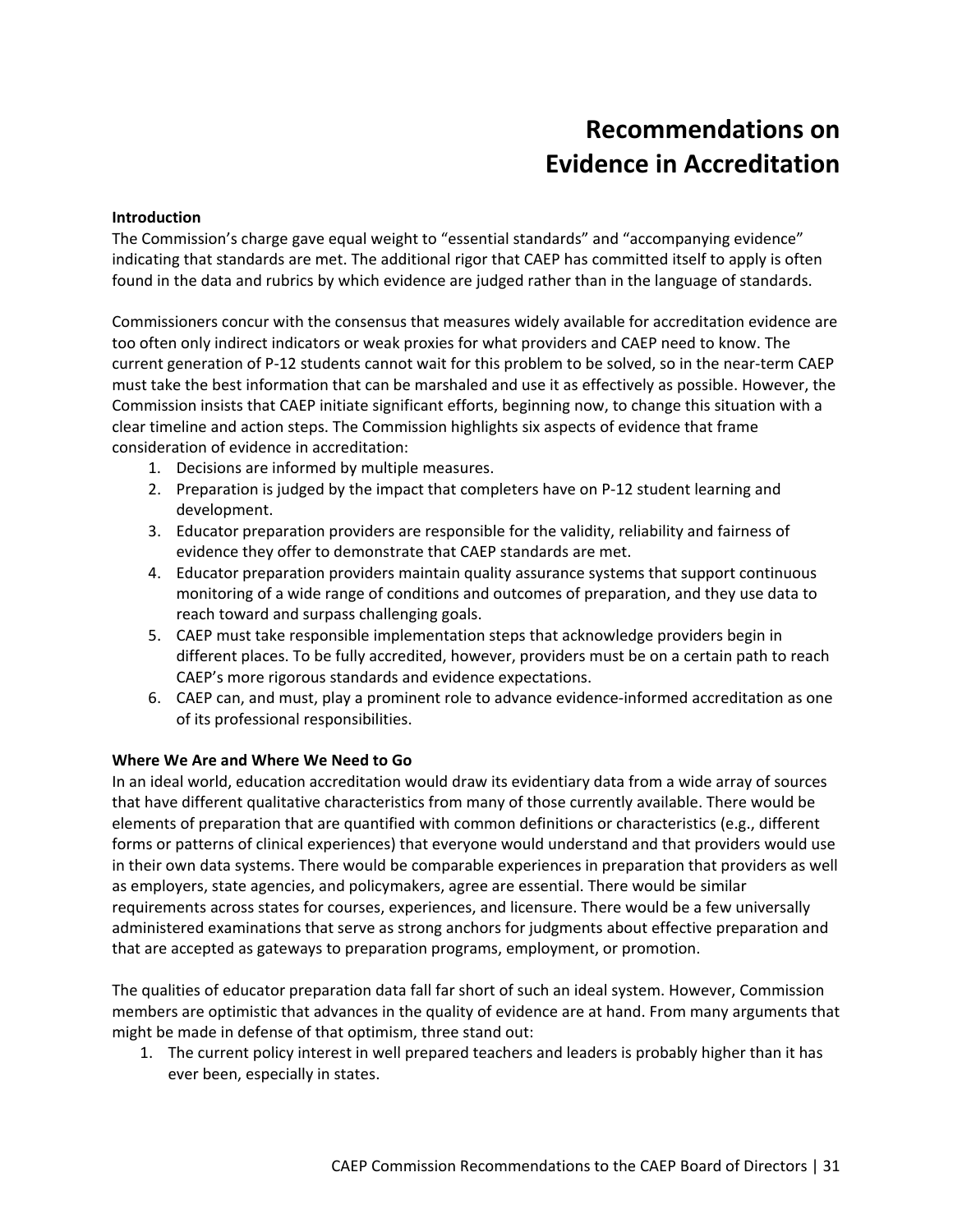# Recommendations on Evidence in Accreditation

**Introduction**

The Commission's charge gave equal weight to "essential standards" and "accompanying evidence" indicating that standards are met. The additional rigor that CAEP has committed itself to apply is often found in the data and rubrics by which evidence are judged rather than in the language of standards.

Commissioners concur with the consensus that measures widely available for accreditation evidence are too often only indirect indicators or weak proxies for what providers and CAEP need to know. The current generation of P-12 students cannot wait for this problem to be solved, so in the near-term CAEP must take the best information that can be marshaled and use it as effectively as possible. However, the Commission insists that CAEP initiate significant efforts, beginning now, to change this situation with a clear timeline and action steps. The Commission highlights six aspects of evidence that frame consideration of evidence in accreditation:

1. Decisions are informed by multiple measures.
2. Preparation is judged by the impact that completers have on P-12 student learning and development.
3. Educator preparation providers are responsible for the validity, reliability and fairness of evidence they offer to demonstrate that CAEP standards are met.
4. Educator preparation providers maintain quality assurance systems that support continuous monitoring of a wide range of conditions and outcomes of preparation, and they use data to reach toward and surpass challenging goals.
5. CAEP must take responsible implementation steps that acknowledge providers begin in different places. To be fully accredited, however, providers must be on a certain path to reach CAEP's more rigorous standards and evidence expectations.
6. CAEP can, and must, play a prominent role to advance evidence-informed accreditation as one of its professional responsibilities.

**Where We Are and Where We Need to Go**

In an ideal world, education accreditation would draw its evidentiary data from a wide array of sources that have different qualitative characteristics from many of those currently available. There would be elements of preparation that are quantified with common definitions or characteristics (e.g., different forms or patterns of clinical experiences) that everyone would understand and that providers would use in their own data systems. There would be comparable experiences in preparation that providers as well as employers, state agencies, and policymakers, agree are essential. There would be similar requirements across states for courses, experiences, and licensure. There would be a few universally administered examinations that serve as strong anchors for judgments about effective preparation and that are accepted as gateways to preparation programs, employment, or promotion.

The qualities of educator preparation data fall far short of such an ideal system. However, Commission members are optimistic that advances in the quality of evidence are at hand. From many arguments that might be made in defense of that optimism, three stand out:

1. The current policy interest in well prepared teachers and leaders is probably higher than it has ever been, especially in states.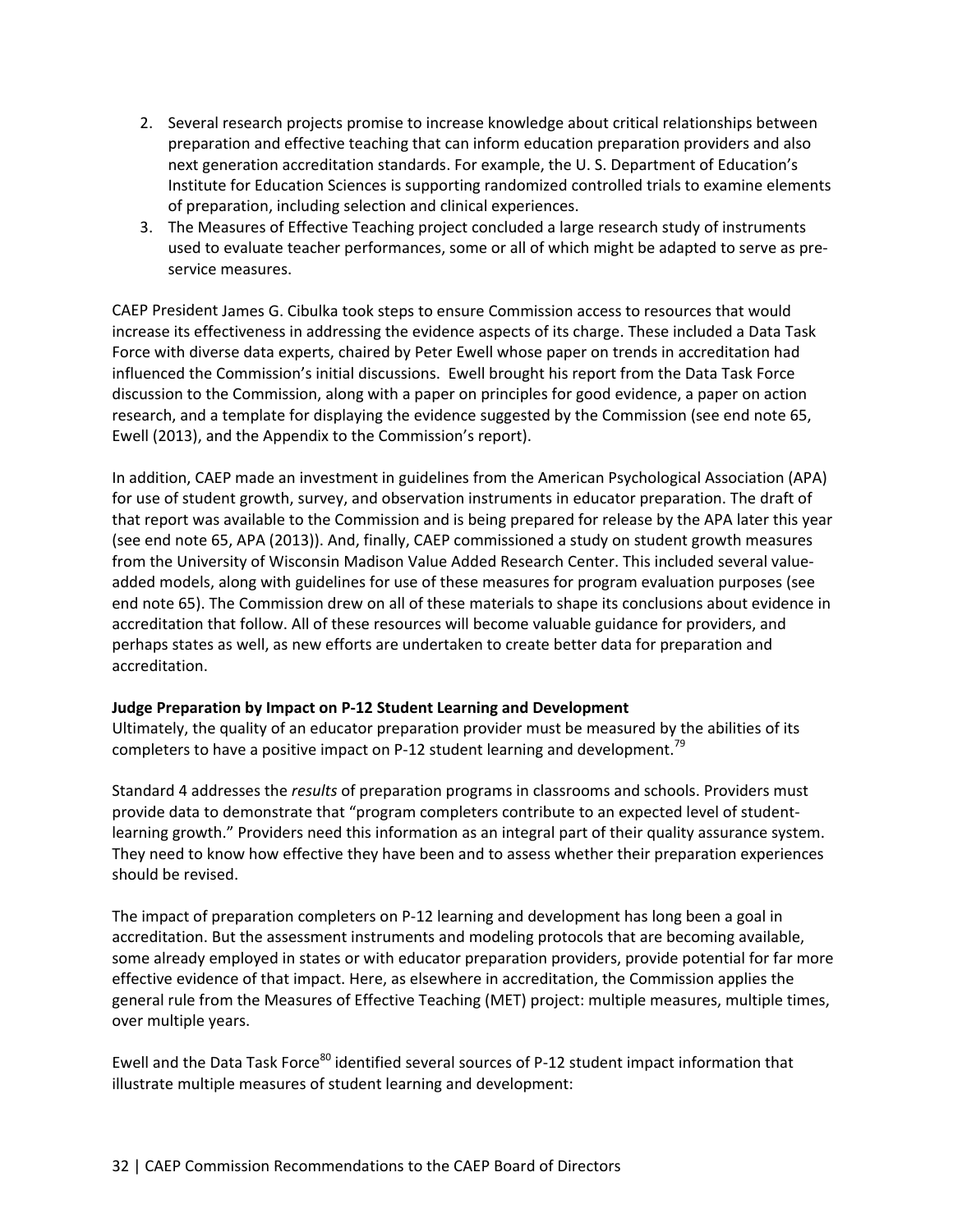2. Several research projects promise to increase knowledge about critical relationships between preparation and effective teaching that can inform education preparation providers and also next generation accreditation standards. For example, the U. S. Department of Education's Institute for Education Sciences is supporting randomized controlled trials to examine elements of preparation, including selection and clinical experiences.
3. The Measures of Effective Teaching project concluded a large research study of instruments used to evaluate teacher performances, some or all of which might be adapted to serve as pre-service measures.

CAEP President James G. Cibulka took steps to ensure Commission access to resources that would increase its effectiveness in addressing the evidence aspects of its charge. These included a Data Task Force with diverse data experts, chaired by Peter Ewell whose paper on trends in accreditation had influenced the Commission's initial discussions. Ewell brought his report from the Data Task Force discussion to the Commission, along with a paper on principles for good evidence, a paper on action research, and a template for displaying the evidence suggested by the Commission (see end note 65, Ewell (2013), and the Appendix to the Commission's report).

In addition, CAEP made an investment in guidelines from the American Psychological Association (APA) for use of student growth, survey, and observation instruments in educator preparation. The draft of that report was available to the Commission and is being prepared for release by the APA later this year (see end note 65, APA (2013)). And, finally, CAEP commissioned a study on student growth measures from the University of Wisconsin Madison Value Added Research Center. This included several value-added models, along with guidelines for use of these measures for program evaluation purposes (see end note 65). The Commission drew on all of these materials to shape its conclusions about evidence in accreditation that follow. All of these resources will become valuable guidance for providers, and perhaps states as well, as new efforts are undertaken to create better data for preparation and accreditation.

**Judge Preparation by Impact on P-12 Student Learning and Development**
Ultimately, the quality of an educator preparation provider must be measured by the abilities of its completers to have a positive impact on P-12 student learning and development.[79]

Standard 4 addresses the *results* of preparation programs in classrooms and schools. Providers must provide data to demonstrate that "program completers contribute to an expected level of student-learning growth." Providers need this information as an integral part of their quality assurance system. They need to know how effective they have been and to assess whether their preparation experiences should be revised.

The impact of preparation completers on P-12 learning and development has long been a goal in accreditation. But the assessment instruments and modeling protocols that are becoming available, some already employed in states or with educator preparation providers, provide potential for far more effective evidence of that impact. Here, as elsewhere in accreditation, the Commission applies the general rule from the Measures of Effective Teaching (MET) project: multiple measures, multiple times, over multiple years.

Ewell and the Data Task Force[80] identified several sources of P-12 student impact information that illustrate multiple measures of student learning and development: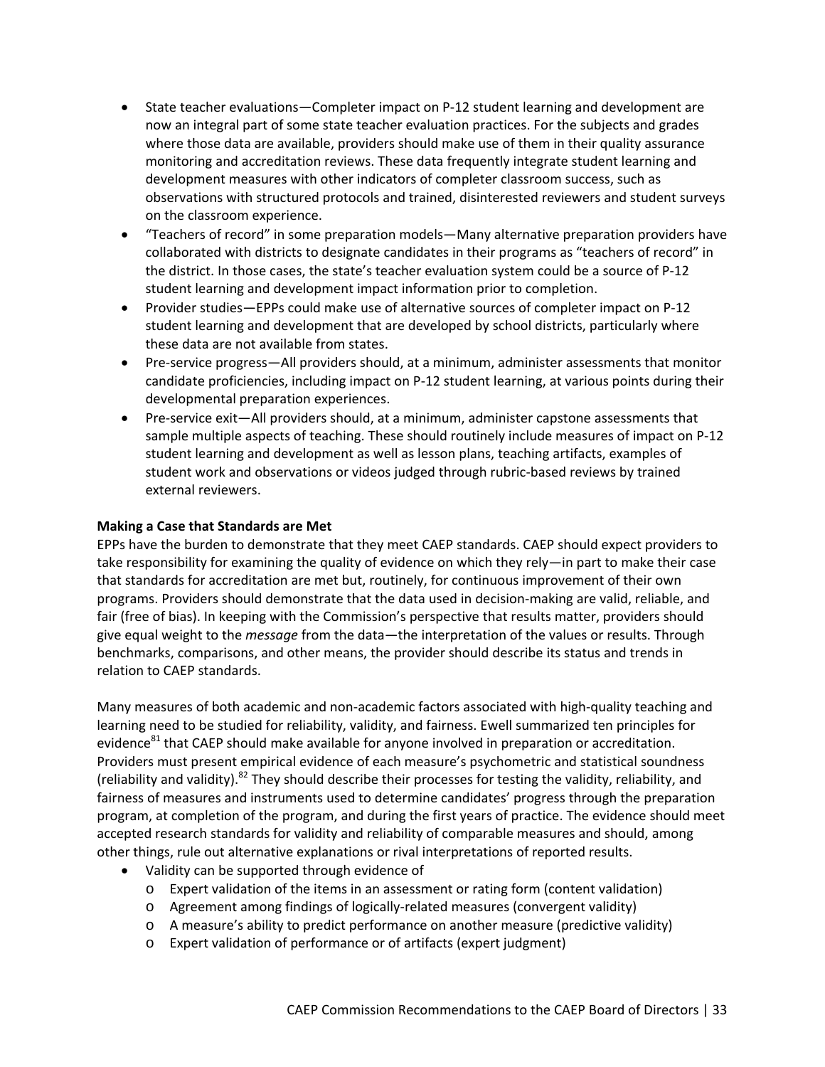- State teacher evaluations—Completer impact on P-12 student learning and development are now an integral part of some state teacher evaluation practices. For the subjects and grades where those data are available, providers should make use of them in their quality assurance monitoring and accreditation reviews. These data frequently integrate student learning and development measures with other indicators of completer classroom success, such as observations with structured protocols and trained, disinterested reviewers and student surveys on the classroom experience.
- "Teachers of record" in some preparation models—Many alternative preparation providers have collaborated with districts to designate candidates in their programs as "teachers of record" in the district. In those cases, the state's teacher evaluation system could be a source of P-12 student learning and development impact information prior to completion.
- Provider studies—EPPs could make use of alternative sources of completer impact on P-12 student learning and development that are developed by school districts, particularly where these data are not available from states.
- Pre-service progress—All providers should, at a minimum, administer assessments that monitor candidate proficiencies, including impact on P-12 student learning, at various points during their developmental preparation experiences.
- Pre-service exit—All providers should, at a minimum, administer capstone assessments that sample multiple aspects of teaching. These should routinely include measures of impact on P-12 student learning and development as well as lesson plans, teaching artifacts, examples of student work and observations or videos judged through rubric-based reviews by trained external reviewers.

**Making a Case that Standards are Met**

EPPs have the burden to demonstrate that they meet CAEP standards. CAEP should expect providers to take responsibility for examining the quality of evidence on which they rely—in part to make their case that standards for accreditation are met but, routinely, for continuous improvement of their own programs. Providers should demonstrate that the data used in decision-making are valid, reliable, and fair (free of bias). In keeping with the Commission's perspective that results matter, providers should give equal weight to the *message* from the data—the interpretation of the values or results. Through benchmarks, comparisons, and other means, the provider should describe its status and trends in relation to CAEP standards.

Many measures of both academic and non-academic factors associated with high-quality teaching and learning need to be studied for reliability, validity, and fairness. Ewell summarized ten principles for evidence[81] that CAEP should make available for anyone involved in preparation or accreditation. Providers must present empirical evidence of each measure's psychometric and statistical soundness (reliability and validity).[82] They should describe their processes for testing the validity, reliability, and fairness of measures and instruments used to determine candidates' progress through the preparation program, at completion of the program, and during the first years of practice. The evidence should meet accepted research standards for validity and reliability of comparable measures and should, among other things, rule out alternative explanations or rival interpretations of reported results.

- Validity can be supported through evidence of
  - Expert validation of the items in an assessment or rating form (content validation)
  - Agreement among findings of logically-related measures (convergent validity)
  - A measure's ability to predict performance on another measure (predictive validity)
  - Expert validation of performance or of artifacts (expert judgment)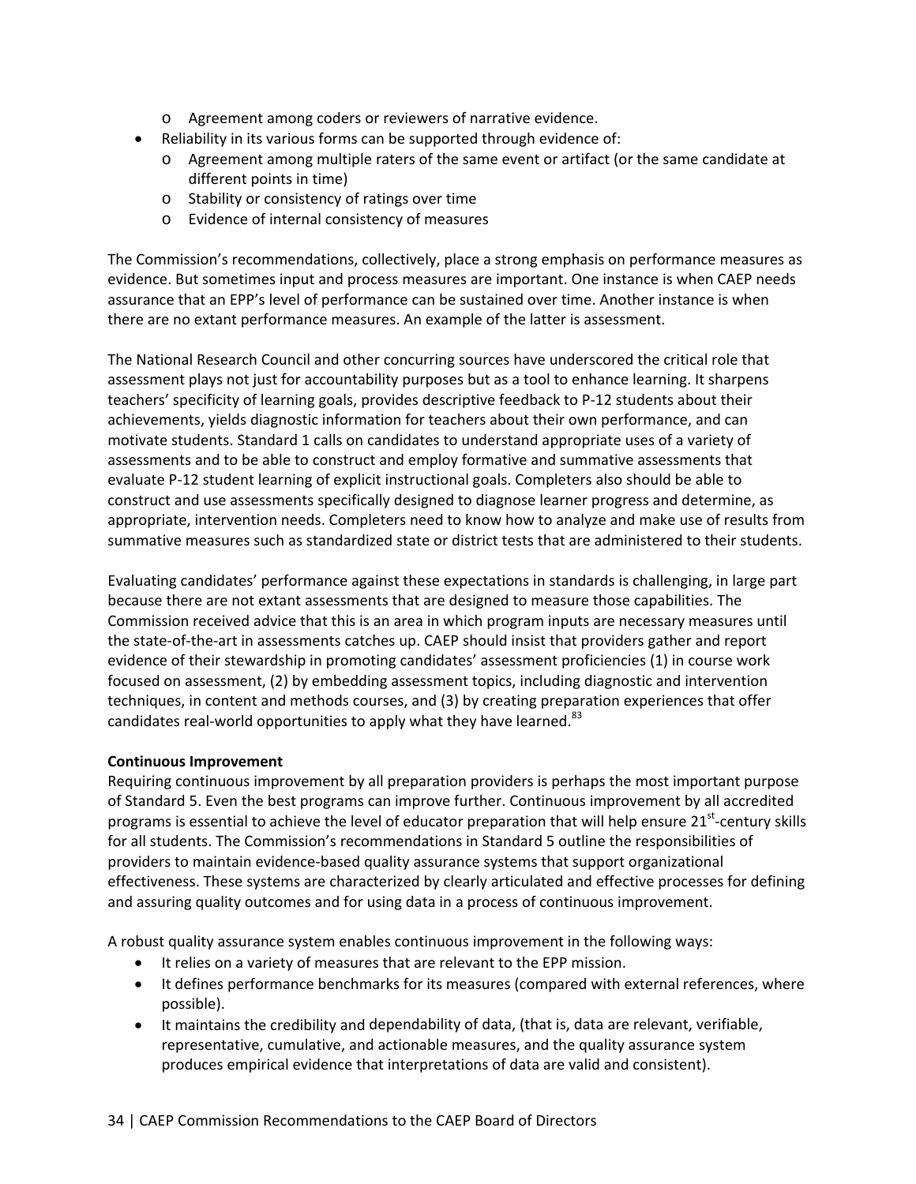- Agreement among coders or reviewers of narrative evidence.
- Reliability in its various forms can be supported through evidence of:
  - Agreement among multiple raters of the same event or artifact (or the same candidate at different points in time)
  - Stability or consistency of ratings over time
  - Evidence of internal consistency of measures

The Commission's recommendations, collectively, place a strong emphasis on performance measures as evidence. But sometimes input and process measures are important. One instance is when CAEP needs assurance that an EPP's level of performance can be sustained over time. Another instance is when there are no extant performance measures. An example of the latter is assessment.

The National Research Council and other concurring sources have underscored the critical role that assessment plays not just for accountability purposes but as a tool to enhance learning. It sharpens teachers' specificity of learning goals, provides descriptive feedback to P-12 students about their achievements, yields diagnostic information for teachers about their own performance, and can motivate students. Standard 1 calls on candidates to understand appropriate uses of a variety of assessments and to be able to construct and employ formative and summative assessments that evaluate P-12 student learning of explicit instructional goals. Completers also should be able to construct and use assessments specifically designed to diagnose learner progress and determine, as appropriate, intervention needs. Completers need to know how to analyze and make use of results from summative measures such as standardized state or district tests that are administered to their students.

Evaluating candidates' performance against these expectations in standards is challenging, in large part because there are not extant assessments that are designed to measure those capabilities. The Commission received advice that this is an area in which program inputs are necessary measures until the state-of-the-art in assessments catches up. CAEP should insist that providers gather and report evidence of their stewardship in promoting candidates' assessment proficiencies (1) in course work focused on assessment, (2) by embedding assessment topics, including diagnostic and intervention techniques, in content and methods courses, and (3) by creating preparation experiences that offer candidates real-world opportunities to apply what they have learned.[83]

**Continuous Improvement**

Requiring continuous improvement by all preparation providers is perhaps the most important purpose of Standard 5. Even the best programs can improve further. Continuous improvement by all accredited programs is essential to achieve the level of educator preparation that will help ensure 21st-century skills for all students. The Commission's recommendations in Standard 5 outline the responsibilities of providers to maintain evidence-based quality assurance systems that support organizational effectiveness. These systems are characterized by clearly articulated and effective processes for defining and assuring quality outcomes and for using data in a process of continuous improvement.

A robust quality assurance system enables continuous improvement in the following ways:

- It relies on a variety of measures that are relevant to the EPP mission.
- It defines performance benchmarks for its measures (compared with external references, where possible).
- It maintains the credibility and dependability of data, (that is, data are relevant, verifiable, representative, cumulative, and actionable measures, and the quality assurance system produces empirical evidence that interpretations of data are valid and consistent).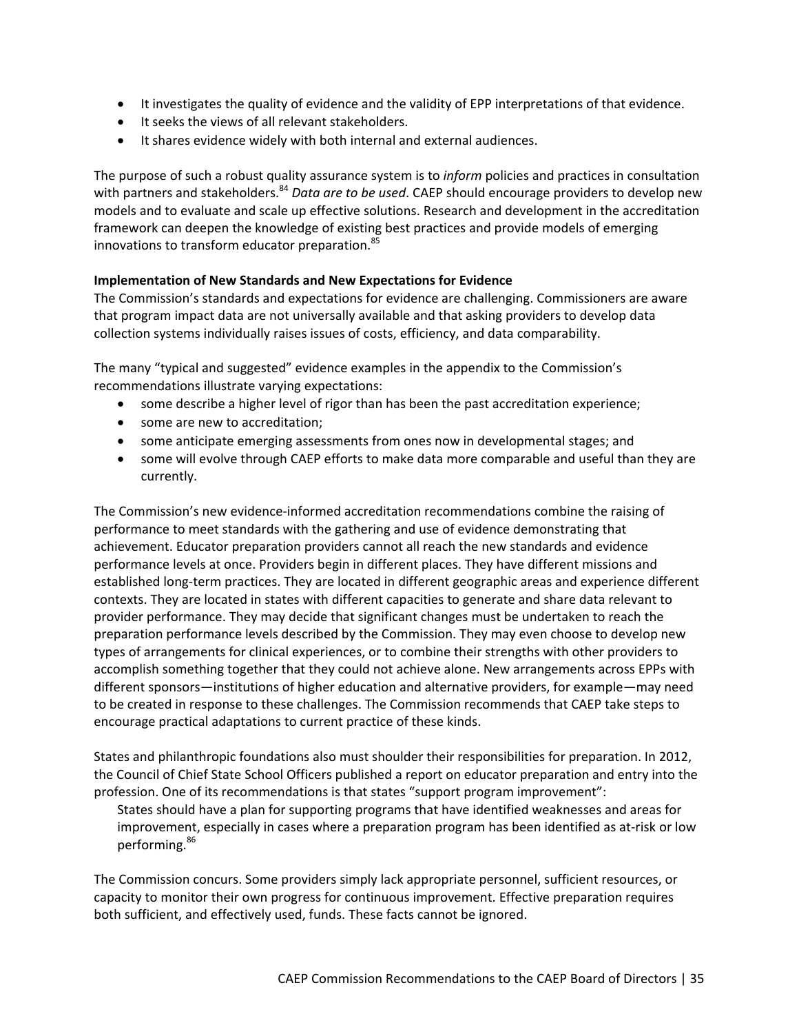- It investigates the quality of evidence and the validity of EPP interpretations of that evidence.
- It seeks the views of all relevant stakeholders.
- It shares evidence widely with both internal and external audiences.

The purpose of such a robust quality assurance system is to *inform* policies and practices in consultation with partners and stakeholders.[84] *Data are to be used*. CAEP should encourage providers to develop new models and to evaluate and scale up effective solutions. Research and development in the accreditation framework can deepen the knowledge of existing best practices and provide models of emerging innovations to transform educator preparation.[85]

**Implementation of New Standards and New Expectations for Evidence**

The Commission's standards and expectations for evidence are challenging. Commissioners are aware that program impact data are not universally available and that asking providers to develop data collection systems individually raises issues of costs, efficiency, and data comparability.

The many "typical and suggested" evidence examples in the appendix to the Commission's recommendations illustrate varying expectations:

- some describe a higher level of rigor than has been the past accreditation experience;
- some are new to accreditation;
- some anticipate emerging assessments from ones now in developmental stages; and
- some will evolve through CAEP efforts to make data more comparable and useful than they are currently.

The Commission's new evidence-informed accreditation recommendations combine the raising of performance to meet standards with the gathering and use of evidence demonstrating that achievement. Educator preparation providers cannot all reach the new standards and evidence performance levels at once. Providers begin in different places. They have different missions and established long-term practices. They are located in different geographic areas and experience different contexts. They are located in states with different capacities to generate and share data relevant to provider performance. They may decide that significant changes must be undertaken to reach the preparation performance levels described by the Commission. They may even choose to develop new types of arrangements for clinical experiences, or to combine their strengths with other providers to accomplish something together that they could not achieve alone. New arrangements across EPPs with different sponsors—institutions of higher education and alternative providers, for example—may need to be created in response to these challenges. The Commission recommends that CAEP take steps to encourage practical adaptations to current practice of these kinds.

States and philanthropic foundations also must shoulder their responsibilities for preparation. In 2012, the Council of Chief State School Officers published a report on educator preparation and entry into the profession. One of its recommendations is that states "support program improvement":

> States should have a plan for supporting programs that have identified weaknesses and areas for improvement, especially in cases where a preparation program has been identified as at-risk or low performing.[86]

The Commission concurs. Some providers simply lack appropriate personnel, sufficient resources, or capacity to monitor their own progress for continuous improvement. Effective preparation requires both sufficient, and effectively used, funds. These facts cannot be ignored.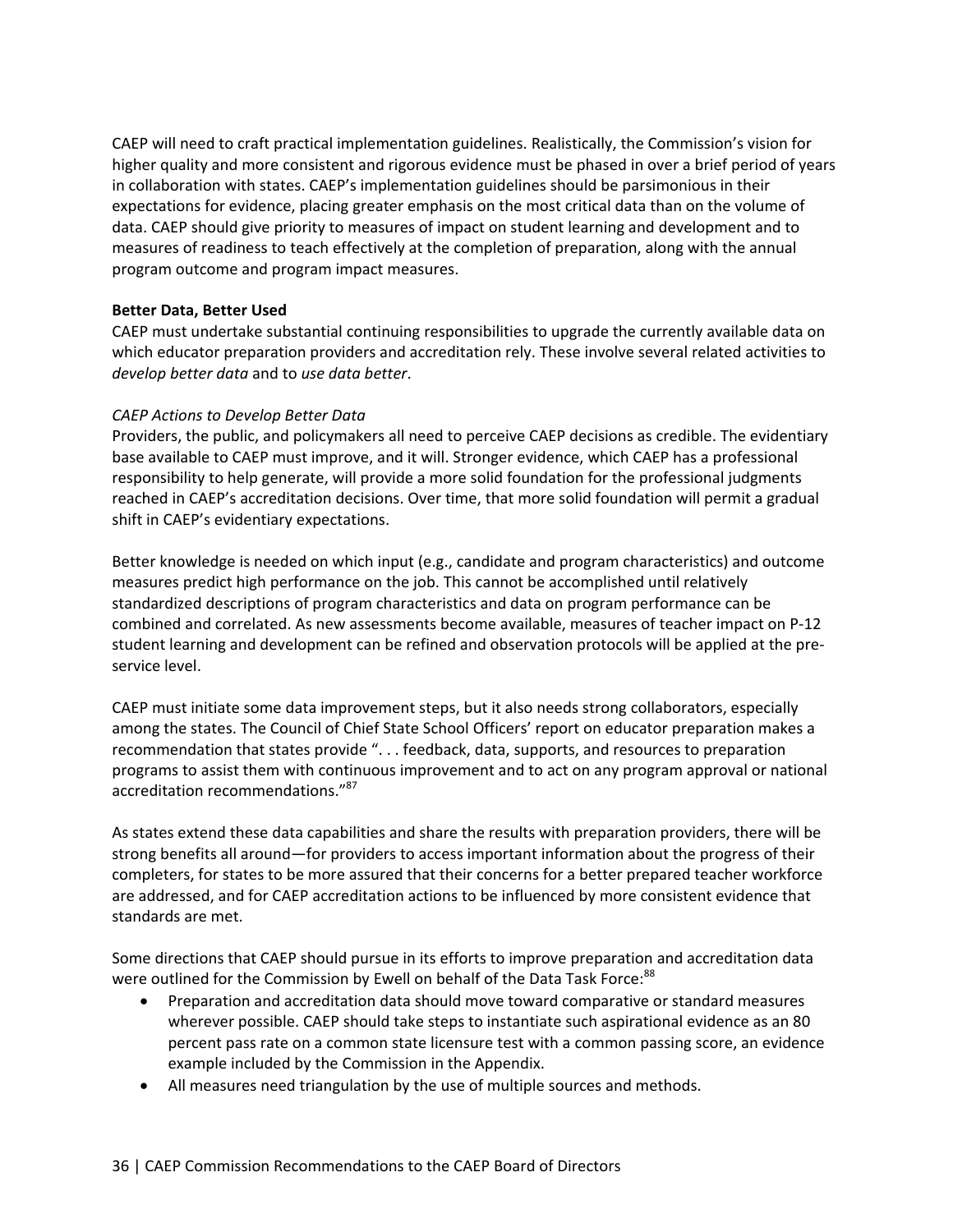CAEP will need to craft practical implementation guidelines. Realistically, the Commission's vision for higher quality and more consistent and rigorous evidence must be phased in over a brief period of years in collaboration with states. CAEP's implementation guidelines should be parsimonious in their expectations for evidence, placing greater emphasis on the most critical data than on the volume of data. CAEP should give priority to measures of impact on student learning and development and to measures of readiness to teach effectively at the completion of preparation, along with the annual program outcome and program impact measures.

**Better Data, Better Used**

CAEP must undertake substantial continuing responsibilities to upgrade the currently available data on which educator preparation providers and accreditation rely. These involve several related activities to *develop better data* and to *use data better*.

*CAEP Actions to Develop Better Data*

Providers, the public, and policymakers all need to perceive CAEP decisions as credible. The evidentiary base available to CAEP must improve, and it will. Stronger evidence, which CAEP has a professional responsibility to help generate, will provide a more solid foundation for the professional judgments reached in CAEP's accreditation decisions. Over time, that more solid foundation will permit a gradual shift in CAEP's evidentiary expectations.

Better knowledge is needed on which input (e.g., candidate and program characteristics) and outcome measures predict high performance on the job. This cannot be accomplished until relatively standardized descriptions of program characteristics and data on program performance can be combined and correlated. As new assessments become available, measures of teacher impact on P-12 student learning and development can be refined and observation protocols will be applied at the pre-service level.

CAEP must initiate some data improvement steps, but it also needs strong collaborators, especially among the states. The Council of Chief State School Officers' report on educator preparation makes a recommendation that states provide ". . . feedback, data, supports, and resources to preparation programs to assist them with continuous improvement and to act on any program approval or national accreditation recommendations."[87]

As states extend these data capabilities and share the results with preparation providers, there will be strong benefits all around—for providers to access important information about the progress of their completers, for states to be more assured that their concerns for a better prepared teacher workforce are addressed, and for CAEP accreditation actions to be influenced by more consistent evidence that standards are met.

Some directions that CAEP should pursue in its efforts to improve preparation and accreditation data were outlined for the Commission by Ewell on behalf of the Data Task Force:[88]

- Preparation and accreditation data should move toward comparative or standard measures wherever possible. CAEP should take steps to instantiate such aspirational evidence as an 80 percent pass rate on a common state licensure test with a common passing score, an evidence example included by the Commission in the Appendix.
- All measures need triangulation by the use of multiple sources and methods.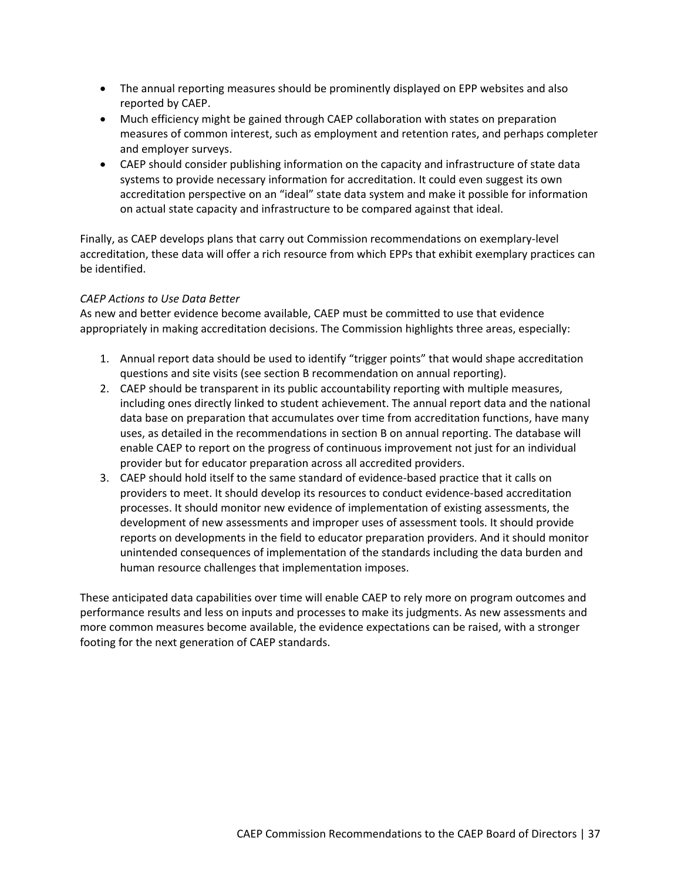- The annual reporting measures should be prominently displayed on EPP websites and also reported by CAEP.
- Much efficiency might be gained through CAEP collaboration with states on preparation measures of common interest, such as employment and retention rates, and perhaps completer and employer surveys.
- CAEP should consider publishing information on the capacity and infrastructure of state data systems to provide necessary information for accreditation. It could even suggest its own accreditation perspective on an "ideal" state data system and make it possible for information on actual state capacity and infrastructure to be compared against that ideal.

Finally, as CAEP develops plans that carry out Commission recommendations on exemplary-level accreditation, these data will offer a rich resource from which EPPs that exhibit exemplary practices can be identified.

*CAEP Actions to Use Data Better*

As new and better evidence become available, CAEP must be committed to use that evidence appropriately in making accreditation decisions. The Commission highlights three areas, especially:

1. Annual report data should be used to identify "trigger points" that would shape accreditation questions and site visits (see section B recommendation on annual reporting).
2. CAEP should be transparent in its public accountability reporting with multiple measures, including ones directly linked to student achievement. The annual report data and the national data base on preparation that accumulates over time from accreditation functions, have many uses, as detailed in the recommendations in section B on annual reporting. The database will enable CAEP to report on the progress of continuous improvement not just for an individual provider but for educator preparation across all accredited providers.
3. CAEP should hold itself to the same standard of evidence-based practice that it calls on providers to meet. It should develop its resources to conduct evidence-based accreditation processes. It should monitor new evidence of implementation of existing assessments, the development of new assessments and improper uses of assessment tools. It should provide reports on developments in the field to educator preparation providers. And it should monitor unintended consequences of implementation of the standards including the data burden and human resource challenges that implementation imposes.

These anticipated data capabilities over time will enable CAEP to rely more on program outcomes and performance results and less on inputs and processes to make its judgments. As new assessments and more common measures become available, the evidence expectations can be raised, with a stronger footing for the next generation of CAEP standards.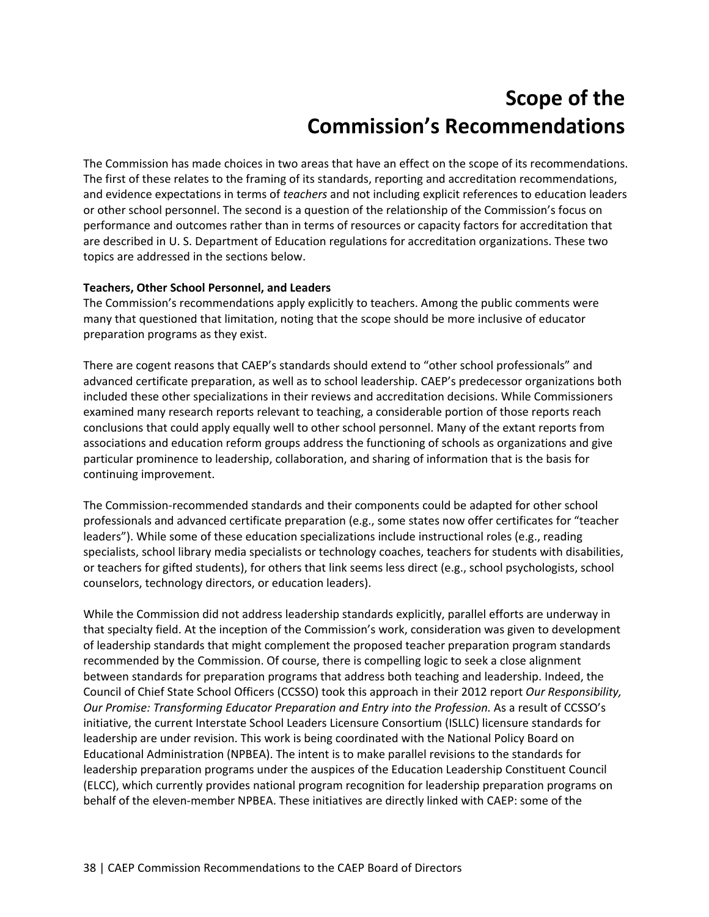# Scope of the Commission's Recommendations

The Commission has made choices in two areas that have an effect on the scope of its recommendations. The first of these relates to the framing of its standards, reporting and accreditation recommendations, and evidence expectations in terms of *teachers* and not including explicit references to education leaders or other school personnel. The second is a question of the relationship of the Commission's focus on performance and outcomes rather than in terms of resources or capacity factors for accreditation that are described in U. S. Department of Education regulations for accreditation organizations. These two topics are addressed in the sections below.

**Teachers, Other School Personnel, and Leaders**
The Commission's recommendations apply explicitly to teachers. Among the public comments were many that questioned that limitation, noting that the scope should be more inclusive of educator preparation programs as they exist.

There are cogent reasons that CAEP's standards should extend to "other school professionals" and advanced certificate preparation, as well as to school leadership. CAEP's predecessor organizations both included these other specializations in their reviews and accreditation decisions. While Commissioners examined many research reports relevant to teaching, a considerable portion of those reports reach conclusions that could apply equally well to other school personnel. Many of the extant reports from associations and education reform groups address the functioning of schools as organizations and give particular prominence to leadership, collaboration, and sharing of information that is the basis for continuing improvement.

The Commission-recommended standards and their components could be adapted for other school professionals and advanced certificate preparation (e.g., some states now offer certificates for "teacher leaders"). While some of these education specializations include instructional roles (e.g., reading specialists, school library media specialists or technology coaches, teachers for students with disabilities, or teachers for gifted students), for others that link seems less direct (e.g., school psychologists, school counselors, technology directors, or education leaders).

While the Commission did not address leadership standards explicitly, parallel efforts are underway in that specialty field. At the inception of the Commission's work, consideration was given to development of leadership standards that might complement the proposed teacher preparation program standards recommended by the Commission. Of course, there is compelling logic to seek a close alignment between standards for preparation programs that address both teaching and leadership. Indeed, the Council of Chief State School Officers (CCSSO) took this approach in their 2012 report *Our Responsibility, Our Promise: Transforming Educator Preparation and Entry into the Profession.* As a result of CCSSO's initiative, the current Interstate School Leaders Licensure Consortium (ISLLC) licensure standards for leadership are under revision. This work is being coordinated with the National Policy Board on Educational Administration (NPBEA). The intent is to make parallel revisions to the standards for leadership preparation programs under the auspices of the Education Leadership Constituent Council (ELCC), which currently provides national program recognition for leadership preparation programs on behalf of the eleven-member NPBEA. These initiatives are directly linked with CAEP: some of the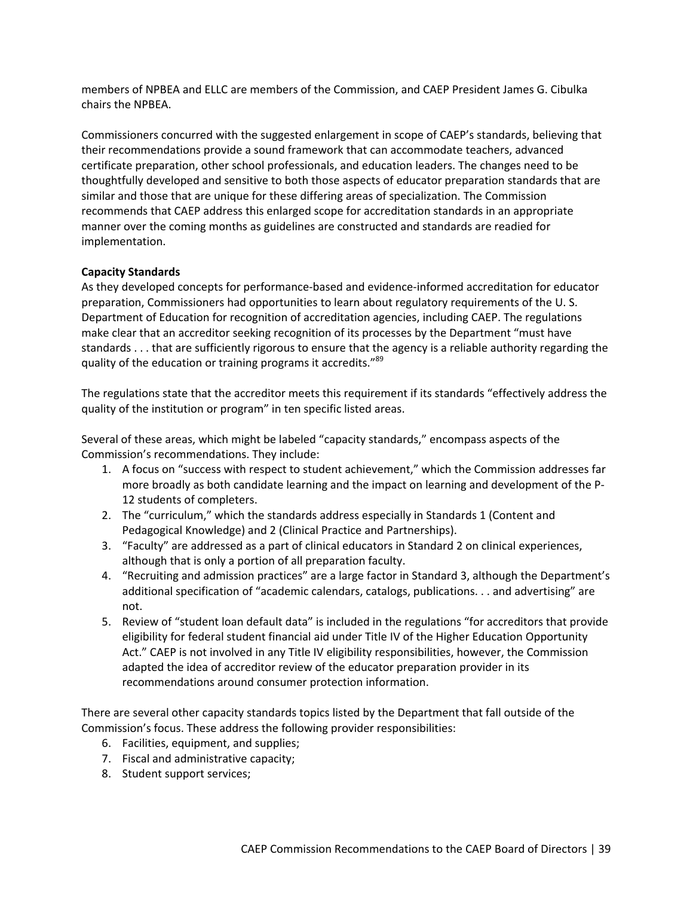members of NPBEA and ELLC are members of the Commission, and CAEP President James G. Cibulka chairs the NPBEA.

Commissioners concurred with the suggested enlargement in scope of CAEP's standards, believing that their recommendations provide a sound framework that can accommodate teachers, advanced certificate preparation, other school professionals, and education leaders. The changes need to be thoughtfully developed and sensitive to both those aspects of educator preparation standards that are similar and those that are unique for these differing areas of specialization. The Commission recommends that CAEP address this enlarged scope for accreditation standards in an appropriate manner over the coming months as guidelines are constructed and standards are readied for implementation.

**Capacity Standards**

As they developed concepts for performance-based and evidence-informed accreditation for educator preparation, Commissioners had opportunities to learn about regulatory requirements of the U. S. Department of Education for recognition of accreditation agencies, including CAEP. The regulations make clear that an accreditor seeking recognition of its processes by the Department "must have standards . . . that are sufficiently rigorous to ensure that the agency is a reliable authority regarding the quality of the education or training programs it accredits."[89]

The regulations state that the accreditor meets this requirement if its standards "effectively address the quality of the institution or program" in ten specific listed areas.

Several of these areas, which might be labeled "capacity standards," encompass aspects of the Commission's recommendations. They include:

1. A focus on "success with respect to student achievement," which the Commission addresses far more broadly as both candidate learning and the impact on learning and development of the P-12 students of completers.
2. The "curriculum," which the standards address especially in Standards 1 (Content and Pedagogical Knowledge) and 2 (Clinical Practice and Partnerships).
3. "Faculty" are addressed as a part of clinical educators in Standard 2 on clinical experiences, although that is only a portion of all preparation faculty.
4. "Recruiting and admission practices" are a large factor in Standard 3, although the Department's additional specification of "academic calendars, catalogs, publications. . . and advertising" are not.
5. Review of "student loan default data" is included in the regulations "for accreditors that provide eligibility for federal student financial aid under Title IV of the Higher Education Opportunity Act." CAEP is not involved in any Title IV eligibility responsibilities, however, the Commission adapted the idea of accreditor review of the educator preparation provider in its recommendations around consumer protection information.

There are several other capacity standards topics listed by the Department that fall outside of the Commission's focus. These address the following provider responsibilities:

6. Facilities, equipment, and supplies;
7. Fiscal and administrative capacity;
8. Student support services;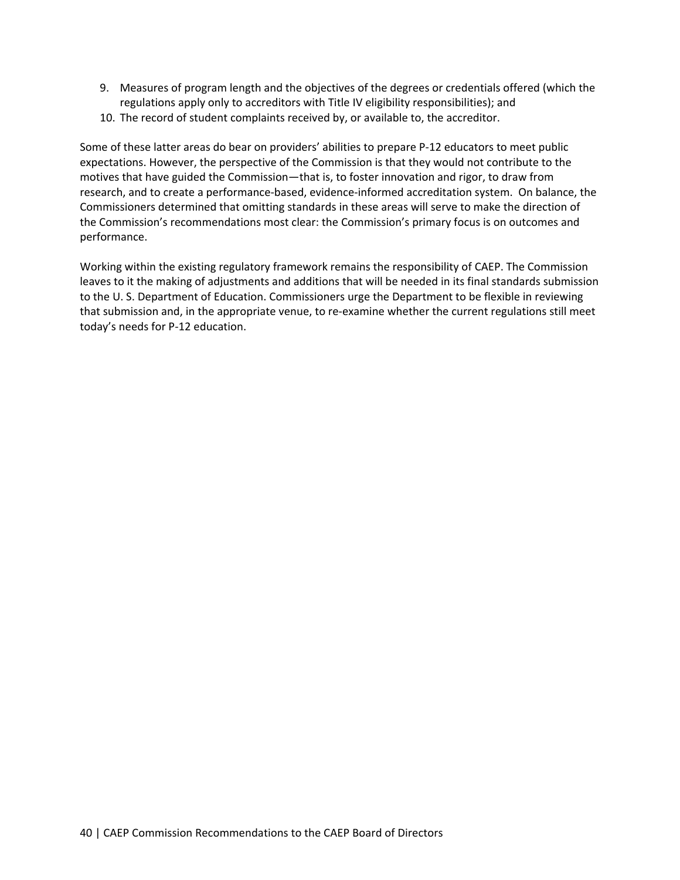9. Measures of program length and the objectives of the degrees or credentials offered (which the regulations apply only to accreditors with Title IV eligibility responsibilities); and
10. The record of student complaints received by, or available to, the accreditor.

Some of these latter areas do bear on providers' abilities to prepare P-12 educators to meet public expectations. However, the perspective of the Commission is that they would not contribute to the motives that have guided the Commission—that is, to foster innovation and rigor, to draw from research, and to create a performance-based, evidence-informed accreditation system. On balance, the Commissioners determined that omitting standards in these areas will serve to make the direction of the Commission's recommendations most clear: the Commission's primary focus is on outcomes and performance.

Working within the existing regulatory framework remains the responsibility of CAEP. The Commission leaves to it the making of adjustments and additions that will be needed in its final standards submission to the U. S. Department of Education. Commissioners urge the Department to be flexible in reviewing that submission and, in the appropriate venue, to re-examine whether the current regulations still meet today's needs for P-12 education.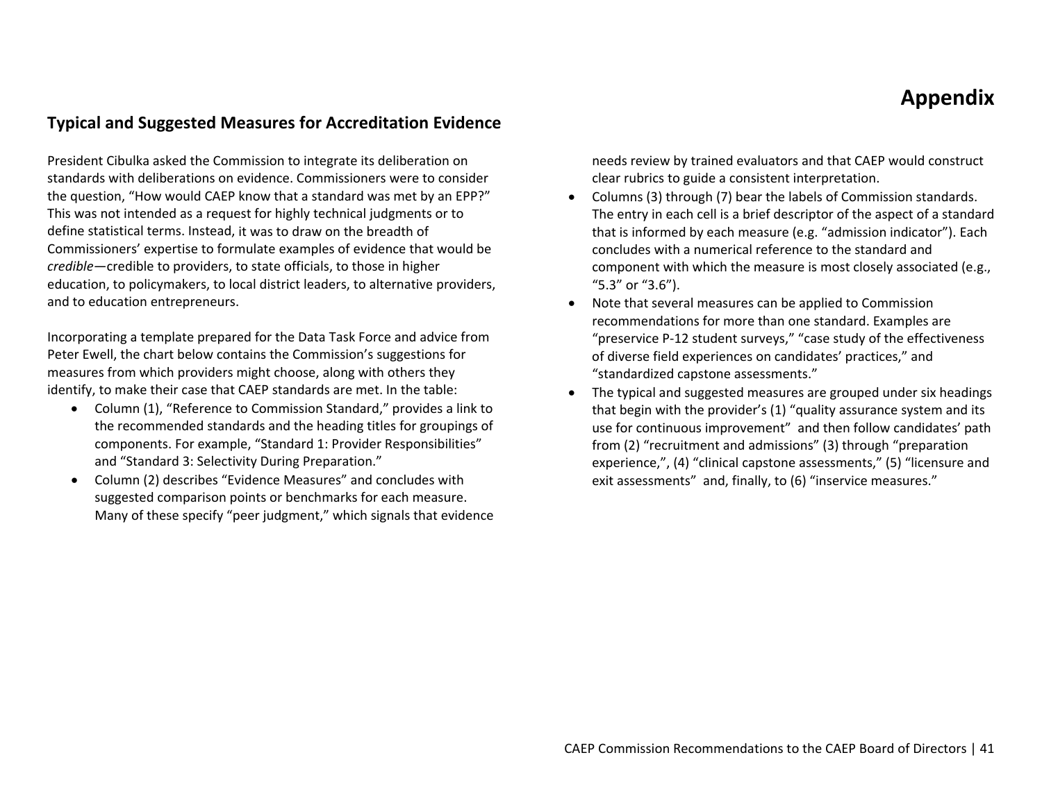# Appendix

## Typical and Suggested Measures for Accreditation Evidence

President Cibulka asked the Commission to integrate its deliberation on standards with deliberations on evidence. Commissioners were to consider the question, "How would CAEP know that a standard was met by an EPP?" This was not intended as a request for highly technical judgments or to define statistical terms. Instead, it was to draw on the breadth of Commissioners' expertise to formulate examples of evidence that would be *credible*—credible to providers, to state officials, to those in higher education, to policymakers, to local district leaders, to alternative providers, and to education entrepreneurs.

Incorporating a template prepared for the Data Task Force and advice from Peter Ewell, the chart below contains the Commission's suggestions for measures from which providers might choose, along with others they identify, to make their case that CAEP standards are met. In the table:

- Column (1), "Reference to Commission Standard," provides a link to the recommended standards and the heading titles for groupings of components. For example, "Standard 1: Provider Responsibilities" and "Standard 3: Selectivity During Preparation."
- Column (2) describes "Evidence Measures" and concludes with suggested comparison points or benchmarks for each measure. Many of these specify "peer judgment," which signals that evidence needs review by trained evaluators and that CAEP would construct clear rubrics to guide a consistent interpretation.
- Columns (3) through (7) bear the labels of Commission standards. The entry in each cell is a brief descriptor of the aspect of a standard that is informed by each measure (e.g. "admission indicator"). Each concludes with a numerical reference to the standard and component with which the measure is most closely associated (e.g., "5.3" or "3.6").
- Note that several measures can be applied to Commission recommendations for more than one standard. Examples are "preservice P-12 student surveys," "case study of the effectiveness of diverse field experiences on candidates' practices," and "standardized capstone assessments."
- The typical and suggested measures are grouped under six headings that begin with the provider's (1) "quality assurance system and its use for continuous improvement" and then follow candidates' path from (2) "recruitment and admissions" (3) through "preparation experience,", (4) "clinical capstone assessments," (5) "licensure and exit assessments" and, finally, to (6) "inservice measures."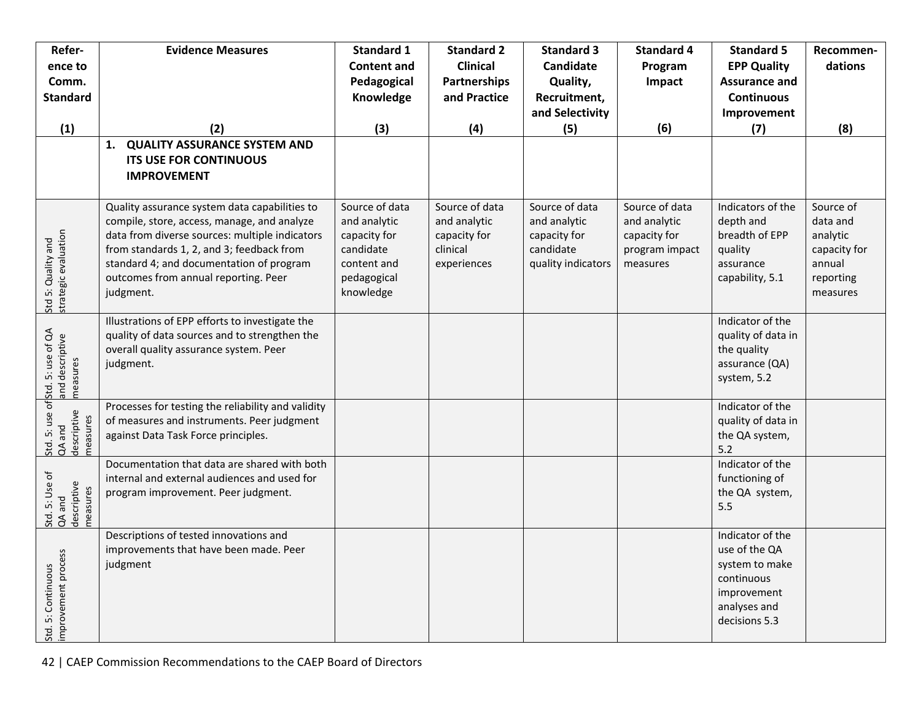| Reference to Comm. Standard<br><br>(1) | Evidence Measures<br><br>(2) | Standard 1 Content and Pedagogical Knowledge<br><br>(3) | Standard 2 Clinical Partnerships and Practice<br><br>(4) | Standard 3 Candidate Quality, Recruitment, and Selectivity<br>(5) | Standard 4 Program Impact<br><br>(6) | Standard 5 EPP Quality Assurance and Continuous Improvement<br>(7) | Recommendations<br><br>(8) |
|---|---|---|---|---|---|---|---|
| | **1. QUALITY ASSURANCE SYSTEM AND ITS USE FOR CONTINUOUS IMPROVEMENT** | | | | | | |
| Std 5: Quality and strategic evaluation | Quality assurance system data capabilities to compile, store, access, manage, and analyze data from diverse sources: multiple indicators from standards 1, 2, and 3; feedback from standard 4; and documentation of program outcomes from annual reporting. Peer judgment. | Source of data and analytic capacity for candidate content and pedagogical knowledge | Source of data and analytic capacity for clinical experiences | Source of data and analytic capacity for candidate quality indicators | Source of data and analytic capacity for program impact measures | Indicators of the depth and breadth of EPP quality assurance capability, 5.1 | Source of data and analytic capacity for annual reporting measures |
| Std. 5: use of QA and descriptive measures | Illustrations of EPP efforts to investigate the quality of data sources and to strengthen the overall quality assurance system. Peer judgment. | | | | | Indicator of the quality of data in the quality assurance (QA) system, 5.2 | |
| Std. 5: use of QA and descriptive measures | Processes for testing the reliability and validity of measures and instruments. Peer judgment against Data Task Force principles. | | | | | Indicator of the quality of data in the QA system, 5.2 | |
| Std. 5: Use of QA and descriptive measures | Documentation that data are shared with both internal and external audiences and used for program improvement. Peer judgment. | | | | | Indicator of the functioning of the QA system, 5.5 | |
| Std. 5: Continuous improvement process | Descriptions of tested innovations and improvements that have been made. Peer judgment | | | | | Indicator of the use of the QA system to make continuous improvement analyses and decisions 5.3 | |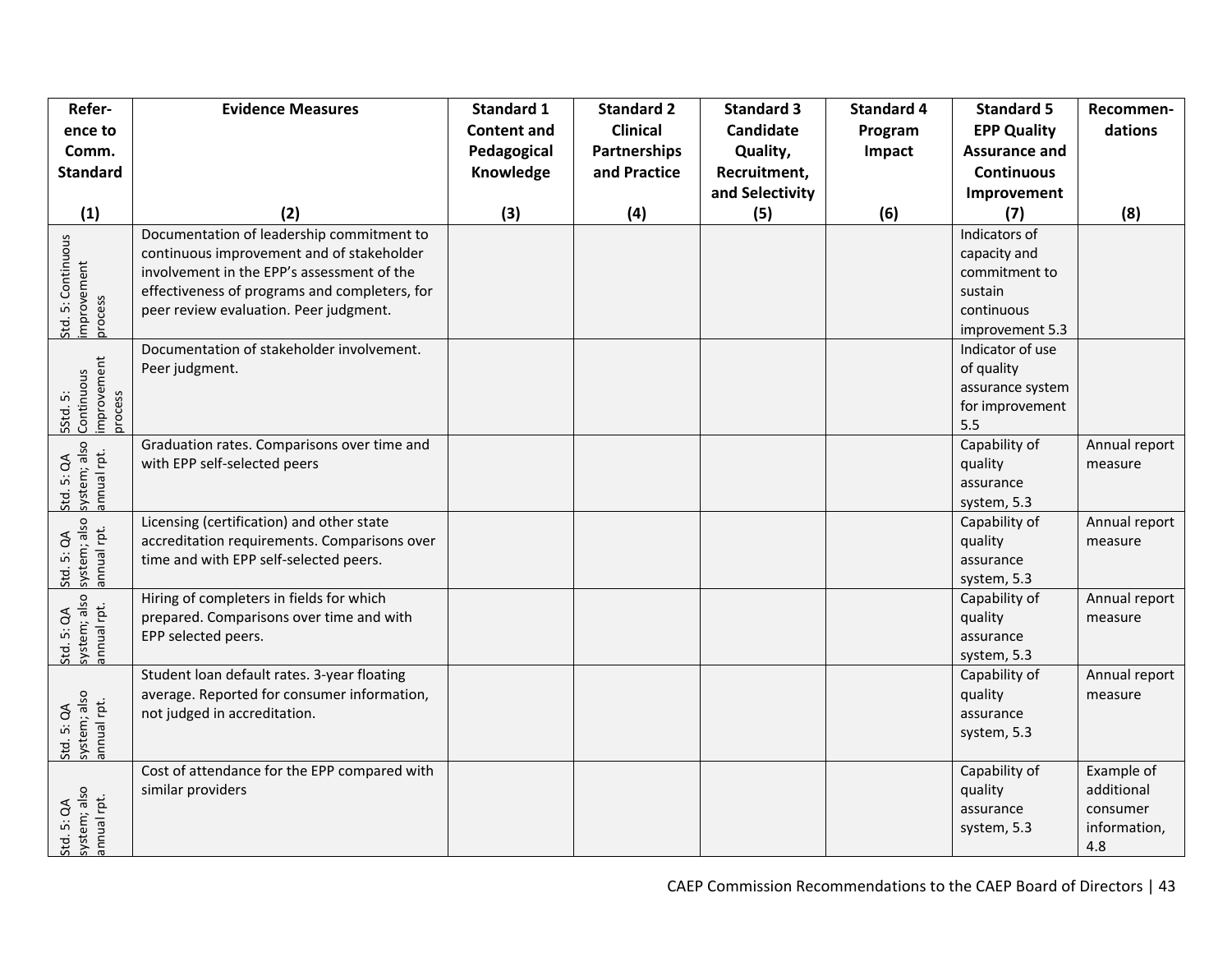| Reference to Comm. Standard (1) | Evidence Measures (2) | Standard 1 Content and Pedagogical Knowledge (3) | Standard 2 Clinical Partnerships and Practice (4) | Standard 3 Candidate Quality, Recruitment, and Selectivity (5) | Standard 4 Program Impact (6) | Standard 5 EPP Quality Assurance and Continuous Improvement (7) | Recommendations (8) |
|---|---|---|---|---|---|---|---|
| Std. 5: Continuous improvement process | Documentation of leadership commitment to continuous improvement and of stakeholder involvement in the EPP's assessment of the effectiveness of programs and completers, for peer review evaluation. Peer judgment. | | | | | Indicators of capacity and commitment to sustain continuous improvement 5.3 | |
| 5Std. 5: Continuous improvement process | Documentation of stakeholder involvement. Peer judgment. | | | | | Indicator of use of quality assurance system for improvement 5.5 | |
| Std. 5: QA system; also annual rpt. | Graduation rates. Comparisons over time and with EPP self-selected peers | | | | | Capability of quality assurance system, 5.3 | Annual report measure |
| Std. 5: QA system; also annual rpt. | Licensing (certification) and other state accreditation requirements. Comparisons over time and with EPP self-selected peers. | | | | | Capability of quality assurance system, 5.3 | Annual report measure |
| Std. 5: QA system; also annual rpt. | Hiring of completers in fields for which prepared. Comparisons over time and with EPP selected peers. | | | | | Capability of quality assurance system, 5.3 | Annual report measure |
| Std. 5: QA system; also annual rpt. | Student loan default rates. 3-year floating average. Reported for consumer information, not judged in accreditation. | | | | | Capability of quality assurance system, 5.3 | Annual report measure |
| Std. 5: QA system; also annual rpt. | Cost of attendance for the EPP compared with similar providers | | | | | Capability of quality assurance system, 5.3 | Example of additional consumer information, 4.8 |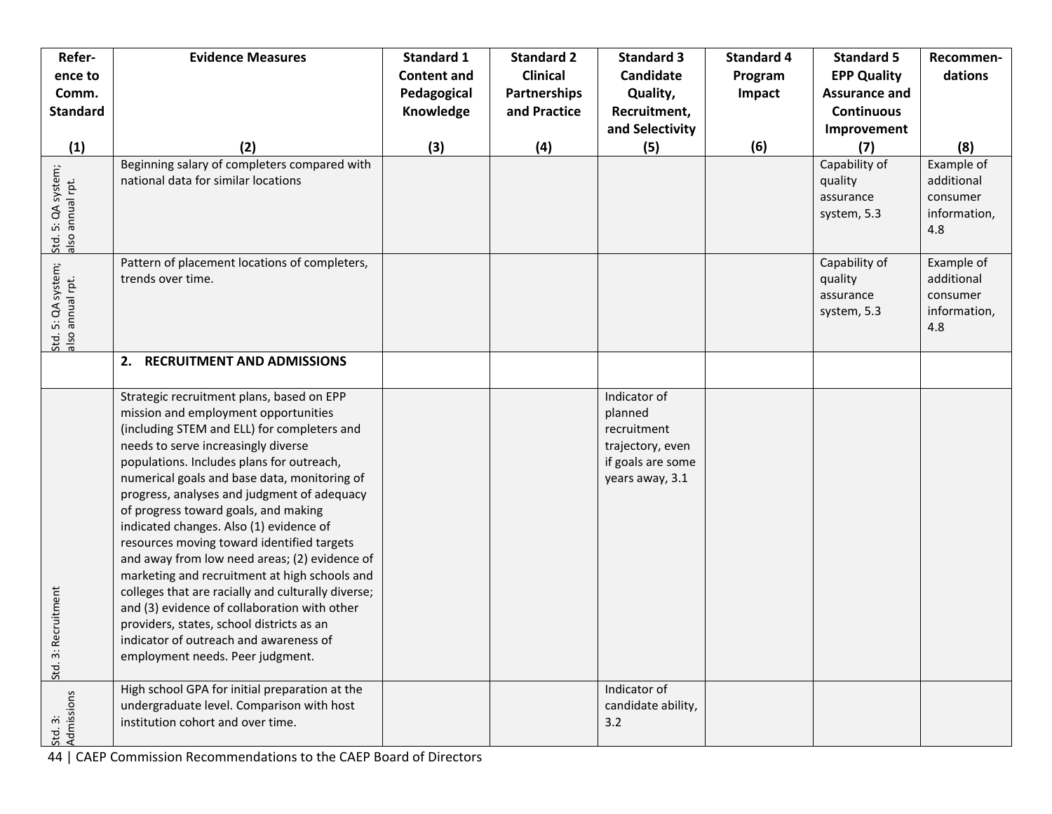| Reference to Comm. Standard (1) | Evidence Measures (2) | Standard 1 Content and Pedagogical Knowledge (3) | Standard 2 Clinical Partnerships and Practice (4) | Standard 3 Candidate Quality, Recruitment, and Selectivity (5) | Standard 4 Program Impact (6) | Standard 5 EPP Quality Assurance and Continuous Improvement (7) | Recommendations (8) |
|---|---|---|---|---|---|---|---|
| Std. 5: QA system; also annual rpt. | Beginning salary of completers compared with national data for similar locations | | | | | Capability of quality assurance system, 5.3 | Example of additional consumer information, 4.8 |
| Std. 5: QA system; also annual rpt. | Pattern of placement locations of completers, trends over time. | | | | | Capability of quality assurance system, 5.3 | Example of additional consumer information, 4.8 |
| | **2. RECRUITMENT AND ADMISSIONS** | | | | | | |
| Std. 3: Recruitment | Strategic recruitment plans, based on EPP mission and employment opportunities (including STEM and ELL) for completers and needs to serve increasingly diverse populations. Includes plans for outreach, numerical goals and base data, monitoring of progress, analyses and judgment of adequacy of progress toward goals, and making indicated changes. Also (1) evidence of resources moving toward identified targets and away from low need areas; (2) evidence of marketing and recruitment at high schools and colleges that are racially and culturally diverse; and (3) evidence of collaboration with other providers, states, school districts as an indicator of outreach and awareness of employment needs. Peer judgment. | | | Indicator of planned recruitment trajectory, even if goals are some years away, 3.1 | | | |
| Std. 3: Admissions | High school GPA for initial preparation at the undergraduate level. Comparison with host institution cohort and over time. | | | Indicator of candidate ability, 3.2 | | | |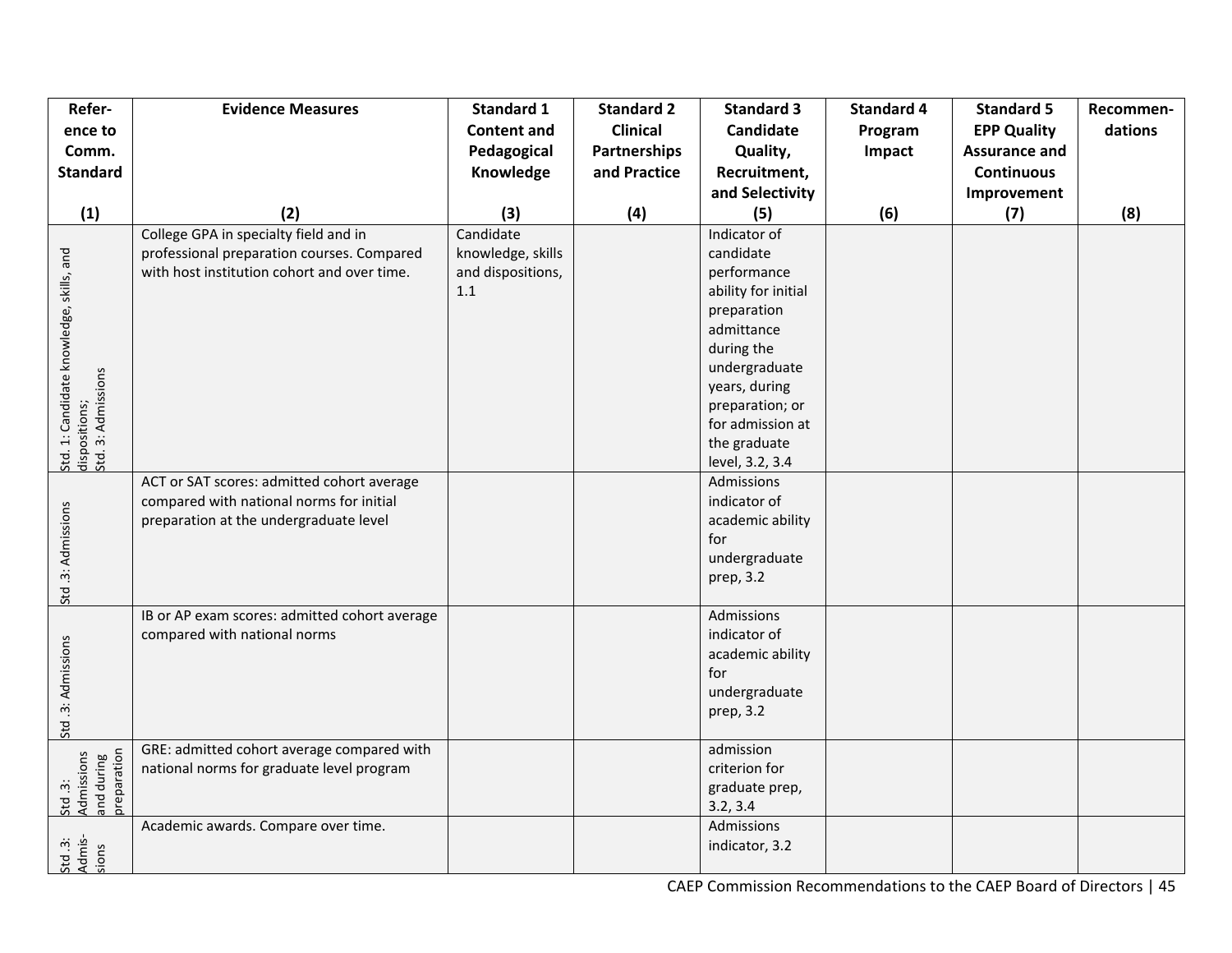| Refer-ence to Comm. Standard (1) | Evidence Measures (2) | Standard 1 Content and Pedagogical Knowledge (3) | Standard 2 Clinical Partnerships and Practice (4) | Standard 3 Candidate Quality, Recruitment, and Selectivity (5) | Standard 4 Program Impact (6) | Standard 5 EPP Quality Assurance and Continuous Improvement (7) | Recommen-dations (8) |
|---|---|---|---|---|---|---|---|
| Std. 1: Candidate knowledge, skills, and dispositions; Std. 3: Admissions | College GPA in specialty field and in professional preparation courses. Compared with host institution cohort and over time. | Candidate knowledge, skills and dispositions, 1.1 | | Indicator of candidate performance ability for initial preparation admittance during the undergraduate years, during preparation; or for admission at the graduate level, 3.2, 3.4 | | | |
| Std .3: Admissions | ACT or SAT scores: admitted cohort average compared with national norms for initial preparation at the undergraduate level | | | Admissions indicator of academic ability for undergraduate prep, 3.2 | | | |
| Std .3: Admissions | IB or AP exam scores: admitted cohort average compared with national norms | | | Admissions indicator of academic ability for undergraduate prep, 3.2 | | | |
| Std .3: Admissions and during preparation | GRE: admitted cohort average compared with national norms for graduate level program | | | admission criterion for graduate prep, 3.2, 3.4 | | | |
| Std .3: Admis-sions | Academic awards. Compare over time. | | | Admissions indicator, 3.2 | | | |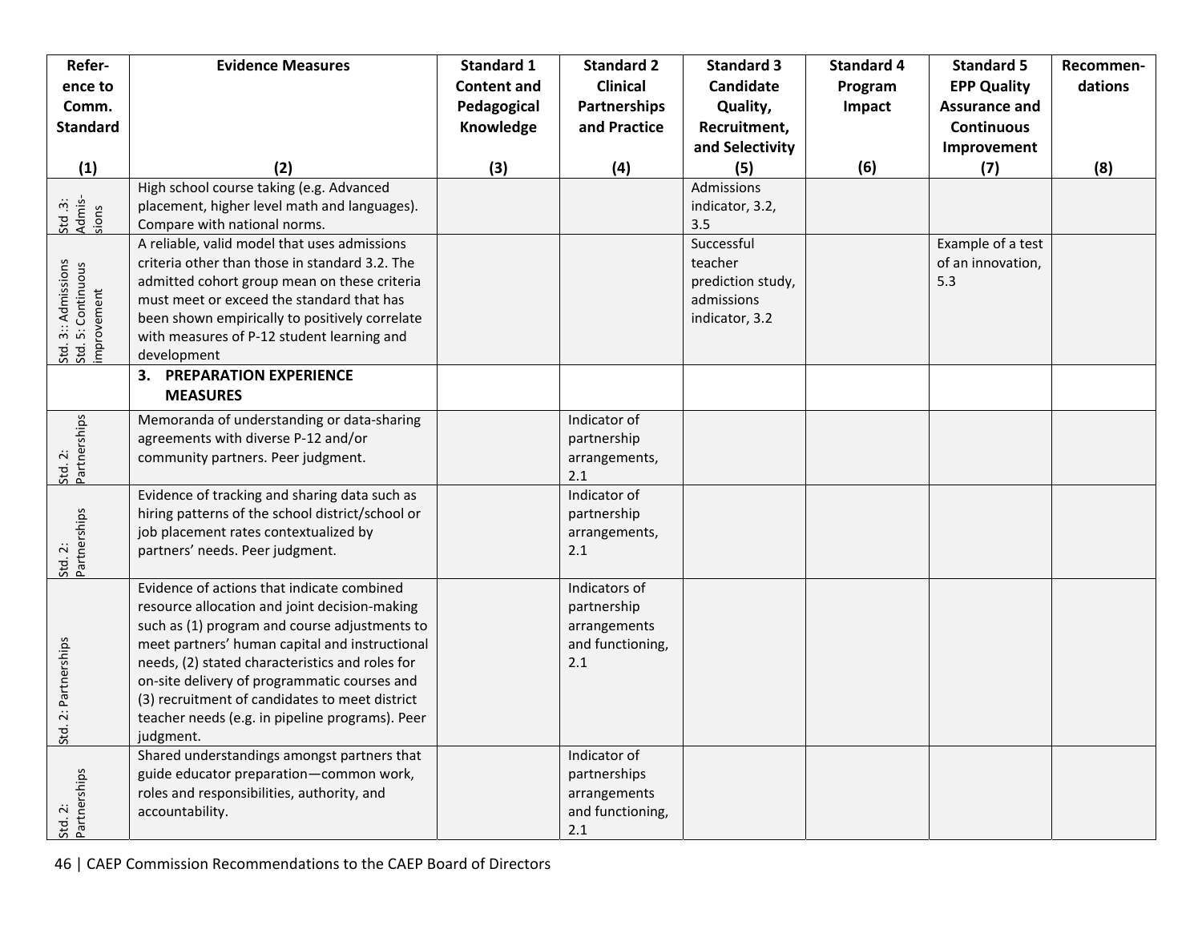| Reference to Comm. Standard (1) | Evidence Measures (2) | Standard 1 Content and Pedagogical Knowledge (3) | Standard 2 Clinical Partnerships and Practice (4) | Standard 3 Candidate Quality, Recruitment, and Selectivity (5) | Standard 4 Program Impact (6) | Standard 5 EPP Quality Assurance and Continuous Improvement (7) | Recommendations (8) |
|---|---|---|---|---|---|---|---|
| Std. 3: Admissions | High school course taking (e.g. Advanced placement, higher level math and languages). Compare with national norms. | | | Admissions indicator, 3.2, 3.5 | | | |
| Std. 3:: Admissions Std. 5: Continuous improvement | A reliable, valid model that uses admissions criteria other than those in standard 3.2. The admitted cohort group mean on these criteria must meet or exceed the standard that has been shown empirically to positively correlate with measures of P-12 student learning and development | | | Successful teacher prediction study, admissions indicator, 3.2 | | Example of a test of an innovation, 5.3 | |
| | **3. PREPARATION EXPERIENCE MEASURES** | | | | | | |
| Std. 2: Partnerships | Memoranda of understanding or data-sharing agreements with diverse P-12 and/or community partners. Peer judgment. | | Indicator of partnership arrangements, 2.1 | | | | |
| Std. 2: Partnerships | Evidence of tracking and sharing data such as hiring patterns of the school district/school or job placement rates contextualized by partners' needs. Peer judgment. | | Indicator of partnership arrangements, 2.1 | | | | |
| Std. 2: Partnerships | Evidence of actions that indicate combined resource allocation and joint decision-making such as (1) program and course adjustments to meet partners' human capital and instructional needs, (2) stated characteristics and roles for on-site delivery of programmatic courses and (3) recruitment of candidates to meet district teacher needs (e.g. in pipeline programs). Peer judgment. | | Indicators of partnership arrangements and functioning, 2.1 | | | | |
| Std. 2: Partnerships | Shared understandings amongst partners that guide educator preparation—common work, roles and responsibilities, authority, and accountability. | | Indicator of partnerships arrangements and functioning, 2.1 | | | | |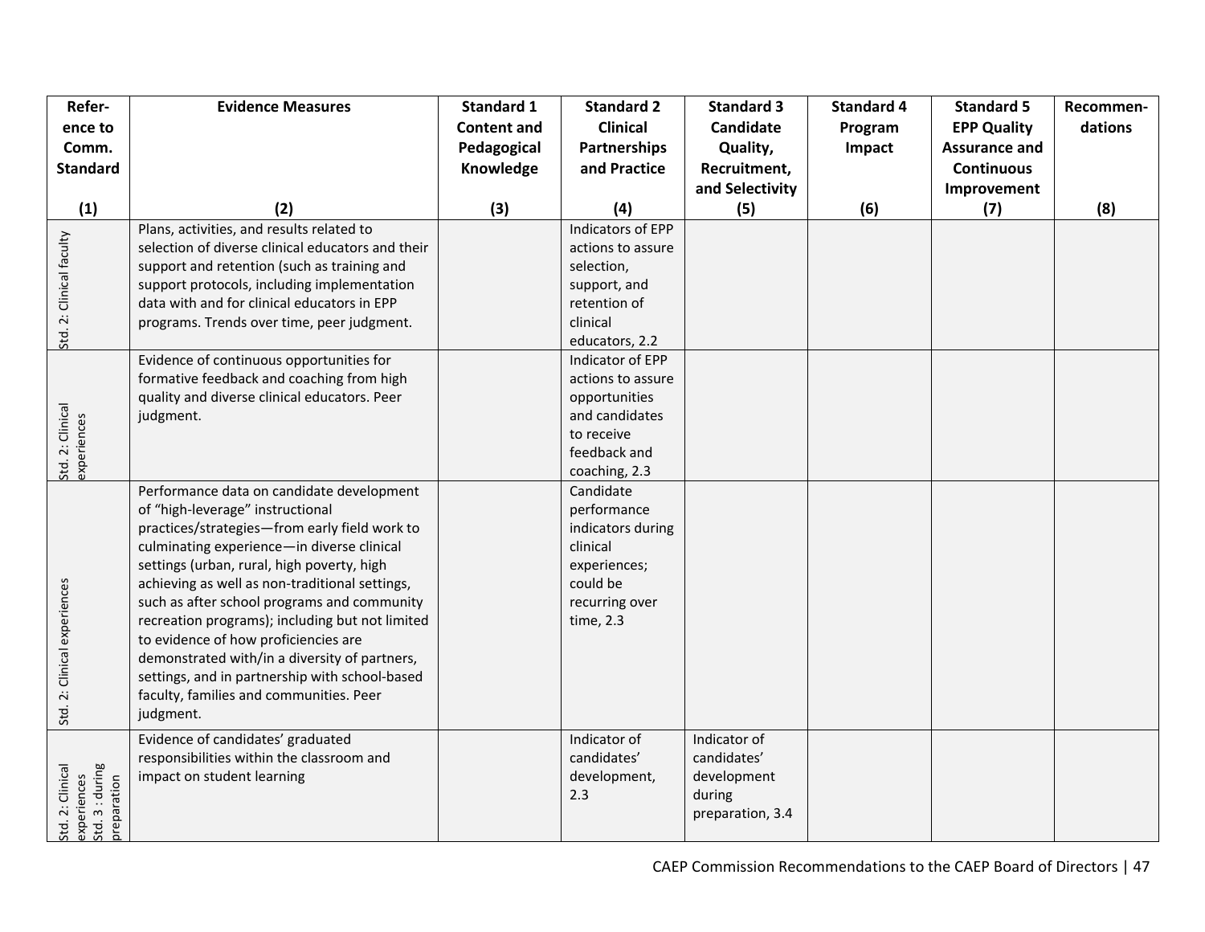| Refer-ence to Comm. Standard (1) | Evidence Measures (2) | Standard 1 Content and Pedagogical Knowledge (3) | Standard 2 Clinical Partnerships and Practice (4) | Standard 3 Candidate Quality, Recruitment, and Selectivity (5) | Standard 4 Program Impact (6) | Standard 5 EPP Quality Assurance and Continuous Improvement (7) | Recommen-dations (8) |
|---|---|---|---|---|---|---|---|
| Std. 2: Clinical faculty | Plans, activities, and results related to selection of diverse clinical educators and their support and retention (such as training and support protocols, including implementation data with and for clinical educators in EPP programs. Trends over time, peer judgment. | | Indicators of EPP actions to assure selection, support, and retention of clinical educators, 2.2 | | | | |
| Std. 2: Clinical experiences | Evidence of continuous opportunities for formative feedback and coaching from high quality and diverse clinical educators. Peer judgment. | | Indicator of EPP actions to assure opportunities and candidates to receive feedback and coaching, 2.3 | | | | |
| Std. 2: Clinical experiences | Performance data on candidate development of "high-leverage" instructional practices/strategies—from early field work to culminating experience—in diverse clinical settings (urban, rural, high poverty, high achieving as well as non-traditional settings, such as after school programs and community recreation programs); including but not limited to evidence of how proficiencies are demonstrated with/in a diversity of partners, settings, and in partnership with school-based faculty, families and communities. Peer judgment. | | Candidate performance indicators during clinical experiences; could be recurring over time, 2.3 | | | | |
| Std. 2: Clinical experiences Std. 3 : during preparation | Evidence of candidates' graduated responsibilities within the classroom and impact on student learning | | Indicator of candidates' development, 2.3 | Indicator of candidates' development during preparation, 3.4 | | | |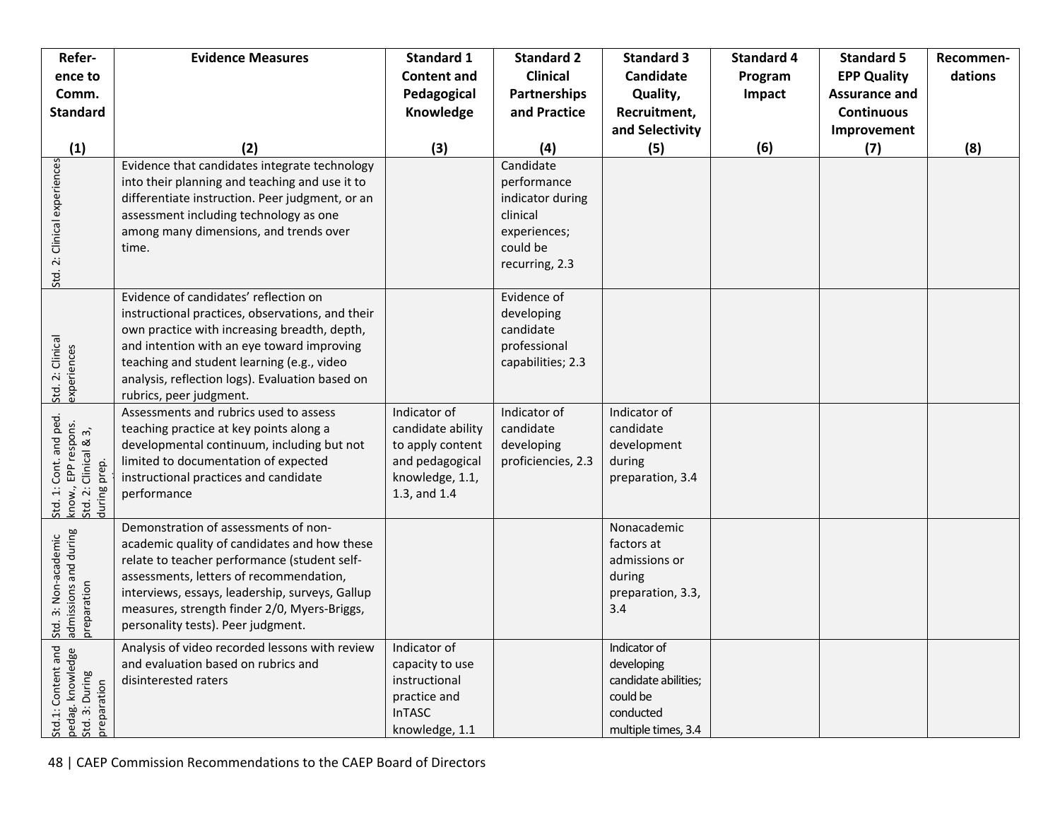| Reference to Comm. Standard (1) | Evidence Measures (2) | Standard 1 Content and Pedagogical Knowledge (3) | Standard 2 Clinical Partnerships and Practice (4) | Standard 3 Candidate Quality, Recruitment, and Selectivity (5) | Standard 4 Program Impact (6) | Standard 5 EPP Quality Assurance and Continuous Improvement (7) | Recommendations (8) |
|---|---|---|---|---|---|---|---|
| Std. 2: Clinical experiences | Evidence that candidates integrate technology into their planning and teaching and use it to differentiate instruction. Peer judgment, or an assessment including technology as one among many dimensions, and trends over time. | | Candidate performance indicator during clinical experiences; could be recurring, 2.3 | | | | |
| Std. 2: Clinical experiences | Evidence of candidates' reflection on instructional practices, observations, and their own practice with increasing breadth, depth, and intention with an eye toward improving teaching and student learning (e.g., video analysis, reflection logs). Evaluation based on rubrics, peer judgment. | | Evidence of developing candidate professional capabilities; 2.3 | | | | |
| Std. 1: Cont. and ped. know., EPP respons. Std. 2: Clinical & 3, during prep. | Assessments and rubrics used to assess teaching practice at key points along a developmental continuum, including but not limited to documentation of expected instructional practices and candidate performance | Indicator of candidate ability to apply content and pedagogical knowledge, 1.1, 1.3, and 1.4 | Indicator of candidate developing proficiencies, 2.3 | Indicator of candidate development during preparation, 3.4 | | | |
| Std. 3: Non-academic admissions and during preparation | Demonstration of assessments of non-academic quality of candidates and how these relate to teacher performance (student self-assessments, letters of recommendation, interviews, essays, leadership, surveys, Gallup measures, strength finder 2/0, Myers-Briggs, personality tests). Peer judgment. | | | Nonacademic factors at admissions or during preparation, 3.3, 3.4 | | | |
| Std.1: Content and pedag. knowledge Std. 3: During preparation | Analysis of video recorded lessons with review and evaluation based on rubrics and disinterested raters | Indicator of capacity to use instructional practice and InTASC knowledge, 1.1 | | Indicator of developing candidate abilities; could be conducted multiple times, 3.4 | | | |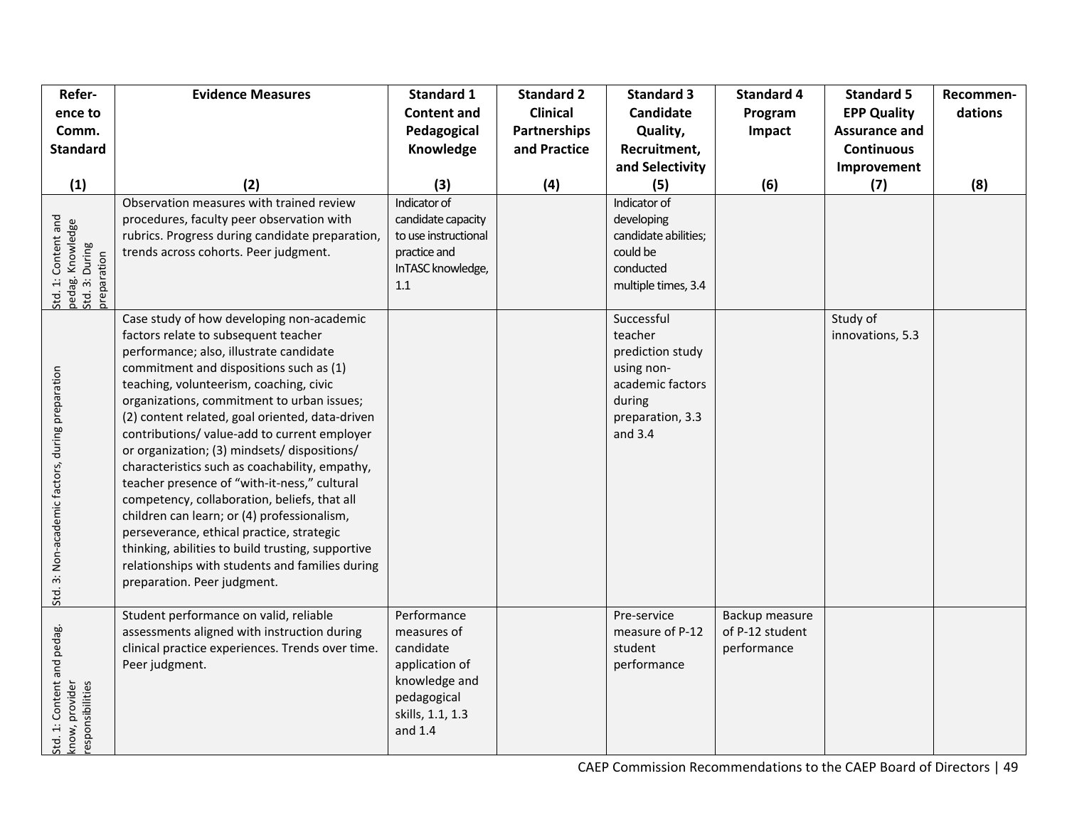| Reference to Comm. Standard<br>(1) | Evidence Measures<br>(2) | Standard 1 Content and Pedagogical Knowledge<br>(3) | Standard 2 Clinical Partnerships and Practice<br>(4) | Standard 3 Candidate Quality, Recruitment, and Selectivity<br>(5) | Standard 4 Program Impact<br>(6) | Standard 5 EPP Quality Assurance and Continuous Improvement<br>(7) | Recommendations<br>(8) |
|---|---|---|---|---|---|---|---|
| Std. 1: Content and pedag. Knowledge Std. 3: During preparation | Observation measures with trained review procedures, faculty peer observation with rubrics. Progress during candidate preparation, trends across cohorts. Peer judgment. | Indicator of candidate capacity to use instructional practice and InTASC knowledge, 1.1 | | Indicator of developing candidate abilities; could be conducted multiple times, 3.4 | | | |
| Std. 3: Non-academic factors, during preparation | Case study of how developing non-academic factors relate to subsequent teacher performance; also, illustrate candidate commitment and dispositions such as (1) teaching, volunteerism, coaching, civic organizations, commitment to urban issues; (2) content related, goal oriented, data-driven contributions/ value-add to current employer or organization; (3) mindsets/ dispositions/ characteristics such as coachability, empathy, teacher presence of "with-it-ness," cultural competency, collaboration, beliefs, that all children can learn; or (4) professionalism, perseverance, ethical practice, strategic thinking, abilities to build trusting, supportive relationships with students and families during preparation. Peer judgment. | | | Successful teacher prediction study using non-academic factors during preparation, 3.3 and 3.4 | | Study of innovations, 5.3 | |
| Std. 1: Content and pedag. know, provider responsibilities | Student performance on valid, reliable assessments aligned with instruction during clinical practice experiences. Trends over time. Peer judgment. | Performance measures of candidate application of knowledge and pedagogical skills, 1.1, 1.3 and 1.4 | | Pre-service measure of P-12 student performance | Backup measure of P-12 student performance | | |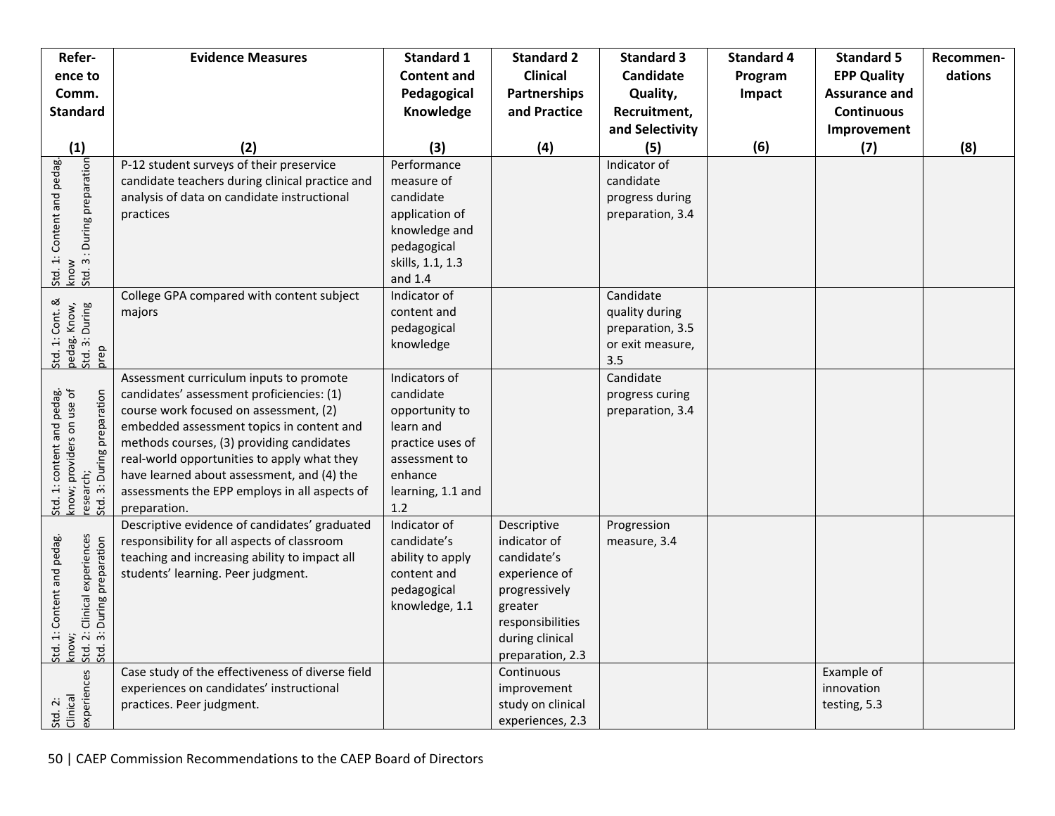| Reference to Comm. Standard (1) | Evidence Measures (2) | Standard 1 Content and Pedagogical Knowledge (3) | Standard 2 Clinical Partnerships and Practice (4) | Standard 3 Candidate Quality, Recruitment, and Selectivity (5) | Standard 4 Program Impact (6) | Standard 5 EPP Quality Assurance and Continuous Improvement (7) | Recommendations (8) |
|---|---|---|---|---|---|---|---|
| Std. 1: Content and pedag. know Std. 3 : During preparation | P-12 student surveys of their preservice candidate teachers during clinical practice and analysis of data on candidate instructional practices | Performance measure of candidate application of knowledge and pedagogical skills, 1.1, 1.3 and 1.4 | | Indicator of candidate progress during preparation, 3.4 | | | |
| Std. 1: Cont. & pedag. Know, Std. 3: During prep | College GPA compared with content subject majors | Indicator of content and pedagogical knowledge | | Candidate quality during preparation, 3.5 or exit measure, 3.5 | | | |
| Std. 1: content and pedag. know; providers on use of research; Std. 3: During preparation | Assessment curriculum inputs to promote candidates' assessment proficiencies: (1) course work focused on assessment, (2) embedded assessment topics in content and methods courses, (3) providing candidates real-world opportunities to apply what they have learned about assessment, and (4) the assessments the EPP employs in all aspects of preparation. | Indicators of candidate opportunity to learn and practice uses of assessment to enhance learning, 1.1 and 1.2 | | Candidate progress curing preparation, 3.4 | | | |
| Std. 1: Content and pedag. know; Std. 2: Clinical experiences Std. 3: During preparation | Descriptive evidence of candidates' graduated responsibility for all aspects of classroom teaching and increasing ability to impact all students' learning. Peer judgment. | Indicator of candidate's ability to apply content and pedagogical knowledge, 1.1 | Descriptive indicator of candidate's experience of progressively greater responsibilities during clinical preparation, 2.3 | Progression measure, 3.4 | | | |
| Std. 2: Clinical experiences | Case study of the effectiveness of diverse field experiences on candidates' instructional practices. Peer judgment. | | Continuous improvement study on clinical experiences, 2.3 | | | Example of innovation testing, 5.3 | |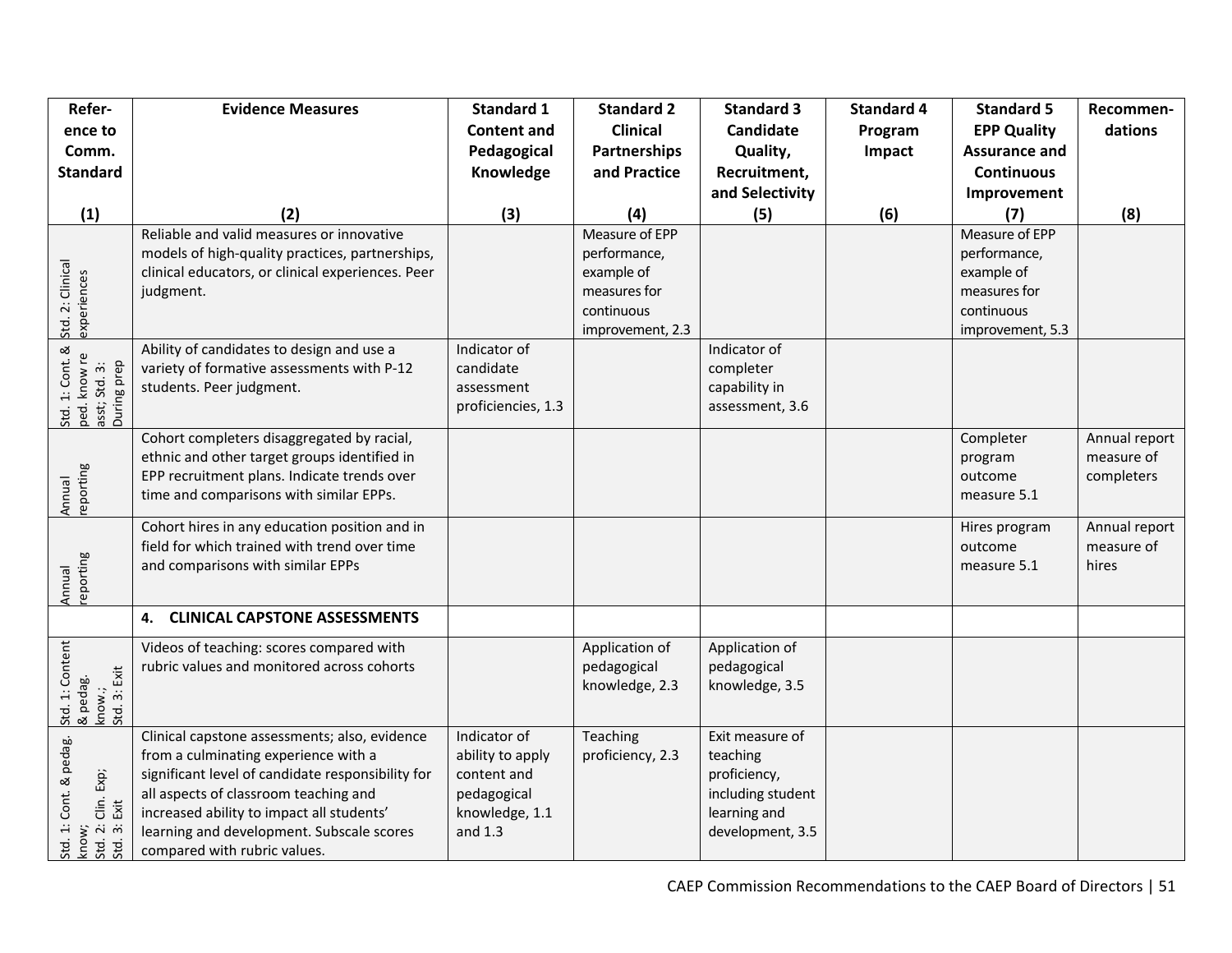| Refer-ence to Comm. Standard (1) | Evidence Measures (2) | Standard 1 Content and Pedagogical Knowledge (3) | Standard 2 Clinical Partnerships and Practice (4) | Standard 3 Candidate Quality, Recruitment, and Selectivity (5) | Standard 4 Program Impact (6) | Standard 5 EPP Quality Assurance and Continuous Improvement (7) | Recommen-dations (8) |
|---|---|---|---|---|---|---|---|
| Std. 2: Clinical experiences | Reliable and valid measures or innovative models of high-quality practices, partnerships, clinical educators, or clinical experiences. Peer judgment. | | Measure of EPP performance, example of measures for continuous improvement, 2.3 | | | Measure of EPP performance, example of measures for continuous improvement, 5.3 | |
| Std. 1: Cont. & ped. know re asst; Std. 3: During prep | Ability of candidates to design and use a variety of formative assessments with P-12 students. Peer judgment. | Indicator of candidate assessment proficiencies, 1.3 | | Indicator of completer capability in assessment, 3.6 | | | |
| Annual reporting | Cohort completers disaggregated by racial, ethnic and other target groups identified in EPP recruitment plans. Indicate trends over time and comparisons with similar EPPs. | | | | | Completer program outcome measure 5.1 | Annual report measure of completers |
| Annual reporting | Cohort hires in any education position and in field for which trained with trend over time and comparisons with similar EPPs | | | | | Hires program outcome measure 5.1 | Annual report measure of hires |
| | **4. CLINICAL CAPSTONE ASSESSMENTS** | | | | | | |
| Std. 1: Content & pedag. know.; Std. 3: Exit | Videos of teaching: scores compared with rubric values and monitored across cohorts | | Application of pedagogical knowledge, 2.3 | Application of pedagogical knowledge, 3.5 | | | |
| Std. 1: Cont. & pedag. know; Std. 2: Clin. Exp; Std. 3: Exit | Clinical capstone assessments; also, evidence from a culminating experience with a significant level of candidate responsibility for all aspects of classroom teaching and increased ability to impact all students' learning and development. Subscale scores compared with rubric values. | Indicator of ability to apply content and pedagogical knowledge, 1.1 and 1.3 | Teaching proficiency, 2.3 | Exit measure of teaching proficiency, including student learning and development, 3.5 | | | |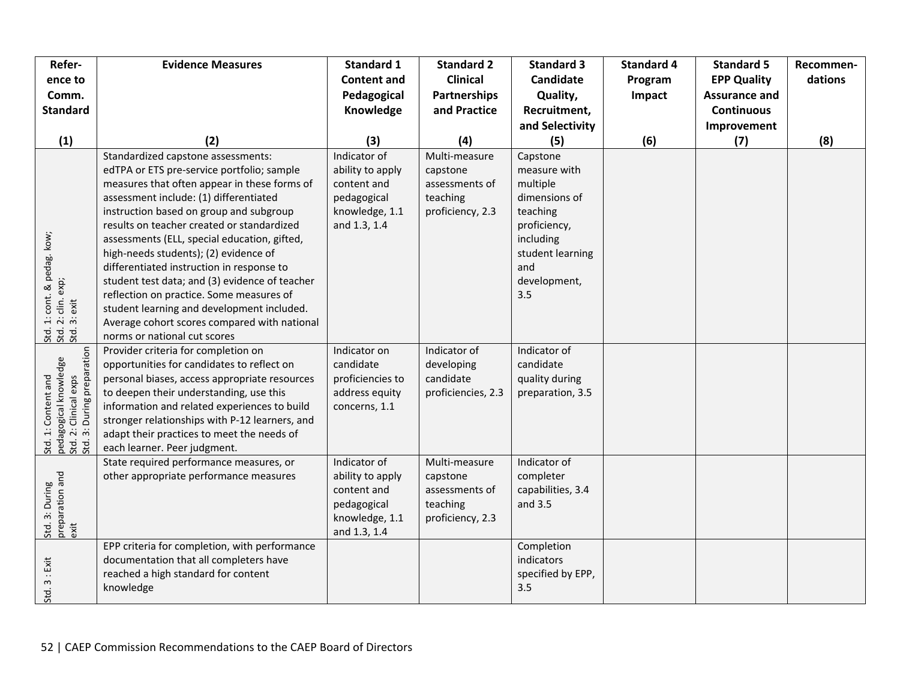| Refer-ence to Comm. Standard (1) | Evidence Measures (2) | Standard 1 Content and Pedagogical Knowledge (3) | Standard 2 Clinical Partnerships and Practice (4) | Standard 3 Candidate Quality, Recruitment, and Selectivity (5) | Standard 4 Program Impact (6) | Standard 5 EPP Quality Assurance and Continuous Improvement (7) | Recommen-dations (8) |
|---|---|---|---|---|---|---|---|
| Std. 1: cont. & pedag. kow; Std. 2: clin. exp; Std. 3: exit | Standardized capstone assessments: edTPA or ETS pre-service portfolio; sample measures that often appear in these forms of assessment include: (1) differentiated instruction based on group and subgroup results on teacher created or standardized assessments (ELL, special education, gifted, high-needs students); (2) evidence of differentiated instruction in response to student test data; and (3) evidence of teacher reflection on practice. Some measures of student learning and development included. Average cohort scores compared with national norms or national cut scores | Indicator of ability to apply content and pedagogical knowledge, 1.1 and 1.3, 1.4 | Multi-measure capstone assessments of teaching proficiency, 2.3 | Capstone measure with multiple dimensions of teaching proficiency, including student learning and development, 3.5 | | | |
| Std. 1: Content and pedagogical knowledge Std. 2: Clinical exps Std. 3: During preparation | Provider criteria for completion on opportunities for candidates to reflect on personal biases, access appropriate resources to deepen their understanding, use this information and related experiences to build stronger relationships with P-12 learners, and adapt their practices to meet the needs of each learner. Peer judgment. | Indicator on candidate proficiencies to address equity concerns, 1.1 | Indicator of developing candidate proficiencies, 2.3 | Indicator of candidate quality during preparation, 3.5 | | | |
| Std. 3: During preparation and exit | State required performance measures, or other appropriate performance measures | Indicator of ability to apply content and pedagogical knowledge, 1.1 and 1.3, 1.4 | Multi-measure capstone assessments of teaching proficiency, 2.3 | Indicator of completer capabilities, 3.4 and 3.5 | | | |
| Std. 3 : Exit | EPP criteria for completion, with performance documentation that all completers have reached a high standard for content knowledge | | | Completion indicators specified by EPP, 3.5 | | | |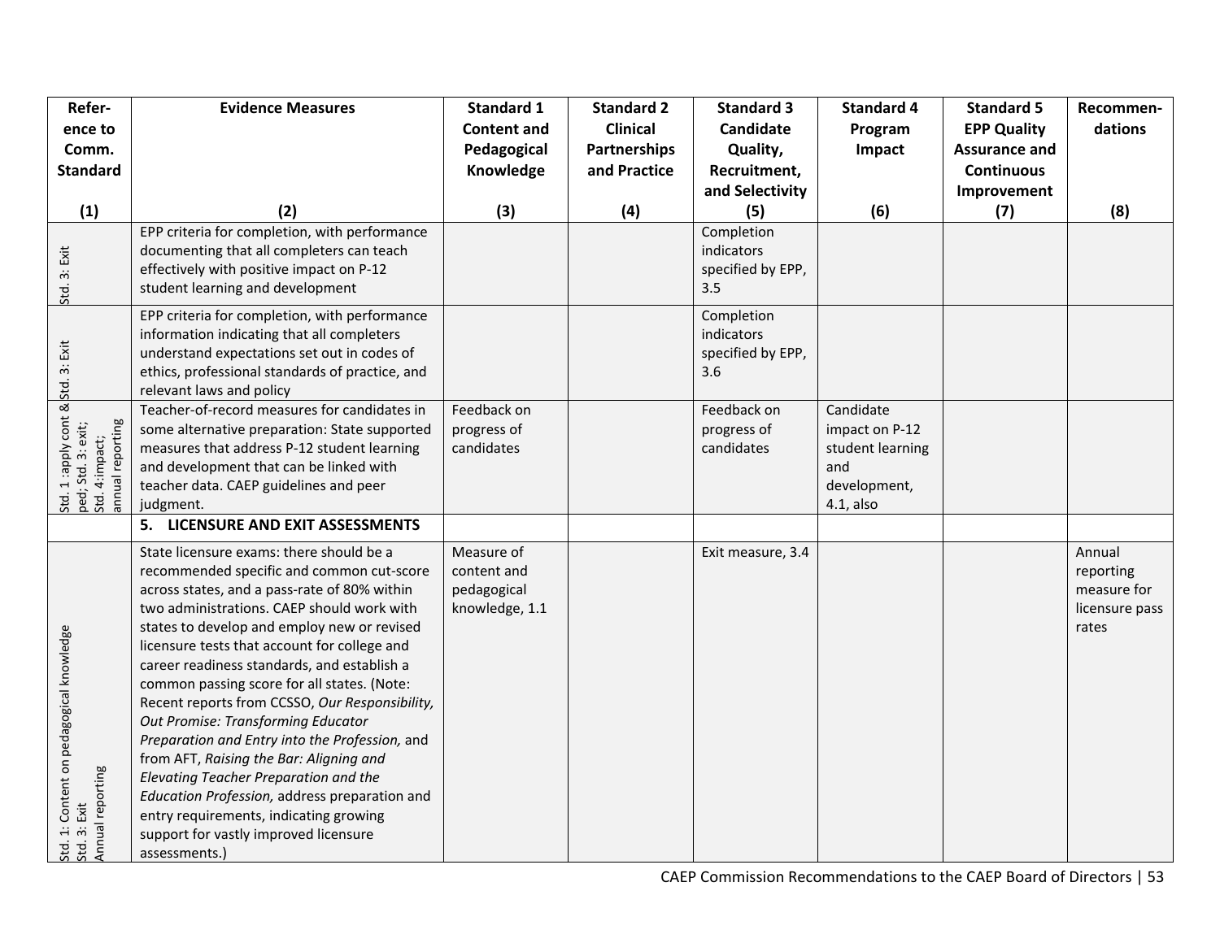| Reference to Comm. Standard (1) | Evidence Measures (2) | Standard 1 Content and Pedagogical Knowledge (3) | Standard 2 Clinical Partnerships and Practice (4) | Standard 3 Candidate Quality, Recruitment, and Selectivity (5) | Standard 4 Program Impact (6) | Standard 5 EPP Quality Assurance and Continuous Improvement (7) | Recommendations (8) |
| --- | --- | --- | --- | --- | --- | --- | --- |
| Std. 3: Exit | EPP criteria for completion, with performance documenting that all completers can teach effectively with positive impact on P-12 student learning and development | | | Completion indicators specified by EPP, 3.5 | | | |
| Std. 3: Exit | EPP criteria for completion, with performance information indicating that all completers understand expectations set out in codes of ethics, professional standards of practice, and relevant laws and policy | | | Completion indicators specified by EPP, 3.6 | | | |
| Std. 1 :apply cont & ped; Std. 3: exit; Std. 4:impact; annual reporting | Teacher-of-record measures for candidates in some alternative preparation: State supported measures that address P-12 student learning and development that can be linked with teacher data. CAEP guidelines and peer judgment. | Feedback on progress of candidates | | Feedback on progress of candidates | Candidate impact on P-12 student learning and development, 4.1, also | | |
| | **5. LICENSURE AND EXIT ASSESSMENTS** | | | | | | |
| Std. 1: Content on pedagogical knowledge Std. 3: Exit Annual reporting | State licensure exams: there should be a recommended specific and common cut-score across states, and a pass-rate of 80% within two administrations. CAEP should work with states to develop and employ new or revised licensure tests that account for college and career readiness standards, and establish a common passing score for all states. (Note: Recent reports from CCSSO, *Our Responsibility, Out Promise: Transforming Educator Preparation and Entry into the Profession,* and from AFT, *Raising the Bar: Aligning and Elevating Teacher Preparation and the Education Profession,* address preparation and entry requirements, indicating growing support for vastly improved licensure assessments.) | Measure of content and pedagogical knowledge, 1.1 | | Exit measure, 3.4 | | | Annual reporting measure for licensure pass rates |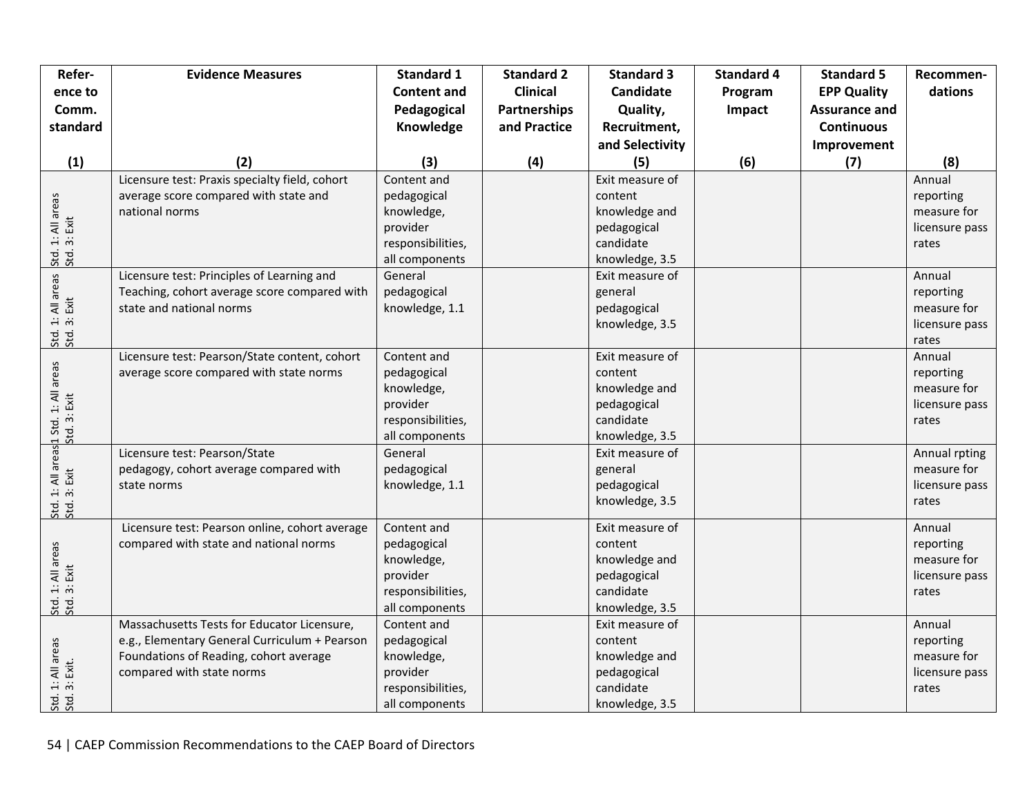| Refer-ence to Comm. standard (1) | Evidence Measures (2) | Standard 1 Content and Pedagogical Knowledge (3) | Standard 2 Clinical Partnerships and Practice (4) | Standard 3 Candidate Quality, Recruitment, and Selectivity (5) | Standard 4 Program Impact (6) | Standard 5 EPP Quality Assurance and Continuous Improvement (7) | Recommen-dations (8) |
|---|---|---|---|---|---|---|---|
| Std. 1: All areas Std. 3: Exit | Licensure test: Praxis specialty field, cohort average score compared with state and national norms | Content and pedagogical knowledge, provider responsibilities, all components | | Exit measure of content knowledge and pedagogical candidate knowledge, 3.5 | | | Annual reporting measure for licensure pass rates |
| Std. 1: All areas Std. 3: Exit | Licensure test: Principles of Learning and Teaching, cohort average score compared with state and national norms | General pedagogical knowledge, 1.1 | | Exit measure of general pedagogical knowledge, 3.5 | | | Annual reporting measure for licensure pass rates |
| 1 Std. 1: All areas Std. 3: Exit | Licensure test: Pearson/State content, cohort average score compared with state norms | Content and pedagogical knowledge, provider responsibilities, all components | | Exit measure of content knowledge and pedagogical candidate knowledge, 3.5 | | | Annual reporting measure for licensure pass rates |
| Std. 1: All areas Std. 3: Exit | Licensure test: Pearson/State pedagogy, cohort average compared with state norms | General pedagogical knowledge, 1.1 | | Exit measure of general pedagogical knowledge, 3.5 | | | Annual rpting measure for licensure pass rates |
| Std. 1: All areas Std. 3: Exit | Licensure test: Pearson online, cohort average compared with state and national norms | Content and pedagogical knowledge, provider responsibilities, all components | | Exit measure of content knowledge and pedagogical candidate knowledge, 3.5 | | | Annual reporting measure for licensure pass rates |
| Std. 1: All areas Std. 3: Exit. | Massachusetts Tests for Educator Licensure, e.g., Elementary General Curriculum + Pearson Foundations of Reading, cohort average compared with state norms | Content and pedagogical knowledge, provider responsibilities, all components | | Exit measure of content knowledge and pedagogical candidate knowledge, 3.5 | | | Annual reporting measure for licensure pass rates |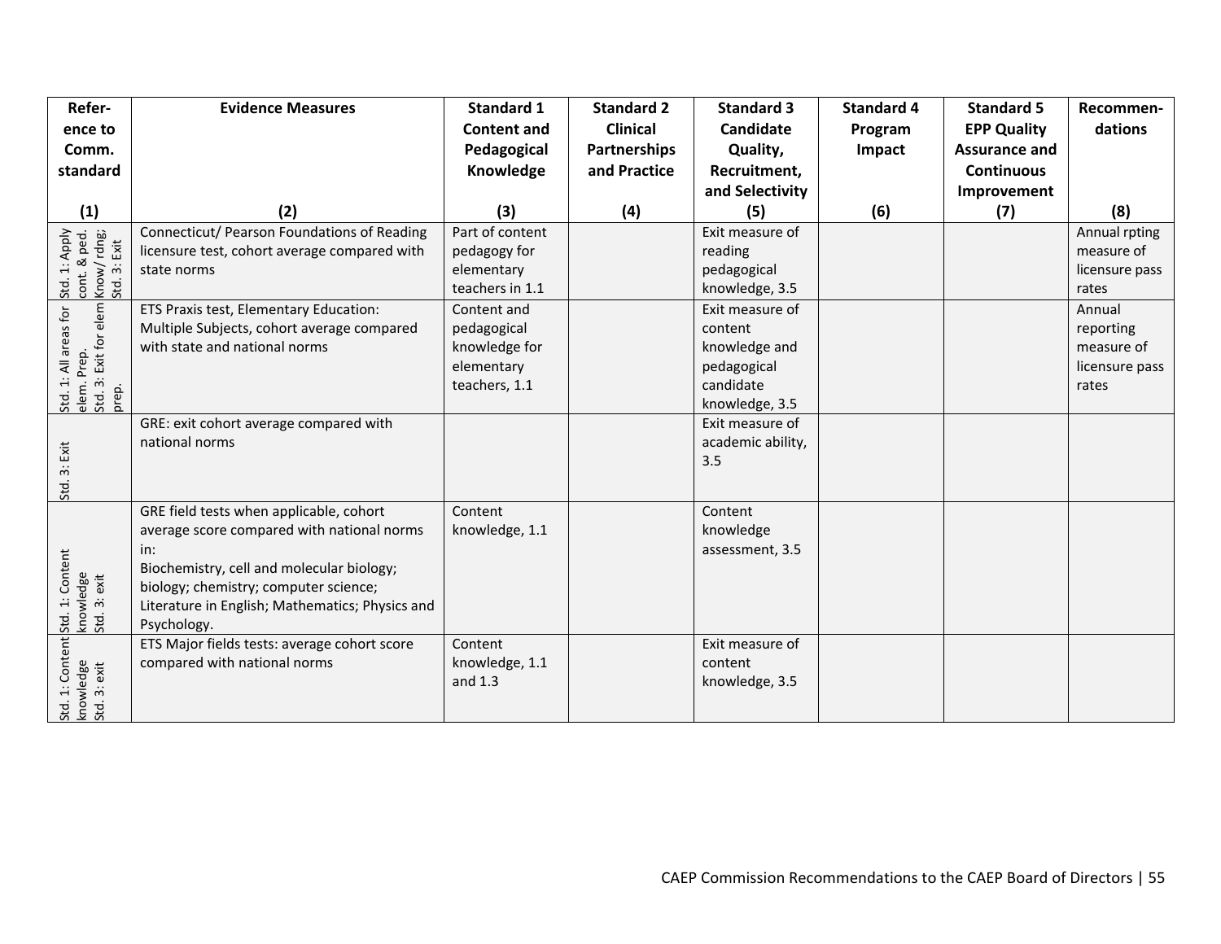| Reference to Comm. standard (1) | Evidence Measures (2) | Standard 1 Content and Pedagogical Knowledge (3) | Standard 2 Clinical Partnerships and Practice (4) | Standard 3 Candidate Quality, Recruitment, and Selectivity (5) | Standard 4 Program Impact (6) | Standard 5 EPP Quality Assurance and Continuous Improvement (7) | Recommendations (8) |
|---|---|---|---|---|---|---|---|
| Std. 1: Apply cont. & ped. Know/ rdng; Std. 3: Exit | Connecticut/ Pearson Foundations of Reading licensure test, cohort average compared with state norms | Part of content pedagogy for elementary teachers in 1.1 | | Exit measure of reading pedagogical knowledge, 3.5 | | | Annual rpting measure of licensure pass rates |
| Std. 1: All areas for elem. Prep. Std. 3: Exit for elem prep. | ETS Praxis test, Elementary Education: Multiple Subjects, cohort average compared with state and national norms | Content and pedagogical knowledge for elementary teachers, 1.1 | | Exit measure of content knowledge and pedagogical candidate knowledge, 3.5 | | | Annual reporting measure of licensure pass rates |
| Std. 3: Exit | GRE: exit cohort average compared with national norms | | | Exit measure of academic ability, 3.5 | | | |
| Std. 1: Content knowledge Std. 3: exit | GRE field tests when applicable, cohort average score compared with national norms in: Biochemistry, cell and molecular biology; biology; chemistry; computer science; Literature in English; Mathematics; Physics and Psychology. | Content knowledge, 1.1 | | Content knowledge assessment, 3.5 | | | |
| Std. 1: Content knowledge Std. 3: exit | ETS Major fields tests: average cohort score compared with national norms | Content knowledge, 1.1 and 1.3 | | Exit measure of content knowledge, 3.5 | | | |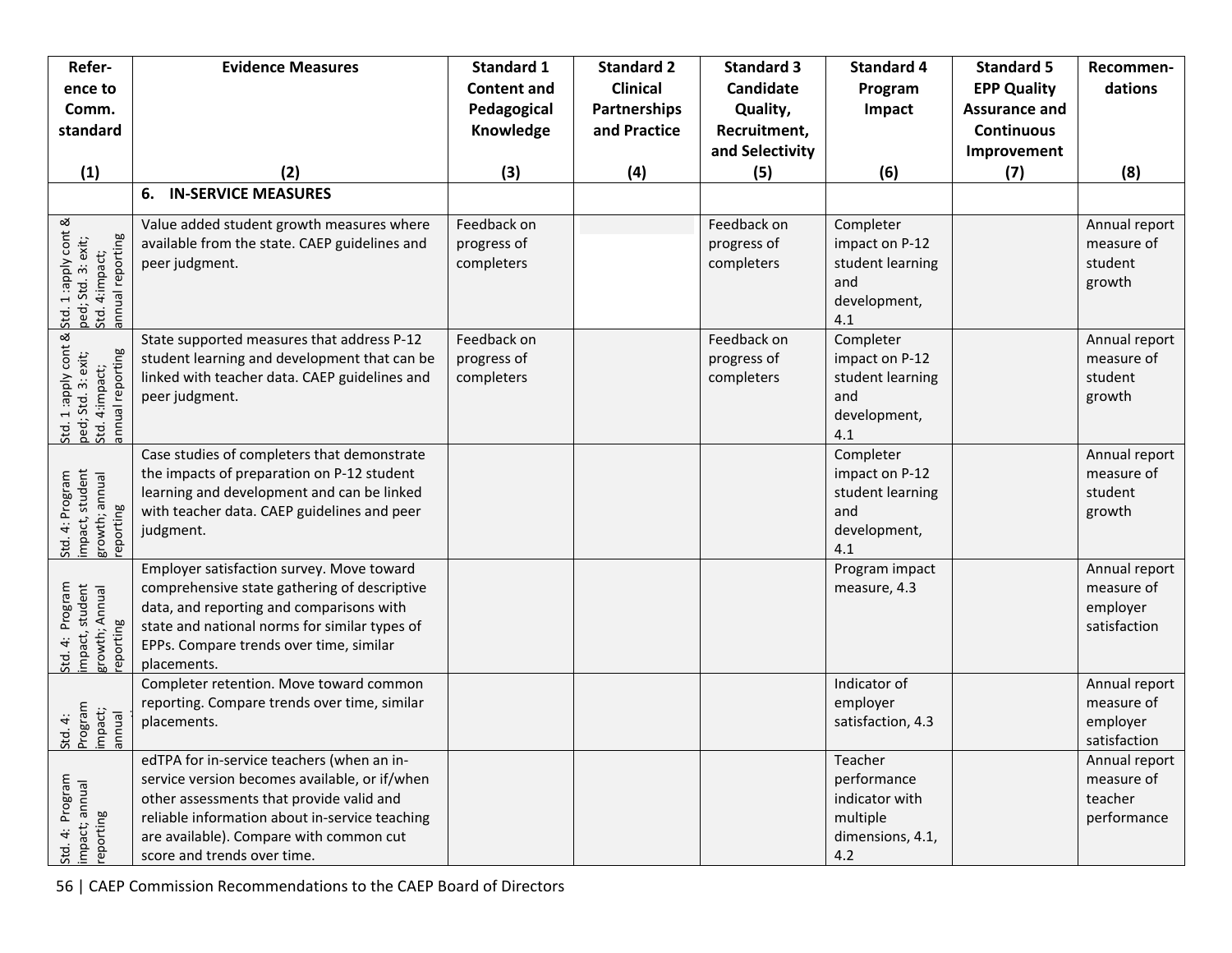| Reference to Comm. standard<br><br>(1) | Evidence Measures<br><br>(2) | Standard 1 Content and Pedagogical Knowledge<br>(3) | Standard 2 Clinical Partnerships and Practice<br>(4) | Standard 3 Candidate Quality, Recruitment, and Selectivity<br>(5) | Standard 4 Program Impact<br><br>(6) | Standard 5 EPP Quality Assurance and Continuous Improvement<br>(7) | Recommendations<br><br>(8) |
|---|---|---|---|---|---|---|---|
| | **6. IN-SERVICE MEASURES** | | | | | | |
| Std. 1 :apply cont & ped; Std. 3: exit; Std. 4:impact; annual reporting | Value added student growth measures where available from the state. CAEP guidelines and peer judgment. | Feedback on progress of completers | | Feedback on progress of completers | Completer impact on P-12 student learning and development, 4.1 | | Annual report measure of student growth |
| Std. 1 :apply cont & ped; Std. 3: exit; Std. 4:impact; annual reporting | State supported measures that address P-12 student learning and development that can be linked with teacher data. CAEP guidelines and peer judgment. | Feedback on progress of completers | | Feedback on progress of completers | Completer impact on P-12 student learning and development, 4.1 | | Annual report measure of student growth |
| Std. 4: Program impact, student growth; annual reporting | Case studies of completers that demonstrate the impacts of preparation on P-12 student learning and development and can be linked with teacher data. CAEP guidelines and peer judgment. | | | | Completer impact on P-12 student learning and development, 4.1 | | Annual report measure of student growth |
| Std. 4: Program impact, student growth; Annual reporting | Employer satisfaction survey. Move toward comprehensive state gathering of descriptive data, and reporting and comparisons with state and national norms for similar types of EPPs. Compare trends over time, similar placements. | | | | Program impact measure, 4.3 | | Annual report measure of employer satisfaction |
| Std. 4: Program impact; annual | Completer retention. Move toward common reporting. Compare trends over time, similar placements. | | | | Indicator of employer satisfaction, 4.3 | | Annual report measure of employer satisfaction |
| Std. 4: Program impact; annual reporting | edTPA for in-service teachers (when an in-service version becomes available, or if/when other assessments that provide valid and reliable information about in-service teaching are available). Compare with common cut score and trends over time. | | | | Teacher performance indicator with multiple dimensions, 4.1, 4.2 | | Annual report measure of teacher performance |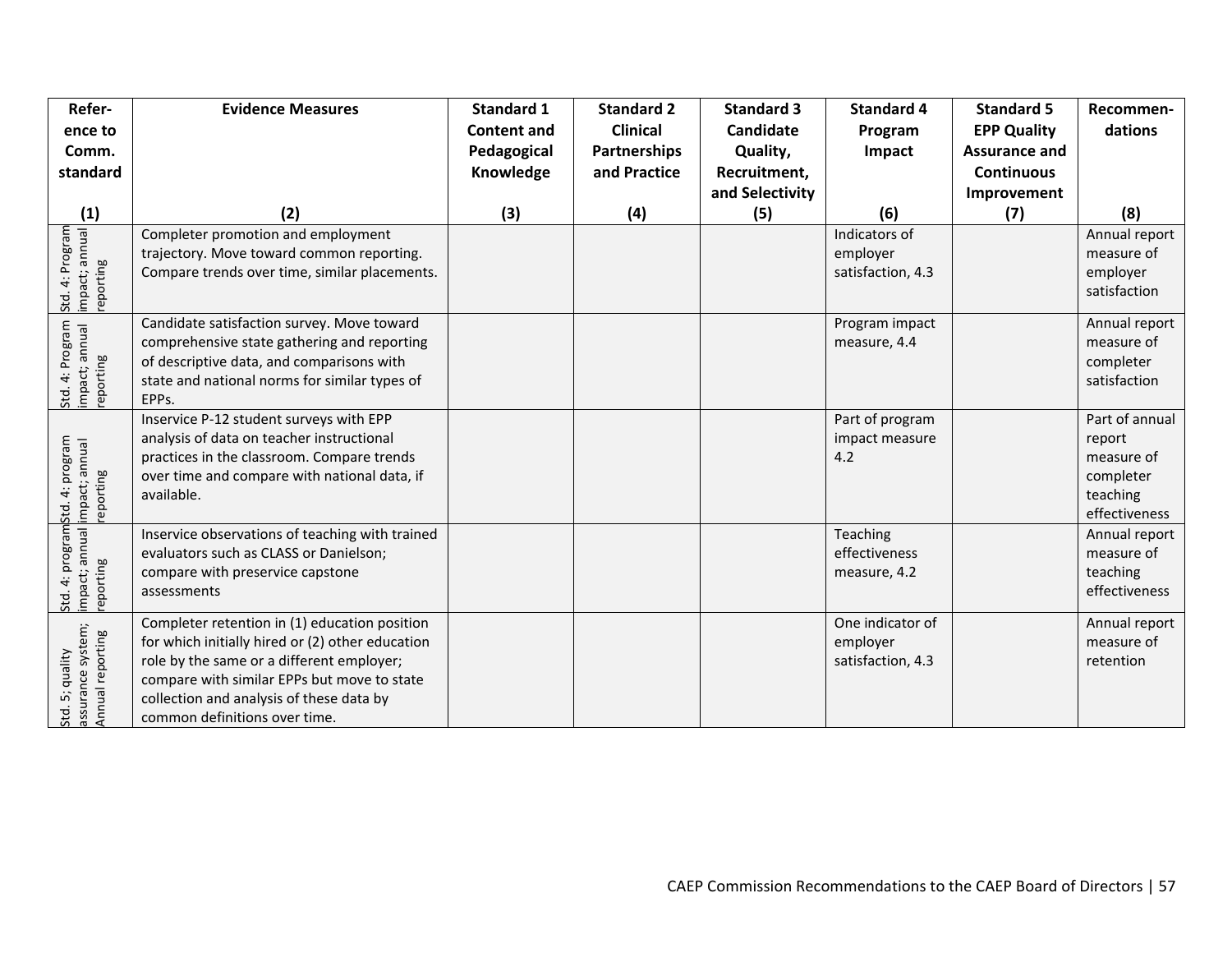| Reference to Comm. standard (1) | Evidence Measures (2) | Standard 1 Content and Pedagogical Knowledge (3) | Standard 2 Clinical Partnerships and Practice (4) | Standard 3 Candidate Quality, Recruitment, and Selectivity (5) | Standard 4 Program Impact (6) | Standard 5 EPP Quality Assurance and Continuous Improvement (7) | Recommendations (8) |
|---|---|---|---|---|---|---|---|
| Std. 4: Program impact; annual reporting | Completer promotion and employment trajectory. Move toward common reporting. Compare trends over time, similar placements. | | | | Indicators of employer satisfaction, 4.3 | | Annual report measure of employer satisfaction |
| Std. 4: Program impact; annual reporting | Candidate satisfaction survey. Move toward comprehensive state gathering and reporting of descriptive data, and comparisons with state and national norms for similar types of EPPs. | | | | Program impact measure, 4.4 | | Annual report measure of completer satisfaction |
| Std. 4: program impact; annual reporting | Inservice P-12 student surveys with EPP analysis of data on teacher instructional practices in the classroom. Compare trends over time and compare with national data, if available. | | | | Part of program impact measure 4.2 | | Part of annual report measure of completer teaching effectiveness |
| Std. 4: program impact; annual reporting | Inservice observations of teaching with trained evaluators such as CLASS or Danielson; compare with preservice capstone assessments | | | | Teaching effectiveness measure, 4.2 | | Annual report measure of teaching effectiveness |
| Std. 5; quality assurance system; Annual reporting | Completer retention in (1) education position for which initially hired or (2) other education role by the same or a different employer; compare with similar EPPs but move to state collection and analysis of these data by common definitions over time. | | | | One indicator of employer satisfaction, 4.3 | | Annual report measure of retention |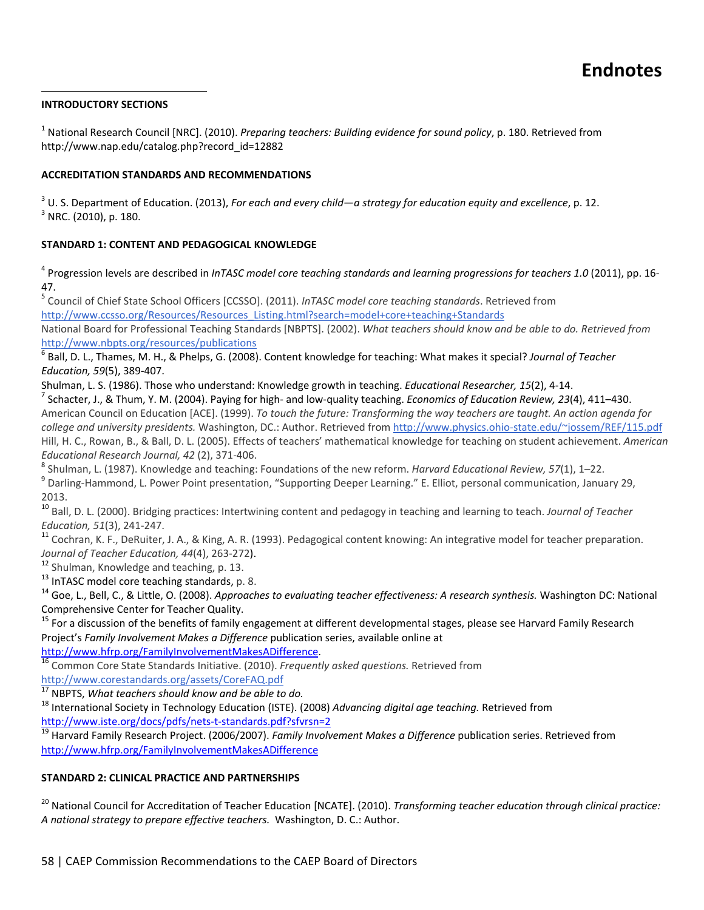# Endnotes

**INTRODUCTORY SECTIONS**

[1] National Research Council [NRC]. (2010). *Preparing teachers: Building evidence for sound policy*, p. 180. Retrieved from http://www.nap.edu/catalog.php?record_id=12882

**ACCREDITATION STANDARDS AND RECOMMENDATIONS**

[3] U. S. Department of Education. (2013), *For each and every child—a strategy for education equity and excellence*, p. 12.
[3] NRC. (2010), p. 180.

**STANDARD 1: CONTENT AND PEDAGOGICAL KNOWLEDGE**

[4] Progression levels are described in *InTASC model core teaching standards and learning progressions for teachers 1.0* (2011), pp. 16-47.
[5] Council of Chief State School Officers [CCSSO]. (2011). *InTASC model core teaching standards*. Retrieved from http://www.ccsso.org/Resources/Resources_Listing.html?search=model+core+teaching+Standards
National Board for Professional Teaching Standards [NBPTS]. (2002). *What teachers should know and be able to do. Retrieved from* http://www.nbpts.org/resources/publications
[6] Ball, D. L., Thames, M. H., & Phelps, G. (2008). Content knowledge for teaching: What makes it special? *Journal of Teacher Education, 59*(5), 389-407.
Shulman, L. S. (1986). Those who understand: Knowledge growth in teaching. *Educational Researcher, 15*(2), 4-14.
[7] Schacter, J., & Thum, Y. M. (2004). Paying for high- and low-quality teaching. *Economics of Education Review, 23*(4), 411–430.
American Council on Education [ACE]. (1999). *To touch the future: Transforming the way teachers are taught. An action agenda for college and university presidents.* Washington, DC.: Author. Retrieved from http://www.physics.ohio-state.edu/~jossem/REF/115.pdf
Hill, H. C., Rowan, B., & Ball, D. L. (2005). Effects of teachers' mathematical knowledge for teaching on student achievement. *American Educational Research Journal, 42* (2), 371-406.
[8] Shulman, L. (1987). Knowledge and teaching: Foundations of the new reform. *Harvard Educational Review, 57*(1), 1–22.
[9] Darling-Hammond, L. Power Point presentation, "Supporting Deeper Learning." E. Elliot, personal communication, January 29, 2013.
[10] Ball, D. L. (2000). Bridging practices: Intertwining content and pedagogy in teaching and learning to teach. *Journal of Teacher Education, 51*(3), 241-247.
[11] Cochran, K. F., DeRuiter, J. A., & King, A. R. (1993). Pedagogical content knowing: An integrative model for teacher preparation. *Journal of Teacher Education, 44*(4), 263-272).
[12] Shulman, Knowledge and teaching, p. 13.
[13] InTASC model core teaching standards, p. 8.
[14] Goe, L., Bell, C., & Little, O. (2008). *Approaches to evaluating teacher effectiveness: A research synthesis.* Washington DC: National Comprehensive Center for Teacher Quality.
[15] For a discussion of the benefits of family engagement at different developmental stages, please see Harvard Family Research Project's *Family Involvement Makes a Difference* publication series, available online at http://www.hfrp.org/FamilyInvolvementMakesADifference.
[16] Common Core State Standards Initiative. (2010). *Frequently asked questions.* Retrieved from http://www.corestandards.org/assets/CoreFAQ.pdf
[17] NBPTS, *What teachers should know and be able to do.*
[18] International Society in Technology Education (ISTE). (2008) *Advancing digital age teaching.* Retrieved from http://www.iste.org/docs/pdfs/nets-t-standards.pdf?sfvrsn=2
[19] Harvard Family Research Project. (2006/2007). *Family Involvement Makes a Difference* publication series. Retrieved from http://www.hfrp.org/FamilyInvolvementMakesADifference

**STANDARD 2: CLINICAL PRACTICE AND PARTNERSHIPS**

[20] National Council for Accreditation of Teacher Education [NCATE]. (2010). *Transforming teacher education through clinical practice: A national strategy to prepare effective teachers.* Washington, D. C.: Author.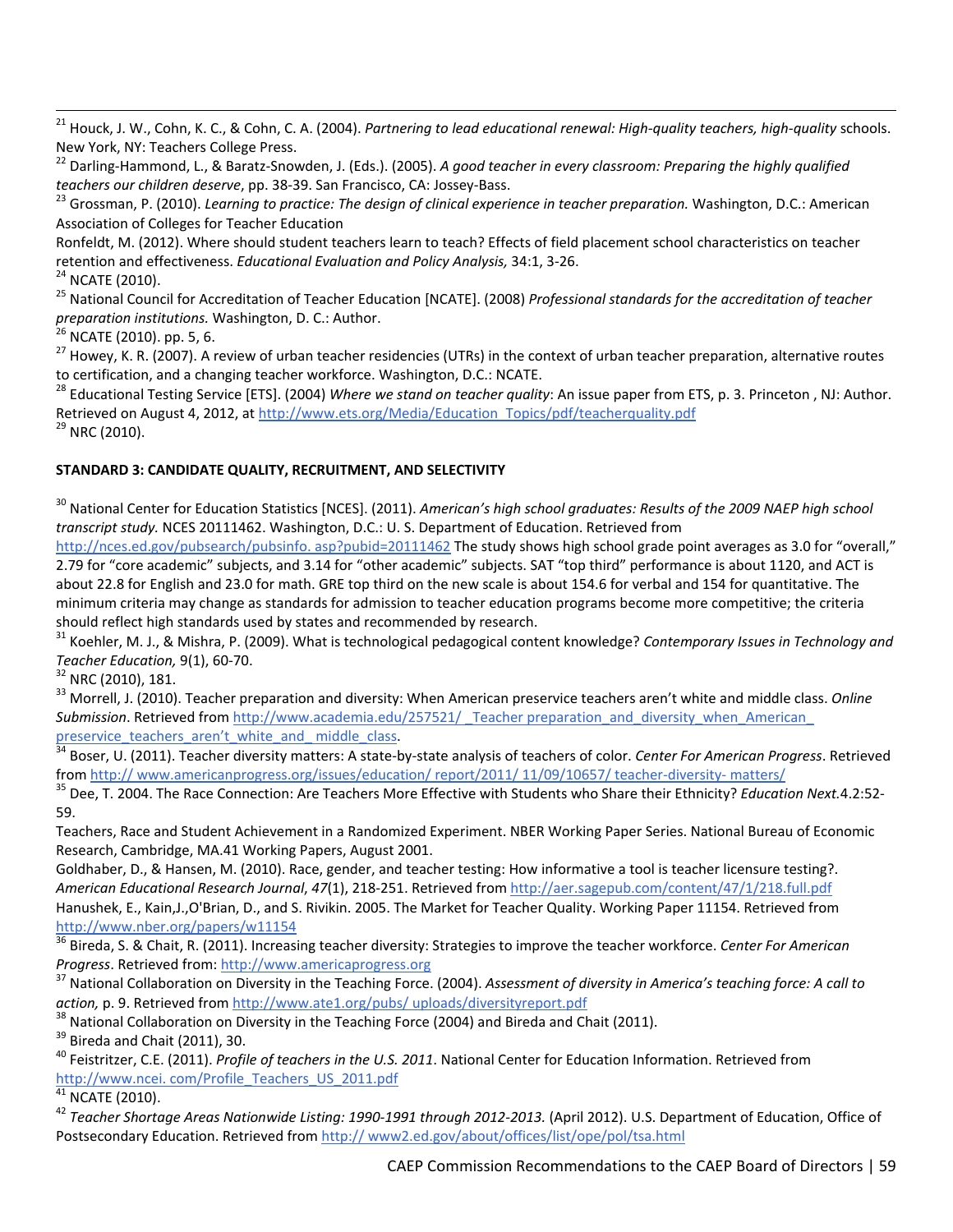[21] Houck, J. W., Cohn, K. C., & Cohn, C. A. (2004). *Partnering to lead educational renewal: High-quality teachers, high-quality* schools. New York, NY: Teachers College Press.

[22] Darling-Hammond, L., & Baratz-Snowden, J. (Eds.). (2005). *A good teacher in every classroom: Preparing the highly qualified teachers our children deserve*, pp. 38-39. San Francisco, CA: Jossey-Bass.

[23] Grossman, P. (2010). *Learning to practice: The design of clinical experience in teacher preparation.* Washington, D.C.: American Association of Colleges for Teacher Education

Ronfeldt, M. (2012). Where should student teachers learn to teach? Effects of field placement school characteristics on teacher retention and effectiveness. *Educational Evaluation and Policy Analysis,* 34:1, 3-26.

[24] NCATE (2010).

[25] National Council for Accreditation of Teacher Education [NCATE]. (2008) *Professional standards for the accreditation of teacher preparation institutions.* Washington, D. C.: Author.

[26] NCATE (2010). pp. 5, 6.

[27] Howey, K. R. (2007). A review of urban teacher residencies (UTRs) in the context of urban teacher preparation, alternative routes to certification, and a changing teacher workforce. Washington, D.C.: NCATE.

[28] Educational Testing Service [ETS]. (2004) *Where we stand on teacher quality*: An issue paper from ETS, p. 3. Princeton , NJ: Author. Retrieved on August 4, 2012, at http://www.ets.org/Media/Education_Topics/pdf/teacherquality.pdf

[29] NRC (2010).

**STANDARD 3: CANDIDATE QUALITY, RECRUITMENT, AND SELECTIVITY**

[30] National Center for Education Statistics [NCES]. (2011). *American's high school graduates: Results of the 2009 NAEP high school transcript study.* NCES 20111462. Washington, D.C.: U. S. Department of Education. Retrieved from http://nces.ed.gov/pubsearch/pubsinfo. asp?pubid=20111462 The study shows high school grade point averages as 3.0 for "overall," 2.79 for "core academic" subjects, and 3.14 for "other academic" subjects. SAT "top third" performance is about 1120, and ACT is about 22.8 for English and 23.0 for math. GRE top third on the new scale is about 154.6 for verbal and 154 for quantitative. The minimum criteria may change as standards for admission to teacher education programs become more competitive; the criteria should reflect high standards used by states and recommended by research.

[31] Koehler, M. J., & Mishra, P. (2009). What is technological pedagogical content knowledge? *Contemporary Issues in Technology and Teacher Education,* 9(1), 60-70.

[32] NRC (2010), 181.

[33] Morrell, J. (2010). Teacher preparation and diversity: When American preservice teachers aren't white and middle class. *Online Submission*. Retrieved from http://www.academia.edu/257521/ _Teacher preparation_and_diversity_when_American_ preservice_teachers_aren't_white_and_ middle_class.

[34] Boser, U. (2011). Teacher diversity matters: A state-by-state analysis of teachers of color. *Center For American Progress*. Retrieved from http:// www.americanprogress.org/issues/education/ report/2011/ 11/09/10657/ teacher-diversity- matters/

[35] Dee, T. 2004. The Race Connection: Are Teachers More Effective with Students who Share their Ethnicity? *Education Next.*4.2:52-59.

Teachers, Race and Student Achievement in a Randomized Experiment. NBER Working Paper Series. National Bureau of Economic Research, Cambridge, MA.41 Working Papers, August 2001.

Goldhaber, D., & Hansen, M. (2010). Race, gender, and teacher testing: How informative a tool is teacher licensure testing?. *American Educational Research Journal*, *47*(1), 218-251. Retrieved from http://aer.sagepub.com/content/47/1/218.full.pdf

Hanushek, E., Kain,J.,O'Brian, D., and S. Rivikin. 2005. The Market for Teacher Quality. Working Paper 11154. Retrieved from http://www.nber.org/papers/w11154

[36] Bireda, S. & Chait, R. (2011). Increasing teacher diversity: Strategies to improve the teacher workforce. *Center For American Progress*. Retrieved from: http://www.americaprogress.org

[37] National Collaboration on Diversity in the Teaching Force. (2004). *Assessment of diversity in America's teaching force: A call to action,* p. 9. Retrieved from http://www.ate1.org/pubs/ uploads/diversityreport.pdf

[38] National Collaboration on Diversity in the Teaching Force (2004) and Bireda and Chait (2011).

[39] Bireda and Chait (2011), 30.

[40] Feistritzer, C.E. (2011). *Profile of teachers in the U.S. 2011*. National Center for Education Information. Retrieved from http://www.ncei. com/Profile_Teachers_US_2011.pdf

[41] NCATE (2010).

[42] *Teacher Shortage Areas Nationwide Listing: 1990-1991 through 2012-2013.* (April 2012). U.S. Department of Education, Office of Postsecondary Education. Retrieved from http:// www2.ed.gov/about/offices/list/ope/pol/tsa.html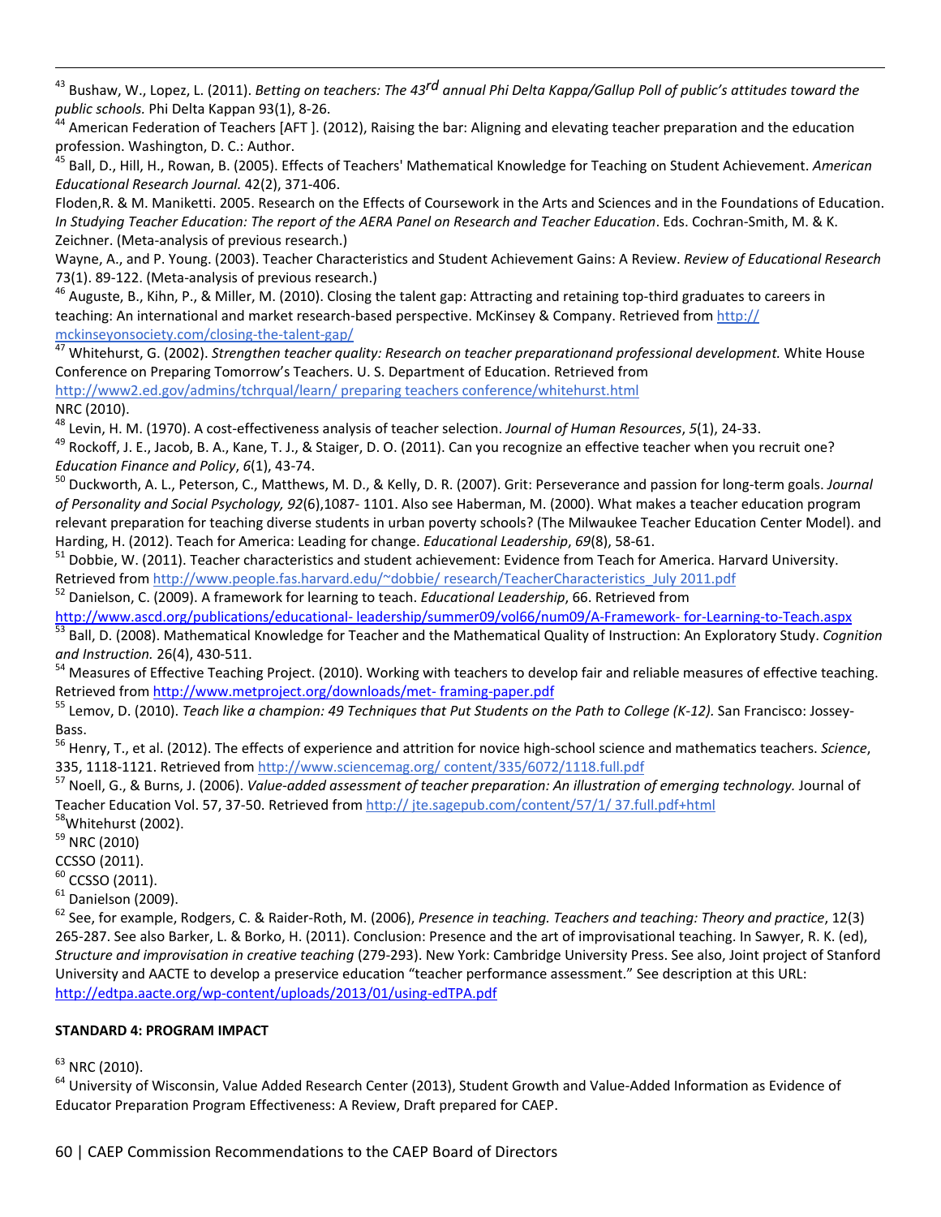[43] Bushaw, W., Lopez, L. (2011). *Betting on teachers: The 43rd annual Phi Delta Kappa/Gallup Poll of public's attitudes toward the public schools.* Phi Delta Kappan 93(1), 8-26.

[44] American Federation of Teachers [AFT ]. (2012), Raising the bar: Aligning and elevating teacher preparation and the education profession. Washington, D. C.: Author.

[45] Ball, D., Hill, H., Rowan, B. (2005). Effects of Teachers' Mathematical Knowledge for Teaching on Student Achievement. *American Educational Research Journal.* 42(2), 371-406.

Floden,R. & M. Maniketti. 2005. Research on the Effects of Coursework in the Arts and Sciences and in the Foundations of Education. *In Studying Teacher Education: The report of the AERA Panel on Research and Teacher Education*. Eds. Cochran-Smith, M. & K. Zeichner. (Meta-analysis of previous research.)

Wayne, A., and P. Young. (2003). Teacher Characteristics and Student Achievement Gains: A Review. *Review of Educational Research* 73(1). 89-122. (Meta-analysis of previous research.)

[46] Auguste, B., Kihn, P., & Miller, M. (2010). Closing the talent gap: Attracting and retaining top-third graduates to careers in teaching: An international and market research-based perspective. McKinsey & Company. Retrieved from http://mckinseyonsociety.com/closing-the-talent-gap/

[47] Whitehurst, G. (2002). *Strengthen teacher quality: Research on teacher preparationand professional development.* White House Conference on Preparing Tomorrow's Teachers. U. S. Department of Education. Retrieved from http://www2.ed.gov/admins/tchrqual/learn/ preparing teachers conference/whitehurst.html

NRC (2010).

[48] Levin, H. M. (1970). A cost-effectiveness analysis of teacher selection. *Journal of Human Resources*, *5*(1), 24-33.

[49] Rockoff, J. E., Jacob, B. A., Kane, T. J., & Staiger, D. O. (2011). Can you recognize an effective teacher when you recruit one? *Education Finance and Policy*, *6*(1), 43-74.

[50] Duckworth, A. L., Peterson, C., Matthews, M. D., & Kelly, D. R. (2007). Grit: Perseverance and passion for long-term goals. *Journal of Personality and Social Psychology, 92*(6),1087- 1101. Also see Haberman, M. (2000). What makes a teacher education program relevant preparation for teaching diverse students in urban poverty schools? (The Milwaukee Teacher Education Center Model). and Harding, H. (2012). Teach for America: Leading for change. *Educational Leadership*, *69*(8), 58-61.

[51] Dobbie, W. (2011). Teacher characteristics and student achievement: Evidence from Teach for America. Harvard University. Retrieved from http://www.people.fas.harvard.edu/~dobbie/ research/TeacherCharacteristics_July 2011.pdf

[52] Danielson, C. (2009). A framework for learning to teach. *Educational Leadership*, 66. Retrieved from http://www.ascd.org/publications/educational- leadership/summer09/vol66/num09/A-Framework- for-Learning-to-Teach.aspx

[53] Ball, D. (2008). Mathematical Knowledge for Teacher and the Mathematical Quality of Instruction: An Exploratory Study. *Cognition and Instruction.* 26(4), 430-511.

[54] Measures of Effective Teaching Project. (2010). Working with teachers to develop fair and reliable measures of effective teaching. Retrieved from http://www.metproject.org/downloads/met- framing-paper.pdf

[55] Lemov, D. (2010). *Teach like a champion: 49 Techniques that Put Students on the Path to College (K-12).* San Francisco: Jossey-Bass.

[56] Henry, T., et al. (2012). The effects of experience and attrition for novice high-school science and mathematics teachers. *Science*, 335, 1118-1121. Retrieved from http://www.sciencemag.org/ content/335/6072/1118.full.pdf

[57] Noell, G., & Burns, J. (2006). *Value-added assessment of teacher preparation: An illustration of emerging technology.* Journal of Teacher Education Vol. 57, 37-50. Retrieved from http:// jte.sagepub.com/content/57/1/ 37.full.pdf+html

[58] Whitehurst (2002).

[59] NRC (2010)

CCSSO (2011).

[60] CCSSO (2011).

[61] Danielson (2009).

[62] See, for example, Rodgers, C. & Raider-Roth, M. (2006), *Presence in teaching. Teachers and teaching: Theory and practice*, 12(3) 265-287. See also Barker, L. & Borko, H. (2011). Conclusion: Presence and the art of improvisational teaching. In Sawyer, R. K. (ed), *Structure and improvisation in creative teaching* (279-293). New York: Cambridge University Press. See also, Joint project of Stanford University and AACTE to develop a preservice education "teacher performance assessment." See description at this URL: http://edtpa.aacte.org/wp-content/uploads/2013/01/using-edTPA.pdf

**STANDARD 4: PROGRAM IMPACT**

[63] NRC (2010).

[64] University of Wisconsin, Value Added Research Center (2013), Student Growth and Value-Added Information as Evidence of Educator Preparation Program Effectiveness: A Review, Draft prepared for CAEP.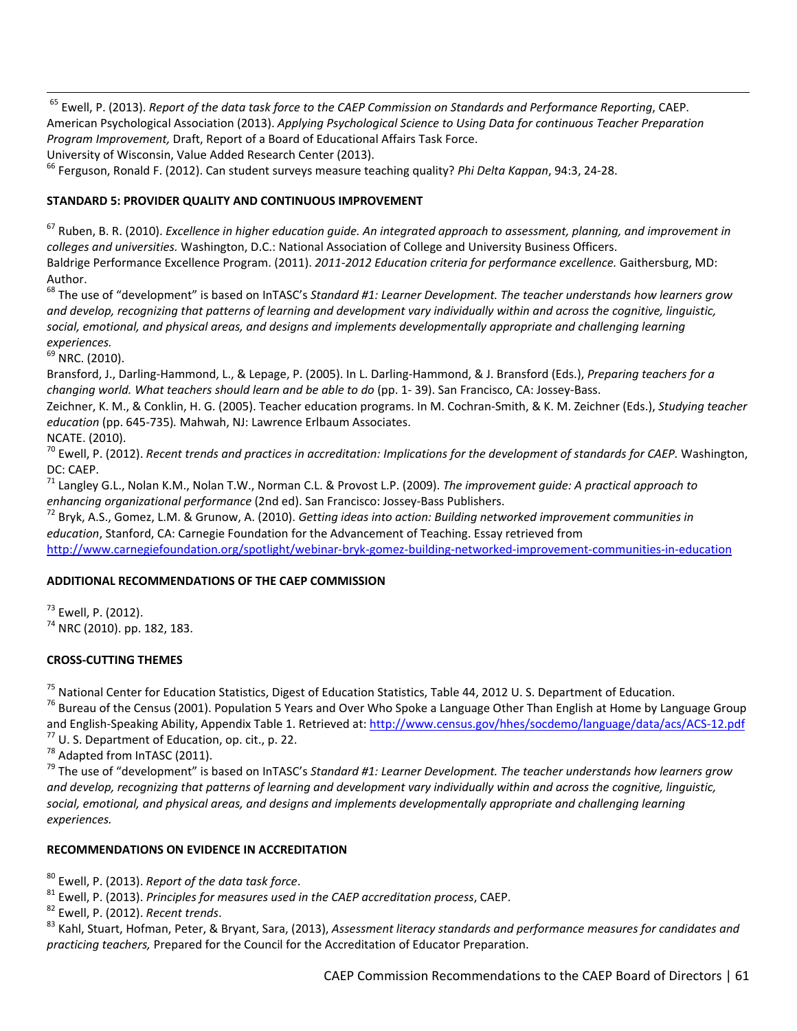[65] Ewell, P. (2013). *Report of the data task force to the CAEP Commission on Standards and Performance Reporting*, CAEP.
American Psychological Association (2013). *Applying Psychological Science to Using Data for continuous Teacher Preparation Program Improvement,* Draft, Report of a Board of Educational Affairs Task Force.
University of Wisconsin, Value Added Research Center (2013).
[66] Ferguson, Ronald F. (2012). Can student surveys measure teaching quality? *Phi Delta Kappan*, 94:3, 24-28.

**STANDARD 5: PROVIDER QUALITY AND CONTINUOUS IMPROVEMENT**

[67] Ruben, B. R. (2010). *Excellence in higher education guide. An integrated approach to assessment, planning, and improvement in colleges and universities.* Washington, D.C.: National Association of College and University Business Officers.
Baldrige Performance Excellence Program. (2011). *2011-2012 Education criteria for performance excellence.* Gaithersburg, MD: Author.
[68] The use of "development" is based on InTASC's *Standard #1: Learner Development. The teacher understands how learners grow and develop, recognizing that patterns of learning and development vary individually within and across the cognitive, linguistic, social, emotional, and physical areas, and designs and implements developmentally appropriate and challenging learning experiences.*
[69] NRC. (2010).
Bransford, J., Darling-Hammond, L., & Lepage, P. (2005). In L. Darling-Hammond, & J. Bransford (Eds.), *Preparing teachers for a changing world. What teachers should learn and be able to do* (pp. 1- 39). San Francisco, CA: Jossey-Bass.
Zeichner, K. M., & Conklin, H. G. (2005). Teacher education programs. In M. Cochran-Smith, & K. M. Zeichner (Eds.), *Studying teacher education* (pp. 645-735)*.* Mahwah, NJ: Lawrence Erlbaum Associates.
NCATE. (2010).
[70] Ewell, P. (2012). *Recent trends and practices in accreditation: Implications for the development of standards for CAEP.* Washington, DC: CAEP.
[71] Langley G.L., Nolan K.M., Nolan T.W., Norman C.L. & Provost L.P. (2009). *The improvement guide: A practical approach to enhancing organizational performance* (2nd ed). San Francisco: Jossey-Bass Publishers.
[72] Bryk, A.S., Gomez, L.M. & Grunow, A. (2010). *Getting ideas into action: Building networked improvement communities in education*, Stanford, CA: Carnegie Foundation for the Advancement of Teaching. Essay retrieved from http://www.carnegiefoundation.org/spotlight/webinar-bryk-gomez-building-networked-improvement-communities-in-education

**ADDITIONAL RECOMMENDATIONS OF THE CAEP COMMISSION**

[73] Ewell, P. (2012).
[74] NRC (2010). pp. 182, 183.

**CROSS-CUTTING THEMES**

[75] National Center for Education Statistics, Digest of Education Statistics, Table 44, 2012 U. S. Department of Education.
[76] Bureau of the Census (2001). Population 5 Years and Over Who Spoke a Language Other Than English at Home by Language Group and English-Speaking Ability, Appendix Table 1. Retrieved at: http://www.census.gov/hhes/socdemo/language/data/acs/ACS-12.pdf
[77] U. S. Department of Education, op. cit., p. 22.
[78] Adapted from InTASC (2011).
[79] The use of "development" is based on InTASC's *Standard #1: Learner Development. The teacher understands how learners grow and develop, recognizing that patterns of learning and development vary individually within and across the cognitive, linguistic, social, emotional, and physical areas, and designs and implements developmentally appropriate and challenging learning experiences.*

**RECOMMENDATIONS ON EVIDENCE IN ACCREDITATION**

[80] Ewell, P. (2013). *Report of the data task force*.
[81] Ewell, P. (2013). *Principles for measures used in the CAEP accreditation process*, CAEP.
[82] Ewell, P. (2012). *Recent trends*.
[83] Kahl, Stuart, Hofman, Peter, & Bryant, Sara, (2013), *Assessment literacy standards and performance measures for candidates and practicing teachers,* Prepared for the Council for the Accreditation of Educator Preparation.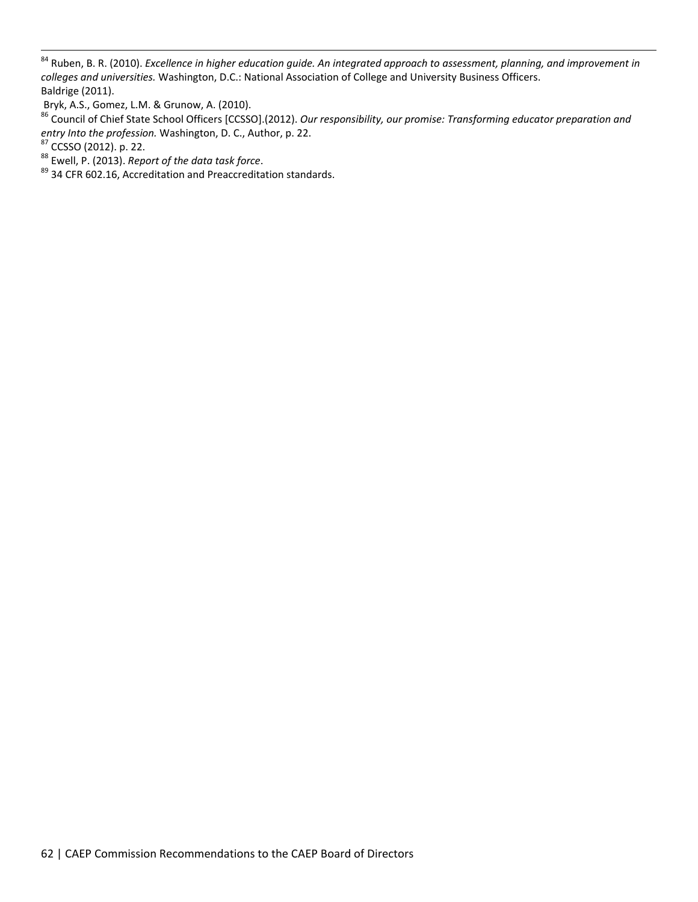[84] Ruben, B. R. (2010). *Excellence in higher education guide. An integrated approach to assessment, planning, and improvement in colleges and universities.* Washington, D.C.: National Association of College and University Business Officers.
Baldrige (2011).

Bryk, A.S., Gomez, L.M. & Grunow, A. (2010).

[86] Council of Chief State School Officers [CCSSO].(2012). *Our responsibility, our promise: Transforming educator preparation and entry Into the profession.* Washington, D. C., Author, p. 22.

[87] CCSSO (2012). p. 22.

[88] Ewell, P. (2013). *Report of the data task force*.

[89] 34 CFR 602.16, Accreditation and Preaccreditation standards.